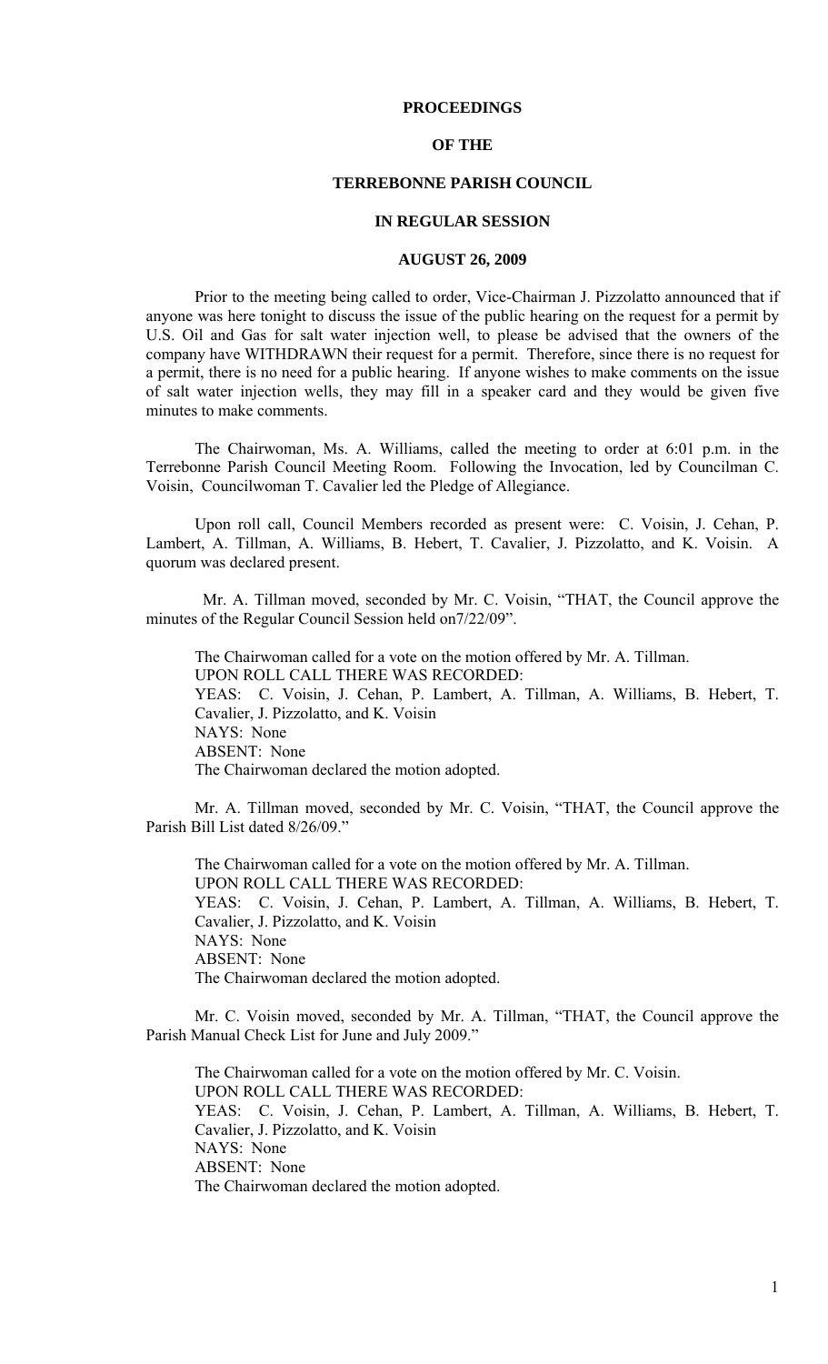**PROCEEDINGS**

**OF THE**

**TERREBONNE PARISH COUNCIL**

**IN REGULAR SESSION**

**AUGUST 26, 2009**

Prior to the meeting being called to order, Vice-Chairman J. Pizzolatto announced that if anyone was here tonight to discuss the issue of the public hearing on the request for a permit by U.S. Oil and Gas for salt water injection well, to please be advised that the owners of the company have WITHDRAWN their request for a permit. Therefore, since there is no request for a permit, there is no need for a public hearing. If anyone wishes to make comments on the issue of salt water injection wells, they may fill in a speaker card and they would be given five minutes to make comments.

The Chairwoman, Ms. A. Williams, called the meeting to order at 6:01 p.m. in the Terrebonne Parish Council Meeting Room. Following the Invocation, led by Councilman C. Voisin, Councilwoman T. Cavalier led the Pledge of Allegiance.

Upon roll call, Council Members recorded as present were: C. Voisin, J. Cehan, P. Lambert, A. Tillman, A. Williams, B. Hebert, T. Cavalier, J. Pizzolatto, and K. Voisin. A quorum was declared present.

Mr. A. Tillman moved, seconded by Mr. C. Voisin, "THAT, the Council approve the minutes of the Regular Council Session held on7/22/09".

The Chairwoman called for a vote on the motion offered by Mr. A. Tillman.
UPON ROLL CALL THERE WAS RECORDED:
YEAS: C. Voisin, J. Cehan, P. Lambert, A. Tillman, A. Williams, B. Hebert, T. Cavalier, J. Pizzolatto, and K. Voisin
NAYS: None
ABSENT: None
The Chairwoman declared the motion adopted.

Mr. A. Tillman moved, seconded by Mr. C. Voisin, "THAT, the Council approve the Parish Bill List dated 8/26/09."

The Chairwoman called for a vote on the motion offered by Mr. A. Tillman.
UPON ROLL CALL THERE WAS RECORDED:
YEAS: C. Voisin, J. Cehan, P. Lambert, A. Tillman, A. Williams, B. Hebert, T. Cavalier, J. Pizzolatto, and K. Voisin
NAYS: None
ABSENT: None
The Chairwoman declared the motion adopted.

Mr. C. Voisin moved, seconded by Mr. A. Tillman, "THAT, the Council approve the Parish Manual Check List for June and July 2009."

The Chairwoman called for a vote on the motion offered by Mr. C. Voisin.
UPON ROLL CALL THERE WAS RECORDED:
YEAS: C. Voisin, J. Cehan, P. Lambert, A. Tillman, A. Williams, B. Hebert, T. Cavalier, J. Pizzolatto, and K. Voisin
NAYS: None
ABSENT: None
The Chairwoman declared the motion adopted.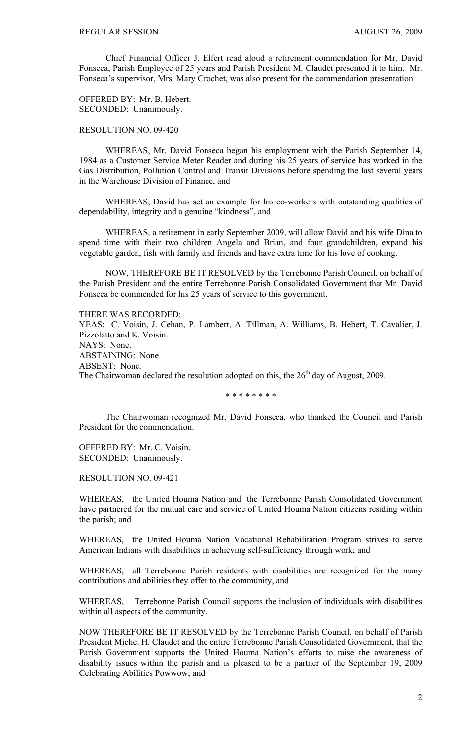Chief Financial Officer J. Elfert read aloud a retirement commendation for Mr. David Fonseca, Parish Employee of 25 years and Parish President M. Claudet presented it to him. Mr. Fonseca's supervisor, Mrs. Mary Crochet, was also present for the commendation presentation.

OFFERED BY: Mr. B. Hebert.
SECONDED: Unanimously.

RESOLUTION NO. 09-420

WHEREAS, Mr. David Fonseca began his employment with the Parish September 14, 1984 as a Customer Service Meter Reader and during his 25 years of service has worked in the Gas Distribution, Pollution Control and Transit Divisions before spending the last several years in the Warehouse Division of Finance, and

WHEREAS, David has set an example for his co-workers with outstanding qualities of dependability, integrity and a genuine "kindness", and

WHEREAS, a retirement in early September 2009, will allow David and his wife Dina to spend time with their two children Angela and Brian, and four grandchildren, expand his vegetable garden, fish with family and friends and have extra time for his love of cooking.

NOW, THEREFORE BE IT RESOLVED by the Terrebonne Parish Council, on behalf of the Parish President and the entire Terrebonne Parish Consolidated Government that Mr. David Fonseca be commended for his 25 years of service to this government.

THERE WAS RECORDED:
YEAS: C. Voisin, J. Cehan, P. Lambert, A. Tillman, A. Williams, B. Hebert, T. Cavalier, J. Pizzolatto and K. Voisin.
NAYS: None.
ABSTAINING: None.
ABSENT: None.
The Chairwoman declared the resolution adopted on this, the 26th day of August, 2009.

\* \* \* \* \* \* \* \*

The Chairwoman recognized Mr. David Fonseca, who thanked the Council and Parish President for the commendation.

OFFERED BY: Mr. C. Voisin.
SECONDED: Unanimously.

RESOLUTION NO. 09-421

WHEREAS, the United Houma Nation and the Terrebonne Parish Consolidated Government have partnered for the mutual care and service of United Houma Nation citizens residing within the parish; and

WHEREAS, the United Houma Nation Vocational Rehabilitation Program strives to serve American Indians with disabilities in achieving self-sufficiency through work; and

WHEREAS, all Terrebonne Parish residents with disabilities are recognized for the many contributions and abilities they offer to the community, and

WHEREAS, Terrebonne Parish Council supports the inclusion of individuals with disabilities within all aspects of the community.

NOW THEREFORE BE IT RESOLVED by the Terrebonne Parish Council, on behalf of Parish President Michel H. Claudet and the entire Terrebonne Parish Consolidated Government, that the Parish Government supports the United Houma Nation's efforts to raise the awareness of disability issues within the parish and is pleased to be a partner of the September 19, 2009 Celebrating Abilities Powwow; and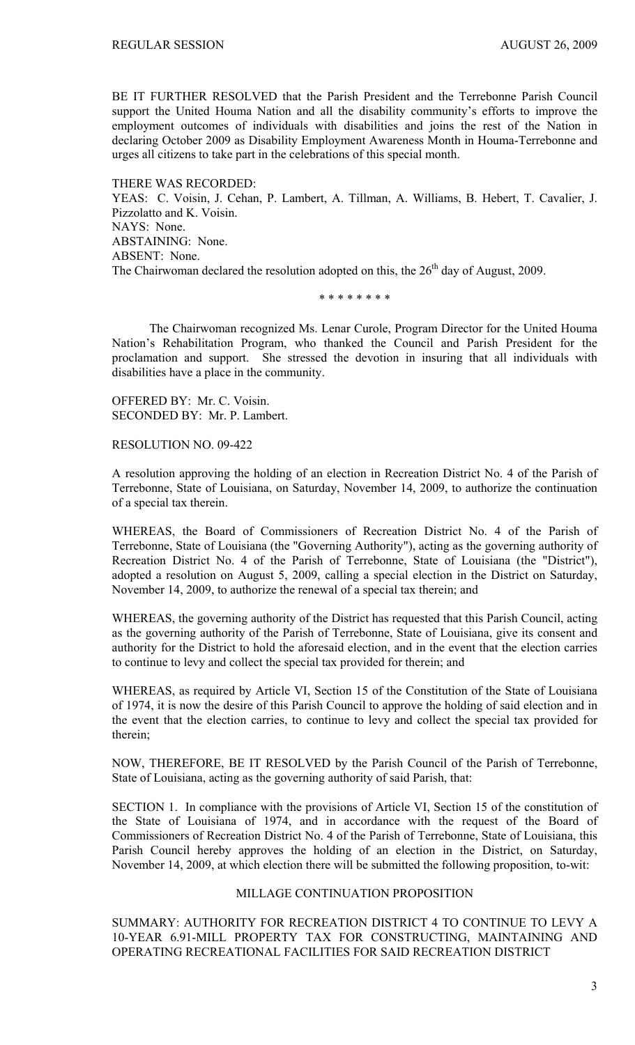BE IT FURTHER RESOLVED that the Parish President and the Terrebonne Parish Council support the United Houma Nation and all the disability community's efforts to improve the employment outcomes of individuals with disabilities and joins the rest of the Nation in declaring October 2009 as Disability Employment Awareness Month in Houma-Terrebonne and urges all citizens to take part in the celebrations of this special month.

THERE WAS RECORDED:
YEAS: C. Voisin, J. Cehan, P. Lambert, A. Tillman, A. Williams, B. Hebert, T. Cavalier, J. Pizzolatto and K. Voisin.
NAYS: None.
ABSTAINING: None.
ABSENT: None.
The Chairwoman declared the resolution adopted on this, the 26th day of August, 2009.

\* \* \* \* \* \* \* \*

The Chairwoman recognized Ms. Lenar Curole, Program Director for the United Houma Nation's Rehabilitation Program, who thanked the Council and Parish President for the proclamation and support. She stressed the devotion in insuring that all individuals with disabilities have a place in the community.

OFFERED BY: Mr. C. Voisin.
SECONDED BY: Mr. P. Lambert.

RESOLUTION NO. 09-422

A resolution approving the holding of an election in Recreation District No. 4 of the Parish of Terrebonne, State of Louisiana, on Saturday, November 14, 2009, to authorize the continuation of a special tax therein.

WHEREAS, the Board of Commissioners of Recreation District No. 4 of the Parish of Terrebonne, State of Louisiana (the "Governing Authority"), acting as the governing authority of Recreation District No. 4 of the Parish of Terrebonne, State of Louisiana (the "District"), adopted a resolution on August 5, 2009, calling a special election in the District on Saturday, November 14, 2009, to authorize the renewal of a special tax therein; and

WHEREAS, the governing authority of the District has requested that this Parish Council, acting as the governing authority of the Parish of Terrebonne, State of Louisiana, give its consent and authority for the District to hold the aforesaid election, and in the event that the election carries to continue to levy and collect the special tax provided for therein; and

WHEREAS, as required by Article VI, Section 15 of the Constitution of the State of Louisiana of 1974, it is now the desire of this Parish Council to approve the holding of said election and in the event that the election carries, to continue to levy and collect the special tax provided for therein;

NOW, THEREFORE, BE IT RESOLVED by the Parish Council of the Parish of Terrebonne, State of Louisiana, acting as the governing authority of said Parish, that:

SECTION 1. In compliance with the provisions of Article VI, Section 15 of the constitution of the State of Louisiana of 1974, and in accordance with the request of the Board of Commissioners of Recreation District No. 4 of the Parish of Terrebonne, State of Louisiana, this Parish Council hereby approves the holding of an election in the District, on Saturday, November 14, 2009, at which election there will be submitted the following proposition, to-wit:

MILLAGE CONTINUATION PROPOSITION

SUMMARY: AUTHORITY FOR RECREATION DISTRICT 4 TO CONTINUE TO LEVY A 10-YEAR 6.91-MILL PROPERTY TAX FOR CONSTRUCTING, MAINTAINING AND OPERATING RECREATIONAL FACILITIES FOR SAID RECREATION DISTRICT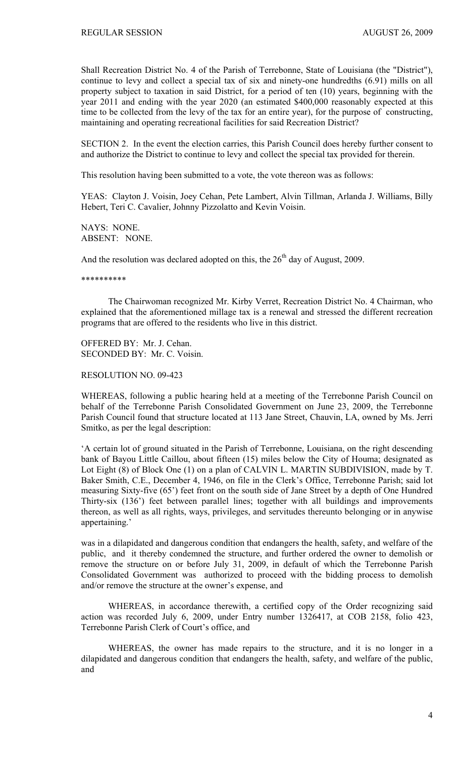Shall Recreation District No. 4 of the Parish of Terrebonne, State of Louisiana (the "District"), continue to levy and collect a special tax of six and ninety-one hundredths (6.91) mills on all property subject to taxation in said District, for a period of ten (10) years, beginning with the year 2011 and ending with the year 2020 (an estimated $400,000 reasonably expected at this time to be collected from the levy of the tax for an entire year), for the purpose of constructing, maintaining and operating recreational facilities for said Recreation District?

SECTION 2. In the event the election carries, this Parish Council does hereby further consent to and authorize the District to continue to levy and collect the special tax provided for therein.

This resolution having been submitted to a vote, the vote thereon was as follows:

YEAS: Clayton J. Voisin, Joey Cehan, Pete Lambert, Alvin Tillman, Arlanda J. Williams, Billy Hebert, Teri C. Cavalier, Johnny Pizzolatto and Kevin Voisin.

NAYS: NONE.
ABSENT: NONE.

And the resolution was declared adopted on this, the 26th day of August, 2009.

**********

The Chairwoman recognized Mr. Kirby Verret, Recreation District No. 4 Chairman, who explained that the aforementioned millage tax is a renewal and stressed the different recreation programs that are offered to the residents who live in this district.

OFFERED BY: Mr. J. Cehan.
SECONDED BY: Mr. C. Voisin.

RESOLUTION NO. 09-423

WHEREAS, following a public hearing held at a meeting of the Terrebonne Parish Council on behalf of the Terrebonne Parish Consolidated Government on June 23, 2009, the Terrebonne Parish Council found that structure located at 113 Jane Street, Chauvin, LA, owned by Ms. Jerri Smitko, as per the legal description:

'A certain lot of ground situated in the Parish of Terrebonne, Louisiana, on the right descending bank of Bayou Little Caillou, about fifteen (15) miles below the City of Houma; designated as Lot Eight (8) of Block One (1) on a plan of CALVIN L. MARTIN SUBDIVISION, made by T. Baker Smith, C.E., December 4, 1946, on file in the Clerk's Office, Terrebonne Parish; said lot measuring Sixty-five (65') feet front on the south side of Jane Street by a depth of One Hundred Thirty-six (136') feet between parallel lines; together with all buildings and improvements thereon, as well as all rights, ways, privileges, and servitudes thereunto belonging or in anywise appertaining.'

was in a dilapidated and dangerous condition that endangers the health, safety, and welfare of the public, and it thereby condemned the structure, and further ordered the owner to demolish or remove the structure on or before July 31, 2009, in default of which the Terrebonne Parish Consolidated Government was authorized to proceed with the bidding process to demolish and/or remove the structure at the owner's expense, and

WHEREAS, in accordance therewith, a certified copy of the Order recognizing said action was recorded July 6, 2009, under Entry number 1326417, at COB 2158, folio 423, Terrebonne Parish Clerk of Court's office, and

WHEREAS, the owner has made repairs to the structure, and it is no longer in a dilapidated and dangerous condition that endangers the health, safety, and welfare of the public, and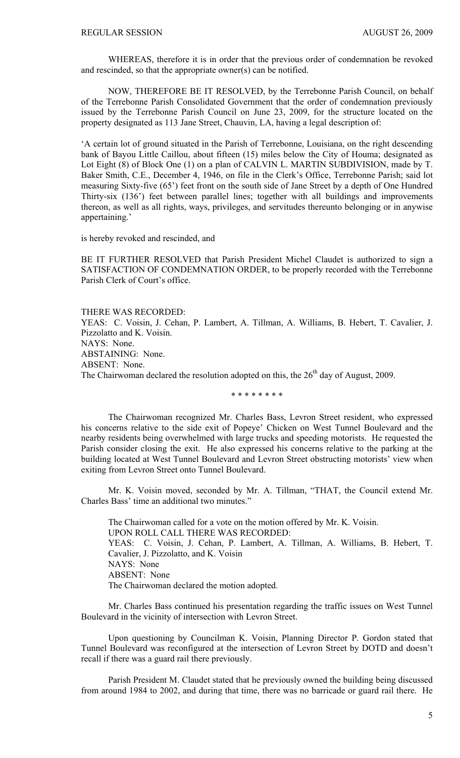WHEREAS, therefore it is in order that the previous order of condemnation be revoked and rescinded, so that the appropriate owner(s) can be notified.

NOW, THEREFORE BE IT RESOLVED, by the Terrebonne Parish Council, on behalf of the Terrebonne Parish Consolidated Government that the order of condemnation previously issued by the Terrebonne Parish Council on June 23, 2009, for the structure located on the property designated as 113 Jane Street, Chauvin, LA, having a legal description of:

'A certain lot of ground situated in the Parish of Terrebonne, Louisiana, on the right descending bank of Bayou Little Caillou, about fifteen (15) miles below the City of Houma; designated as Lot Eight (8) of Block One (1) on a plan of CALVIN L. MARTIN SUBDIVISION, made by T. Baker Smith, C.E., December 4, 1946, on file in the Clerk's Office, Terrebonne Parish; said lot measuring Sixty-five (65') feet front on the south side of Jane Street by a depth of One Hundred Thirty-six (136') feet between parallel lines; together with all buildings and improvements thereon, as well as all rights, ways, privileges, and servitudes thereunto belonging or in anywise appertaining.'

is hereby revoked and rescinded, and

BE IT FURTHER RESOLVED that Parish President Michel Claudet is authorized to sign a SATISFACTION OF CONDEMNATION ORDER, to be properly recorded with the Terrebonne Parish Clerk of Court's office.

THERE WAS RECORDED:
YEAS: C. Voisin, J. Cehan, P. Lambert, A. Tillman, A. Williams, B. Hebert, T. Cavalier, J. Pizzolatto and K. Voisin.
NAYS: None.
ABSTAINING: None.
ABSENT: None.
The Chairwoman declared the resolution adopted on this, the 26th day of August, 2009.

\* \* \* \* \* \* \* \*

The Chairwoman recognized Mr. Charles Bass, Levron Street resident, who expressed his concerns relative to the side exit of Popeye' Chicken on West Tunnel Boulevard and the nearby residents being overwhelmed with large trucks and speeding motorists. He requested the Parish consider closing the exit. He also expressed his concerns relative to the parking at the building located at West Tunnel Boulevard and Levron Street obstructing motorists' view when exiting from Levron Street onto Tunnel Boulevard.

Mr. K. Voisin moved, seconded by Mr. A. Tillman, "THAT, the Council extend Mr. Charles Bass' time an additional two minutes."

The Chairwoman called for a vote on the motion offered by Mr. K. Voisin.
UPON ROLL CALL THERE WAS RECORDED:
YEAS: C. Voisin, J. Cehan, P. Lambert, A. Tillman, A. Williams, B. Hebert, T. Cavalier, J. Pizzolatto, and K. Voisin
NAYS: None
ABSENT: None
The Chairwoman declared the motion adopted.

Mr. Charles Bass continued his presentation regarding the traffic issues on West Tunnel Boulevard in the vicinity of intersection with Levron Street.

Upon questioning by Councilman K. Voisin, Planning Director P. Gordon stated that Tunnel Boulevard was reconfigured at the intersection of Levron Street by DOTD and doesn't recall if there was a guard rail there previously.

Parish President M. Claudet stated that he previously owned the building being discussed from around 1984 to 2002, and during that time, there was no barricade or guard rail there. He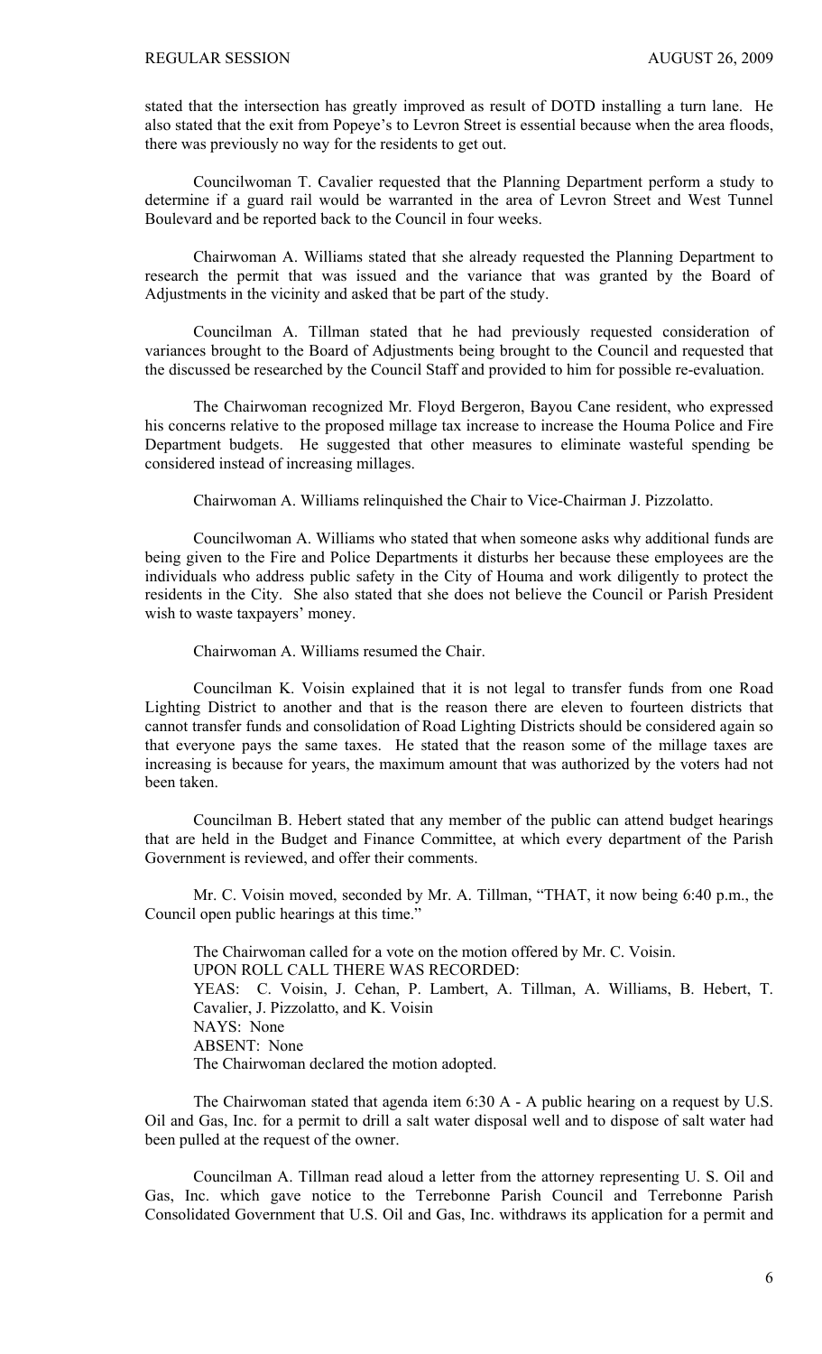stated that the intersection has greatly improved as result of DOTD installing a turn lane. He also stated that the exit from Popeye's to Levron Street is essential because when the area floods, there was previously no way for the residents to get out.

Councilwoman T. Cavalier requested that the Planning Department perform a study to determine if a guard rail would be warranted in the area of Levron Street and West Tunnel Boulevard and be reported back to the Council in four weeks.

Chairwoman A. Williams stated that she already requested the Planning Department to research the permit that was issued and the variance that was granted by the Board of Adjustments in the vicinity and asked that be part of the study.

Councilman A. Tillman stated that he had previously requested consideration of variances brought to the Board of Adjustments being brought to the Council and requested that the discussed be researched by the Council Staff and provided to him for possible re-evaluation.

The Chairwoman recognized Mr. Floyd Bergeron, Bayou Cane resident, who expressed his concerns relative to the proposed millage tax increase to increase the Houma Police and Fire Department budgets. He suggested that other measures to eliminate wasteful spending be considered instead of increasing millages.

Chairwoman A. Williams relinquished the Chair to Vice-Chairman J. Pizzolatto.

Councilwoman A. Williams who stated that when someone asks why additional funds are being given to the Fire and Police Departments it disturbs her because these employees are the individuals who address public safety in the City of Houma and work diligently to protect the residents in the City. She also stated that she does not believe the Council or Parish President wish to waste taxpayers' money.

Chairwoman A. Williams resumed the Chair.

Councilman K. Voisin explained that it is not legal to transfer funds from one Road Lighting District to another and that is the reason there are eleven to fourteen districts that cannot transfer funds and consolidation of Road Lighting Districts should be considered again so that everyone pays the same taxes. He stated that the reason some of the millage taxes are increasing is because for years, the maximum amount that was authorized by the voters had not been taken.

Councilman B. Hebert stated that any member of the public can attend budget hearings that are held in the Budget and Finance Committee, at which every department of the Parish Government is reviewed, and offer their comments.

Mr. C. Voisin moved, seconded by Mr. A. Tillman, "THAT, it now being 6:40 p.m., the Council open public hearings at this time."

The Chairwoman called for a vote on the motion offered by Mr. C. Voisin.
UPON ROLL CALL THERE WAS RECORDED:
YEAS: C. Voisin, J. Cehan, P. Lambert, A. Tillman, A. Williams, B. Hebert, T. Cavalier, J. Pizzolatto, and K. Voisin
NAYS: None
ABSENT: None
The Chairwoman declared the motion adopted.

The Chairwoman stated that agenda item 6:30 A - A public hearing on a request by U.S. Oil and Gas, Inc. for a permit to drill a salt water disposal well and to dispose of salt water had been pulled at the request of the owner.

Councilman A. Tillman read aloud a letter from the attorney representing U. S. Oil and Gas, Inc. which gave notice to the Terrebonne Parish Council and Terrebonne Parish Consolidated Government that U.S. Oil and Gas, Inc. withdraws its application for a permit and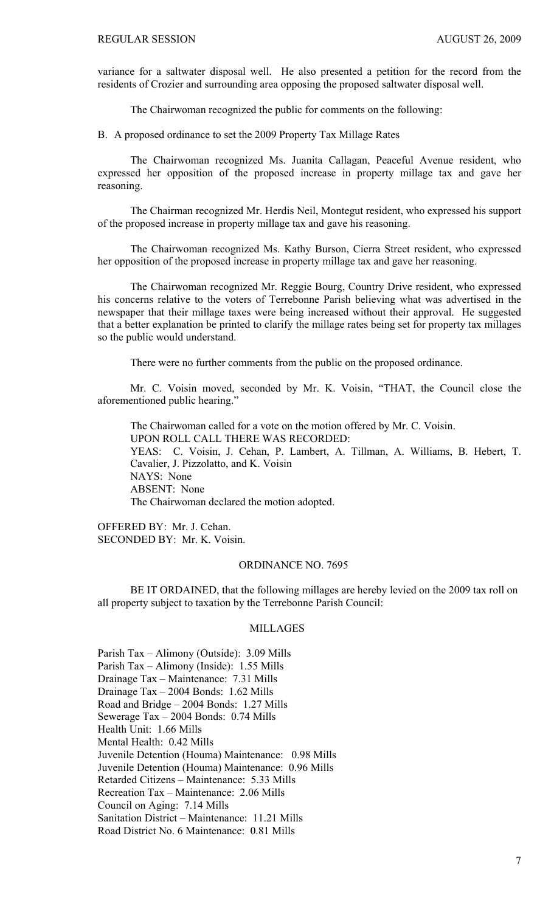variance for a saltwater disposal well. He also presented a petition for the record from the residents of Crozier and surrounding area opposing the proposed saltwater disposal well.

The Chairwoman recognized the public for comments on the following:

B. A proposed ordinance to set the 2009 Property Tax Millage Rates

The Chairwoman recognized Ms. Juanita Callagan, Peaceful Avenue resident, who expressed her opposition of the proposed increase in property millage tax and gave her reasoning.

The Chairman recognized Mr. Herdis Neil, Montegut resident, who expressed his support of the proposed increase in property millage tax and gave his reasoning.

The Chairwoman recognized Ms. Kathy Burson, Cierra Street resident, who expressed her opposition of the proposed increase in property millage tax and gave her reasoning.

The Chairwoman recognized Mr. Reggie Bourg, Country Drive resident, who expressed his concerns relative to the voters of Terrebonne Parish believing what was advertised in the newspaper that their millage taxes were being increased without their approval. He suggested that a better explanation be printed to clarify the millage rates being set for property tax millages so the public would understand.

There were no further comments from the public on the proposed ordinance.

Mr. C. Voisin moved, seconded by Mr. K. Voisin, "THAT, the Council close the aforementioned public hearing."

The Chairwoman called for a vote on the motion offered by Mr. C. Voisin.
UPON ROLL CALL THERE WAS RECORDED:
YEAS: C. Voisin, J. Cehan, P. Lambert, A. Tillman, A. Williams, B. Hebert, T. Cavalier, J. Pizzolatto, and K. Voisin
NAYS: None
ABSENT: None
The Chairwoman declared the motion adopted.

OFFERED BY: Mr. J. Cehan.
SECONDED BY: Mr. K. Voisin.

ORDINANCE NO. 7695

BE IT ORDAINED, that the following millages are hereby levied on the 2009 tax roll on all property subject to taxation by the Terrebonne Parish Council:

MILLAGES

Parish Tax – Alimony (Outside): 3.09 Mills
Parish Tax – Alimony (Inside): 1.55 Mills
Drainage Tax – Maintenance: 7.31 Mills
Drainage Tax – 2004 Bonds: 1.62 Mills
Road and Bridge – 2004 Bonds: 1.27 Mills
Sewerage Tax – 2004 Bonds: 0.74 Mills
Health Unit: 1.66 Mills
Mental Health: 0.42 Mills
Juvenile Detention (Houma) Maintenance: 0.98 Mills
Juvenile Detention (Houma) Maintenance: 0.96 Mills
Retarded Citizens – Maintenance: 5.33 Mills
Recreation Tax – Maintenance: 2.06 Mills
Council on Aging: 7.14 Mills
Sanitation District – Maintenance: 11.21 Mills
Road District No. 6 Maintenance: 0.81 Mills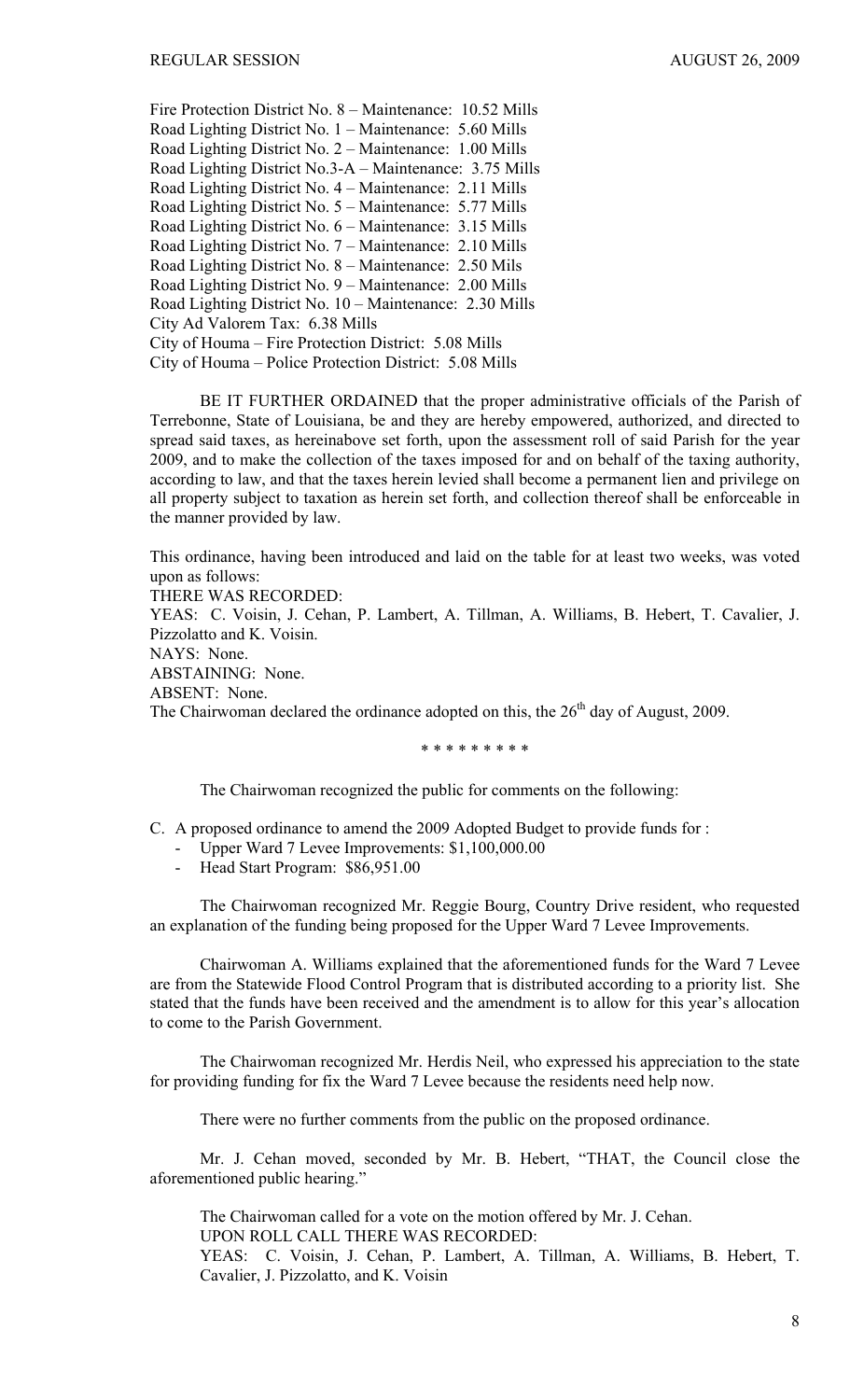Fire Protection District No. 8 – Maintenance: 10.52 Mills
Road Lighting District No. 1 – Maintenance: 5.60 Mills
Road Lighting District No. 2 – Maintenance: 1.00 Mills
Road Lighting District No.3-A – Maintenance: 3.75 Mills
Road Lighting District No. 4 – Maintenance: 2.11 Mills
Road Lighting District No. 5 – Maintenance: 5.77 Mills
Road Lighting District No. 6 – Maintenance: 3.15 Mills
Road Lighting District No. 7 – Maintenance: 2.10 Mills
Road Lighting District No. 8 – Maintenance: 2.50 Mils
Road Lighting District No. 9 – Maintenance: 2.00 Mills
Road Lighting District No. 10 – Maintenance: 2.30 Mills
City Ad Valorem Tax: 6.38 Mills
City of Houma – Fire Protection District: 5.08 Mills
City of Houma – Police Protection District: 5.08 Mills

BE IT FURTHER ORDAINED that the proper administrative officials of the Parish of Terrebonne, State of Louisiana, be and they are hereby empowered, authorized, and directed to spread said taxes, as hereinabove set forth, upon the assessment roll of said Parish for the year 2009, and to make the collection of the taxes imposed for and on behalf of the taxing authority, according to law, and that the taxes herein levied shall become a permanent lien and privilege on all property subject to taxation as herein set forth, and collection thereof shall be enforceable in the manner provided by law.

This ordinance, having been introduced and laid on the table for at least two weeks, was voted upon as follows:
THERE WAS RECORDED:
YEAS: C. Voisin, J. Cehan, P. Lambert, A. Tillman, A. Williams, B. Hebert, T. Cavalier, J. Pizzolatto and K. Voisin.
NAYS: None.
ABSTAINING: None.
ABSENT: None.
The Chairwoman declared the ordinance adopted on this, the 26th day of August, 2009.

\* \* \* \* \* \* \* \* \*

The Chairwoman recognized the public for comments on the following:

C. A proposed ordinance to amend the 2009 Adopted Budget to provide funds for :
- Upper Ward 7 Levee Improvements: $1,100,000.00
- Head Start Program: $86,951.00

The Chairwoman recognized Mr. Reggie Bourg, Country Drive resident, who requested an explanation of the funding being proposed for the Upper Ward 7 Levee Improvements.

Chairwoman A. Williams explained that the aforementioned funds for the Ward 7 Levee are from the Statewide Flood Control Program that is distributed according to a priority list. She stated that the funds have been received and the amendment is to allow for this year's allocation to come to the Parish Government.

The Chairwoman recognized Mr. Herdis Neil, who expressed his appreciation to the state for providing funding for fix the Ward 7 Levee because the residents need help now.

There were no further comments from the public on the proposed ordinance.

Mr. J. Cehan moved, seconded by Mr. B. Hebert, "THAT, the Council close the aforementioned public hearing."

The Chairwoman called for a vote on the motion offered by Mr. J. Cehan.
UPON ROLL CALL THERE WAS RECORDED:
YEAS: C. Voisin, J. Cehan, P. Lambert, A. Tillman, A. Williams, B. Hebert, T. Cavalier, J. Pizzolatto, and K. Voisin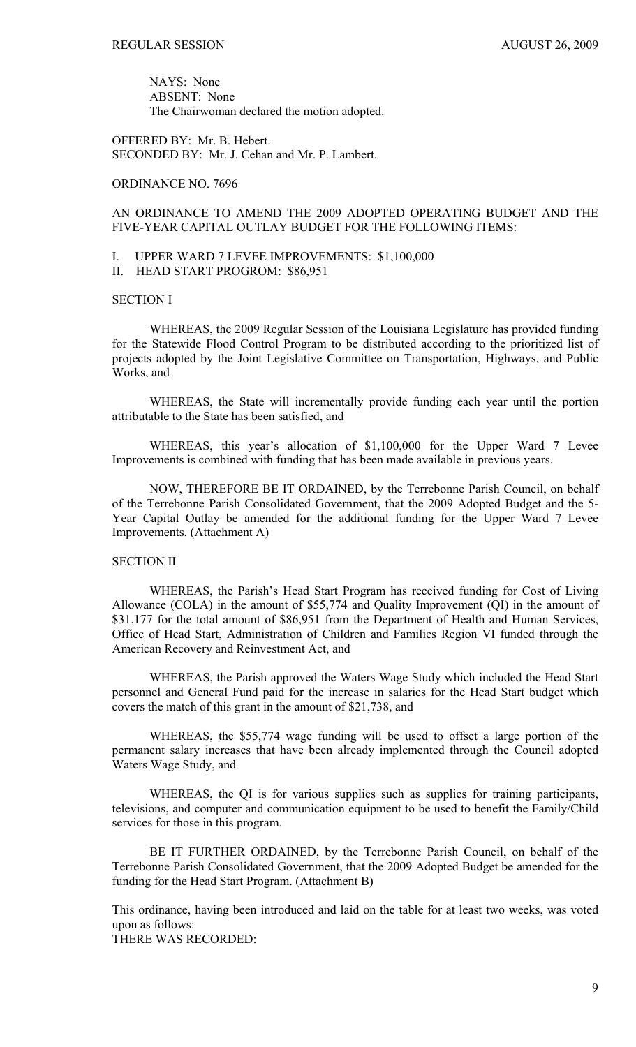NAYS: None
ABSENT: None
The Chairwoman declared the motion adopted.

OFFERED BY: Mr. B. Hebert.
SECONDED BY: Mr. J. Cehan and Mr. P. Lambert.

ORDINANCE NO. 7696

AN ORDINANCE TO AMEND THE 2009 ADOPTED OPERATING BUDGET AND THE FIVE-YEAR CAPITAL OUTLAY BUDGET FOR THE FOLLOWING ITEMS:

I. UPPER WARD 7 LEVEE IMPROVEMENTS: $1,100,000
II. HEAD START PROGROM: $86,951

SECTION I

WHEREAS, the 2009 Regular Session of the Louisiana Legislature has provided funding for the Statewide Flood Control Program to be distributed according to the prioritized list of projects adopted by the Joint Legislative Committee on Transportation, Highways, and Public Works, and

WHEREAS, the State will incrementally provide funding each year until the portion attributable to the State has been satisfied, and

WHEREAS, this year's allocation of $1,100,000 for the Upper Ward 7 Levee Improvements is combined with funding that has been made available in previous years.

NOW, THEREFORE BE IT ORDAINED, by the Terrebonne Parish Council, on behalf of the Terrebonne Parish Consolidated Government, that the 2009 Adopted Budget and the 5-Year Capital Outlay be amended for the additional funding for the Upper Ward 7 Levee Improvements. (Attachment A)

SECTION II

WHEREAS, the Parish's Head Start Program has received funding for Cost of Living Allowance (COLA) in the amount of $55,774 and Quality Improvement (QI) in the amount of $31,177 for the total amount of $86,951 from the Department of Health and Human Services, Office of Head Start, Administration of Children and Families Region VI funded through the American Recovery and Reinvestment Act, and

WHEREAS, the Parish approved the Waters Wage Study which included the Head Start personnel and General Fund paid for the increase in salaries for the Head Start budget which covers the match of this grant in the amount of $21,738, and

WHEREAS, the $55,774 wage funding will be used to offset a large portion of the permanent salary increases that have been already implemented through the Council adopted Waters Wage Study, and

WHEREAS, the QI is for various supplies such as supplies for training participants, televisions, and computer and communication equipment to be used to benefit the Family/Child services for those in this program.

BE IT FURTHER ORDAINED, by the Terrebonne Parish Council, on behalf of the Terrebonne Parish Consolidated Government, that the 2009 Adopted Budget be amended for the funding for the Head Start Program. (Attachment B)

This ordinance, having been introduced and laid on the table for at least two weeks, was voted upon as follows:
THERE WAS RECORDED: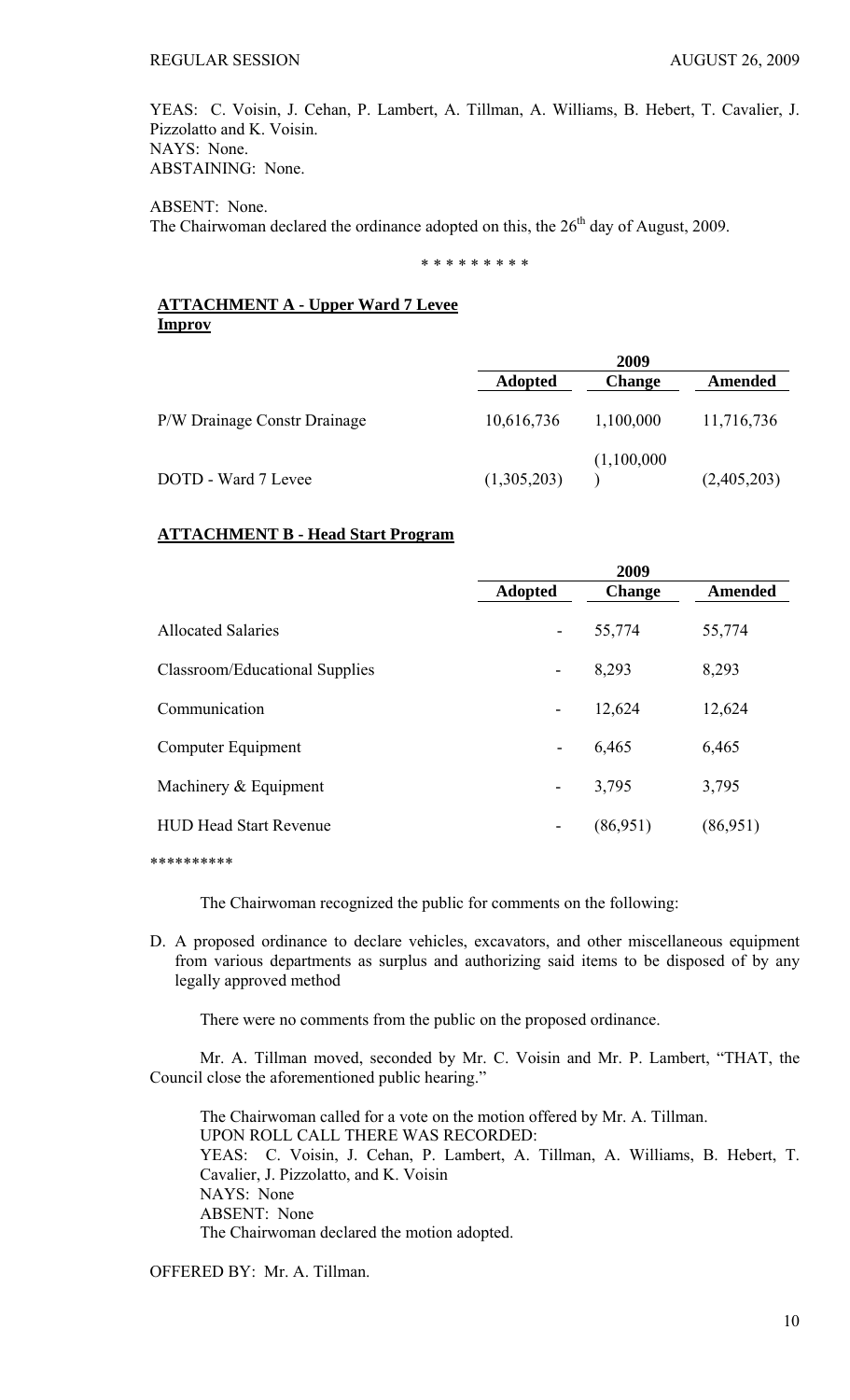YEAS: C. Voisin, J. Cehan, P. Lambert, A. Tillman, A. Williams, B. Hebert, T. Cavalier, J. Pizzolatto and K. Voisin.
NAYS: None.
ABSTAINING: None.

ABSENT: None.
The Chairwoman declared the ordinance adopted on this, the 26th day of August, 2009.

\* \* \* \* \* \* \* \* \*

**ATTACHMENT A - Upper Ward 7 Levee Improv**

| | 2009 | | |
|---|---|---|---|
| | **Adopted** | **Change** | **Amended** |
| P/W Drainage Constr Drainage | 10,616,736 | 1,100,000 | 11,716,736 |
| DOTD - Ward 7 Levee | (1,305,203) | (1,100,000) | (2,405,203) |

**ATTACHMENT B - Head Start Program**

| | 2009 | | |
|---|---|---|---|
| | **Adopted** | **Change** | **Amended** |
| Allocated Salaries | - | 55,774 | 55,774 |
| Classroom/Educational Supplies | - | 8,293 | 8,293 |
| Communication | - | 12,624 | 12,624 |
| Computer Equipment | - | 6,465 | 6,465 |
| Machinery & Equipment | - | 3,795 | 3,795 |
| HUD Head Start Revenue | - | (86,951) | (86,951) |

\*\*\*\*\*\*\*\*\*\*

The Chairwoman recognized the public for comments on the following:

D. A proposed ordinance to declare vehicles, excavators, and other miscellaneous equipment from various departments as surplus and authorizing said items to be disposed of by any legally approved method

There were no comments from the public on the proposed ordinance.

Mr. A. Tillman moved, seconded by Mr. C. Voisin and Mr. P. Lambert, "THAT, the Council close the aforementioned public hearing."

The Chairwoman called for a vote on the motion offered by Mr. A. Tillman.
UPON ROLL CALL THERE WAS RECORDED:
YEAS: C. Voisin, J. Cehan, P. Lambert, A. Tillman, A. Williams, B. Hebert, T. Cavalier, J. Pizzolatto, and K. Voisin
NAYS: None
ABSENT: None
The Chairwoman declared the motion adopted.

OFFERED BY: Mr. A. Tillman.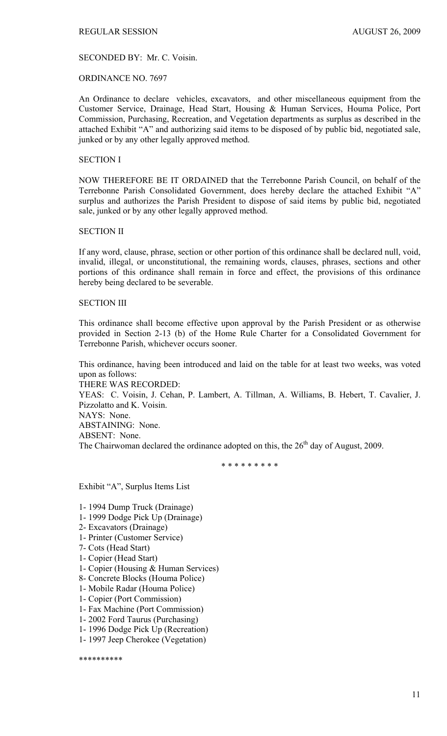SECONDED BY: Mr. C. Voisin.

ORDINANCE NO. 7697

An Ordinance to declare vehicles, excavators, and other miscellaneous equipment from the Customer Service, Drainage, Head Start, Housing & Human Services, Houma Police, Port Commission, Purchasing, Recreation, and Vegetation departments as surplus as described in the attached Exhibit "A" and authorizing said items to be disposed of by public bid, negotiated sale, junked or by any other legally approved method.

SECTION I

NOW THEREFORE BE IT ORDAINED that the Terrebonne Parish Council, on behalf of the Terrebonne Parish Consolidated Government, does hereby declare the attached Exhibit "A" surplus and authorizes the Parish President to dispose of said items by public bid, negotiated sale, junked or by any other legally approved method.

SECTION II

If any word, clause, phrase, section or other portion of this ordinance shall be declared null, void, invalid, illegal, or unconstitutional, the remaining words, clauses, phrases, sections and other portions of this ordinance shall remain in force and effect, the provisions of this ordinance hereby being declared to be severable.

SECTION III

This ordinance shall become effective upon approval by the Parish President or as otherwise provided in Section 2-13 (b) of the Home Rule Charter for a Consolidated Government for Terrebonne Parish, whichever occurs sooner.

This ordinance, having been introduced and laid on the table for at least two weeks, was voted upon as follows:
THERE WAS RECORDED:
YEAS: C. Voisin, J. Cehan, P. Lambert, A. Tillman, A. Williams, B. Hebert, T. Cavalier, J. Pizzolatto and K. Voisin.
NAYS: None.
ABSTAINING: None.
ABSENT: None.
The Chairwoman declared the ordinance adopted on this, the 26th day of August, 2009.

\* \* \* \* \* \* \* \* \*

Exhibit "A", Surplus Items List

1- 1994 Dump Truck (Drainage)
1- 1999 Dodge Pick Up (Drainage)
2- Excavators (Drainage)
1- Printer (Customer Service)
7- Cots (Head Start)
1- Copier (Head Start)
1- Copier (Housing & Human Services)
8- Concrete Blocks (Houma Police)
1- Mobile Radar (Houma Police)
1- Copier (Port Commission)
1- Fax Machine (Port Commission)
1- 2002 Ford Taurus (Purchasing)
1- 1996 Dodge Pick Up (Recreation)
1- 1997 Jeep Cherokee (Vegetation)

\*\*\*\*\*\*\*\*\*\*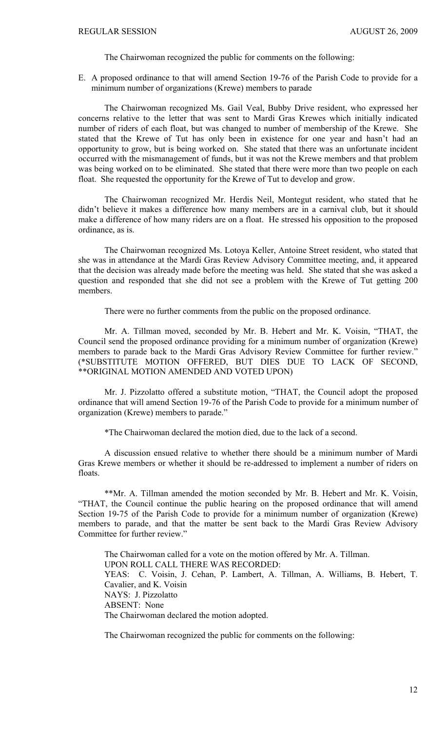The Chairwoman recognized the public for comments on the following:

E. A proposed ordinance to that will amend Section 19-76 of the Parish Code to provide for a minimum number of organizations (Krewe) members to parade

The Chairwoman recognized Ms. Gail Veal, Bubby Drive resident, who expressed her concerns relative to the letter that was sent to Mardi Gras Krewes which initially indicated number of riders of each float, but was changed to number of membership of the Krewe. She stated that the Krewe of Tut has only been in existence for one year and hasn't had an opportunity to grow, but is being worked on. She stated that there was an unfortunate incident occurred with the mismanagement of funds, but it was not the Krewe members and that problem was being worked on to be eliminated. She stated that there were more than two people on each float. She requested the opportunity for the Krewe of Tut to develop and grow.

The Chairwoman recognized Mr. Herdis Neil, Montegut resident, who stated that he didn't believe it makes a difference how many members are in a carnival club, but it should make a difference of how many riders are on a float. He stressed his opposition to the proposed ordinance, as is.

The Chairwoman recognized Ms. Lotoya Keller, Antoine Street resident, who stated that she was in attendance at the Mardi Gras Review Advisory Committee meeting, and, it appeared that the decision was already made before the meeting was held. She stated that she was asked a question and responded that she did not see a problem with the Krewe of Tut getting 200 members.

There were no further comments from the public on the proposed ordinance.

Mr. A. Tillman moved, seconded by Mr. B. Hebert and Mr. K. Voisin, "THAT, the Council send the proposed ordinance providing for a minimum number of organization (Krewe) members to parade back to the Mardi Gras Advisory Review Committee for further review." (*SUBSTITUTE MOTION OFFERED, BUT DIES DUE TO LACK OF SECOND, **ORIGINAL MOTION AMENDED AND VOTED UPON)

Mr. J. Pizzolatto offered a substitute motion, "THAT, the Council adopt the proposed ordinance that will amend Section 19-76 of the Parish Code to provide for a minimum number of organization (Krewe) members to parade."

*The Chairwoman declared the motion died, due to the lack of a second.

A discussion ensued relative to whether there should be a minimum number of Mardi Gras Krewe members or whether it should be re-addressed to implement a number of riders on floats.

**Mr. A. Tillman amended the motion seconded by Mr. B. Hebert and Mr. K. Voisin, "THAT, the Council continue the public hearing on the proposed ordinance that will amend Section 19-75 of the Parish Code to provide for a minimum number of organization (Krewe) members to parade, and that the matter be sent back to the Mardi Gras Review Advisory Committee for further review."

The Chairwoman called for a vote on the motion offered by Mr. A. Tillman.
UPON ROLL CALL THERE WAS RECORDED:
YEAS: C. Voisin, J. Cehan, P. Lambert, A. Tillman, A. Williams, B. Hebert, T. Cavalier, and K. Voisin
NAYS: J. Pizzolatto
ABSENT: None
The Chairwoman declared the motion adopted.

The Chairwoman recognized the public for comments on the following: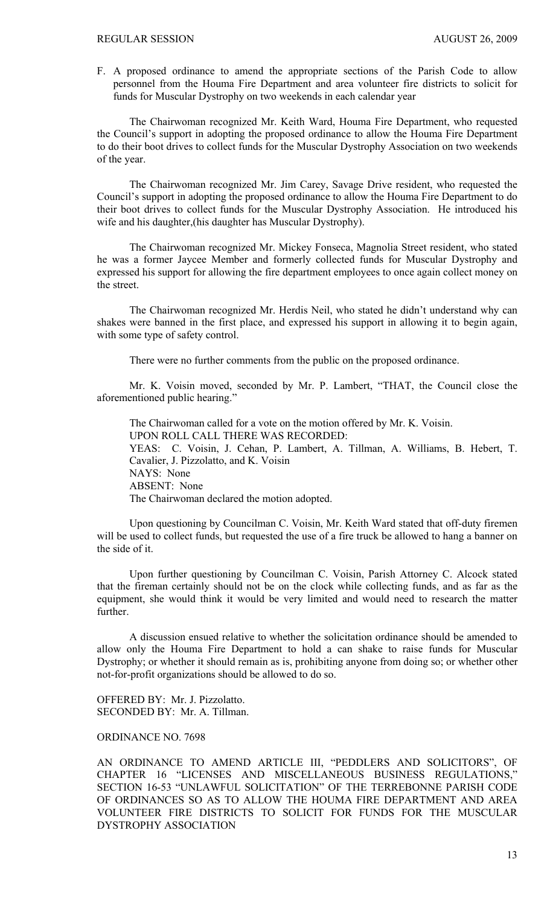F. A proposed ordinance to amend the appropriate sections of the Parish Code to allow personnel from the Houma Fire Department and area volunteer fire districts to solicit for funds for Muscular Dystrophy on two weekends in each calendar year

The Chairwoman recognized Mr. Keith Ward, Houma Fire Department, who requested the Council's support in adopting the proposed ordinance to allow the Houma Fire Department to do their boot drives to collect funds for the Muscular Dystrophy Association on two weekends of the year.

The Chairwoman recognized Mr. Jim Carey, Savage Drive resident, who requested the Council's support in adopting the proposed ordinance to allow the Houma Fire Department to do their boot drives to collect funds for the Muscular Dystrophy Association. He introduced his wife and his daughter,(his daughter has Muscular Dystrophy).

The Chairwoman recognized Mr. Mickey Fonseca, Magnolia Street resident, who stated he was a former Jaycee Member and formerly collected funds for Muscular Dystrophy and expressed his support for allowing the fire department employees to once again collect money on the street.

The Chairwoman recognized Mr. Herdis Neil, who stated he didn't understand why can shakes were banned in the first place, and expressed his support in allowing it to begin again, with some type of safety control.

There were no further comments from the public on the proposed ordinance.

Mr. K. Voisin moved, seconded by Mr. P. Lambert, "THAT, the Council close the aforementioned public hearing."

The Chairwoman called for a vote on the motion offered by Mr. K. Voisin.
UPON ROLL CALL THERE WAS RECORDED:
YEAS: C. Voisin, J. Cehan, P. Lambert, A. Tillman, A. Williams, B. Hebert, T. Cavalier, J. Pizzolatto, and K. Voisin
NAYS: None
ABSENT: None
The Chairwoman declared the motion adopted.

Upon questioning by Councilman C. Voisin, Mr. Keith Ward stated that off-duty firemen will be used to collect funds, but requested the use of a fire truck be allowed to hang a banner on the side of it.

Upon further questioning by Councilman C. Voisin, Parish Attorney C. Alcock stated that the fireman certainly should not be on the clock while collecting funds, and as far as the equipment, she would think it would be very limited and would need to research the matter further.

A discussion ensued relative to whether the solicitation ordinance should be amended to allow only the Houma Fire Department to hold a can shake to raise funds for Muscular Dystrophy; or whether it should remain as is, prohibiting anyone from doing so; or whether other not-for-profit organizations should be allowed to do so.

OFFERED BY: Mr. J. Pizzolatto.
SECONDED BY: Mr. A. Tillman.

ORDINANCE NO. 7698

AN ORDINANCE TO AMEND ARTICLE III, "PEDDLERS AND SOLICITORS", OF CHAPTER 16 "LICENSES AND MISCELLANEOUS BUSINESS REGULATIONS," SECTION 16-53 "UNLAWFUL SOLICITATION" OF THE TERREBONNE PARISH CODE OF ORDINANCES SO AS TO ALLOW THE HOUMA FIRE DEPARTMENT AND AREA VOLUNTEER FIRE DISTRICTS TO SOLICIT FOR FUNDS FOR THE MUSCULAR DYSTROPHY ASSOCIATION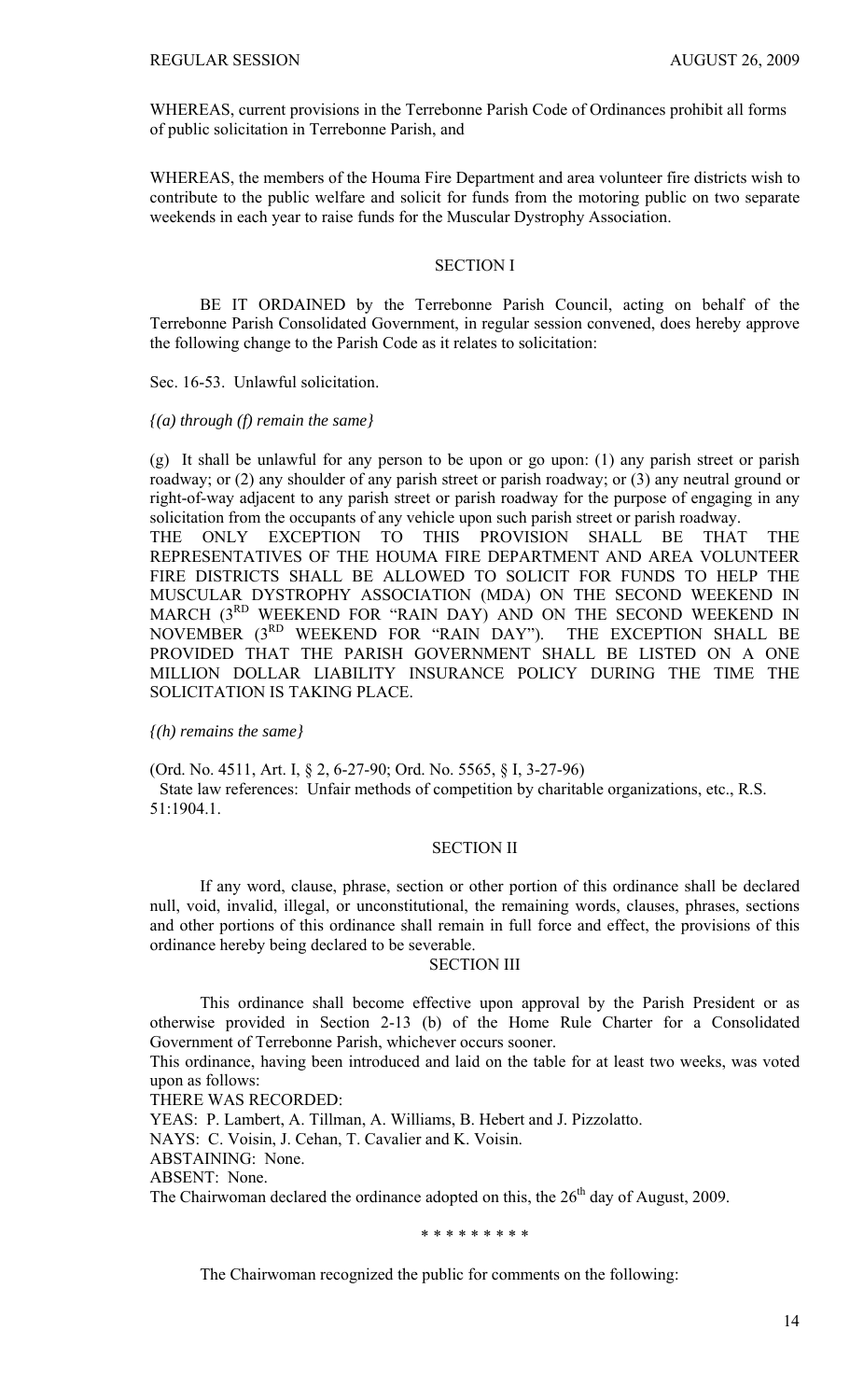WHEREAS, current provisions in the Terrebonne Parish Code of Ordinances prohibit all forms of public solicitation in Terrebonne Parish, and

WHEREAS, the members of the Houma Fire Department and area volunteer fire districts wish to contribute to the public welfare and solicit for funds from the motoring public on two separate weekends in each year to raise funds for the Muscular Dystrophy Association.

SECTION I

BE IT ORDAINED by the Terrebonne Parish Council, acting on behalf of the Terrebonne Parish Consolidated Government, in regular session convened, does hereby approve the following change to the Parish Code as it relates to solicitation:

Sec. 16-53. Unlawful solicitation.

*{(a) through (f) remain the same}*

(g) It shall be unlawful for any person to be upon or go upon: (1) any parish street or parish roadway; or (2) any shoulder of any parish street or parish roadway; or (3) any neutral ground or right-of-way adjacent to any parish street or parish roadway for the purpose of engaging in any solicitation from the occupants of any vehicle upon such parish street or parish roadway.
THE ONLY EXCEPTION TO THIS PROVISION SHALL BE THAT THE REPRESENTATIVES OF THE HOUMA FIRE DEPARTMENT AND AREA VOLUNTEER FIRE DISTRICTS SHALL BE ALLOWED TO SOLICIT FOR FUNDS TO HELP THE MUSCULAR DYSTROPHY ASSOCIATION (MDA) ON THE SECOND WEEKEND IN MARCH (3RD WEEKEND FOR "RAIN DAY) AND ON THE SECOND WEEKEND IN NOVEMBER (3RD WEEKEND FOR "RAIN DAY"). THE EXCEPTION SHALL BE PROVIDED THAT THE PARISH GOVERNMENT SHALL BE LISTED ON A ONE MILLION DOLLAR LIABILITY INSURANCE POLICY DURING THE TIME THE SOLICITATION IS TAKING PLACE.

*{(h) remains the same}*

(Ord. No. 4511, Art. I, § 2, 6-27-90; Ord. No. 5565, § I, 3-27-96)
State law references: Unfair methods of competition by charitable organizations, etc., R.S. 51:1904.1.

SECTION II

If any word, clause, phrase, section or other portion of this ordinance shall be declared null, void, invalid, illegal, or unconstitutional, the remaining words, clauses, phrases, sections and other portions of this ordinance shall remain in full force and effect, the provisions of this ordinance hereby being declared to be severable.

SECTION III

This ordinance shall become effective upon approval by the Parish President or as otherwise provided in Section 2-13 (b) of the Home Rule Charter for a Consolidated Government of Terrebonne Parish, whichever occurs sooner.

This ordinance, having been introduced and laid on the table for at least two weeks, was voted upon as follows:

THERE WAS RECORDED:

YEAS: P. Lambert, A. Tillman, A. Williams, B. Hebert and J. Pizzolatto.

NAYS: C. Voisin, J. Cehan, T. Cavalier and K. Voisin.

ABSTAINING: None.

ABSENT: None.

The Chairwoman declared the ordinance adopted on this, the 26th day of August, 2009.

\* \* \* \* \* \* \* \* \*

The Chairwoman recognized the public for comments on the following: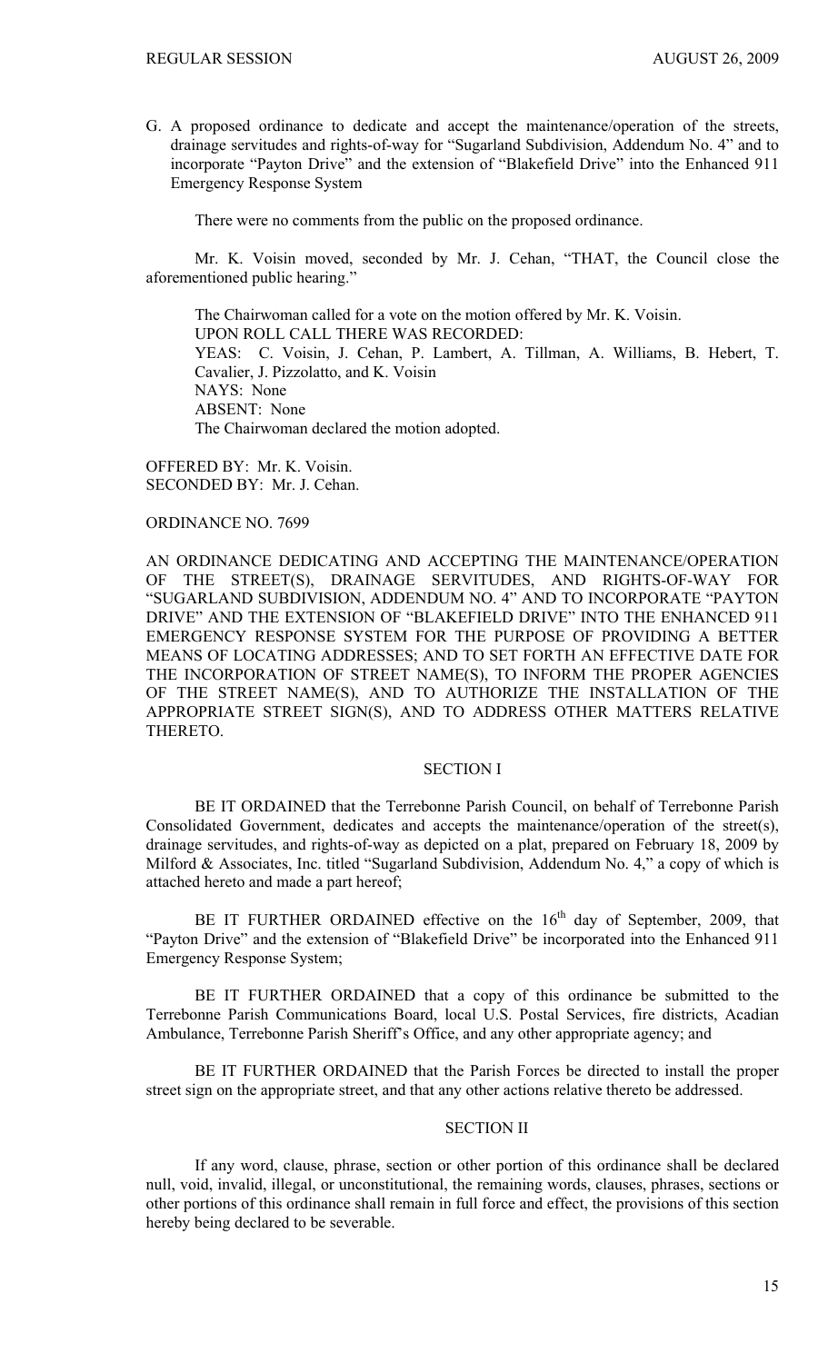G. A proposed ordinance to dedicate and accept the maintenance/operation of the streets, drainage servitudes and rights-of-way for "Sugarland Subdivision, Addendum No. 4" and to incorporate "Payton Drive" and the extension of "Blakefield Drive" into the Enhanced 911 Emergency Response System

There were no comments from the public on the proposed ordinance.

Mr. K. Voisin moved, seconded by Mr. J. Cehan, "THAT, the Council close the aforementioned public hearing."

The Chairwoman called for a vote on the motion offered by Mr. K. Voisin.
UPON ROLL CALL THERE WAS RECORDED:
YEAS: C. Voisin, J. Cehan, P. Lambert, A. Tillman, A. Williams, B. Hebert, T. Cavalier, J. Pizzolatto, and K. Voisin
NAYS: None
ABSENT: None
The Chairwoman declared the motion adopted.

OFFERED BY: Mr. K. Voisin.
SECONDED BY: Mr. J. Cehan.

ORDINANCE NO. 7699

AN ORDINANCE DEDICATING AND ACCEPTING THE MAINTENANCE/OPERATION OF THE STREET(S), DRAINAGE SERVITUDES, AND RIGHTS-OF-WAY FOR "SUGARLAND SUBDIVISION, ADDENDUM NO. 4" AND TO INCORPORATE "PAYTON DRIVE" AND THE EXTENSION OF "BLAKEFIELD DRIVE" INTO THE ENHANCED 911 EMERGENCY RESPONSE SYSTEM FOR THE PURPOSE OF PROVIDING A BETTER MEANS OF LOCATING ADDRESSES; AND TO SET FORTH AN EFFECTIVE DATE FOR THE INCORPORATION OF STREET NAME(S), TO INFORM THE PROPER AGENCIES OF THE STREET NAME(S), AND TO AUTHORIZE THE INSTALLATION OF THE APPROPRIATE STREET SIGN(S), AND TO ADDRESS OTHER MATTERS RELATIVE THERETO.

SECTION I

BE IT ORDAINED that the Terrebonne Parish Council, on behalf of Terrebonne Parish Consolidated Government, dedicates and accepts the maintenance/operation of the street(s), drainage servitudes, and rights-of-way as depicted on a plat, prepared on February 18, 2009 by Milford & Associates, Inc. titled "Sugarland Subdivision, Addendum No. 4," a copy of which is attached hereto and made a part hereof;

BE IT FURTHER ORDAINED effective on the 16th day of September, 2009, that "Payton Drive" and the extension of "Blakefield Drive" be incorporated into the Enhanced 911 Emergency Response System;

BE IT FURTHER ORDAINED that a copy of this ordinance be submitted to the Terrebonne Parish Communications Board, local U.S. Postal Services, fire districts, Acadian Ambulance, Terrebonne Parish Sheriff's Office, and any other appropriate agency; and

BE IT FURTHER ORDAINED that the Parish Forces be directed to install the proper street sign on the appropriate street, and that any other actions relative thereto be addressed.

SECTION II

If any word, clause, phrase, section or other portion of this ordinance shall be declared null, void, invalid, illegal, or unconstitutional, the remaining words, clauses, phrases, sections or other portions of this ordinance shall remain in full force and effect, the provisions of this section hereby being declared to be severable.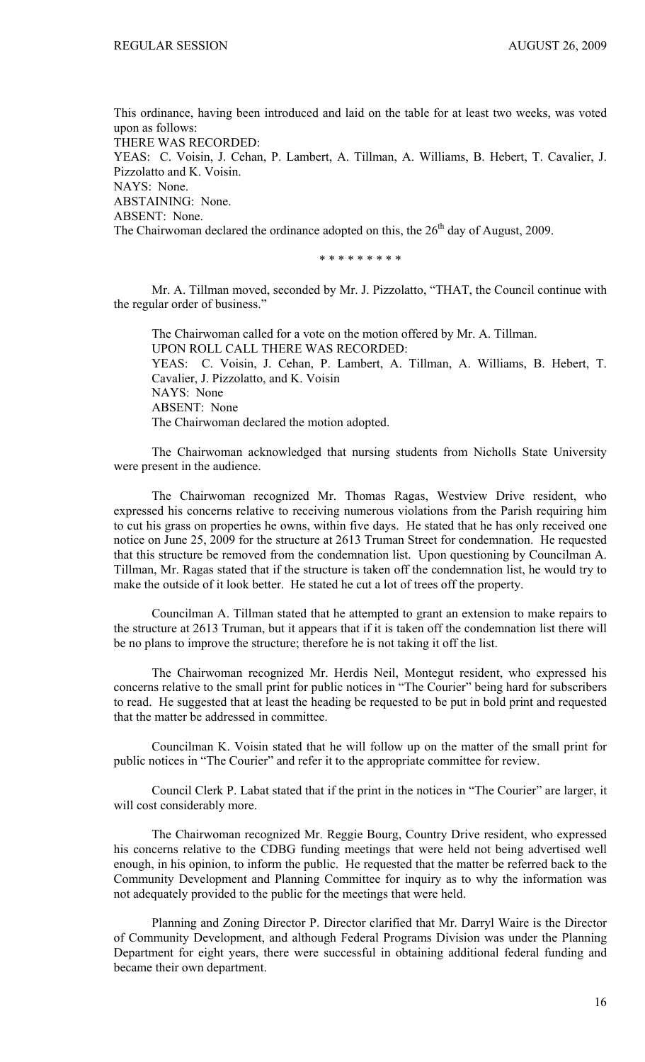This ordinance, having been introduced and laid on the table for at least two weeks, was voted upon as follows:
THERE WAS RECORDED:
YEAS: C. Voisin, J. Cehan, P. Lambert, A. Tillman, A. Williams, B. Hebert, T. Cavalier, J. Pizzolatto and K. Voisin.
NAYS: None.
ABSTAINING: None.
ABSENT: None.
The Chairwoman declared the ordinance adopted on this, the 26th day of August, 2009.

\* \* \* \* \* \* \* \* \*

Mr. A. Tillman moved, seconded by Mr. J. Pizzolatto, "THAT, the Council continue with the regular order of business."

The Chairwoman called for a vote on the motion offered by Mr. A. Tillman.
UPON ROLL CALL THERE WAS RECORDED:
YEAS: C. Voisin, J. Cehan, P. Lambert, A. Tillman, A. Williams, B. Hebert, T. Cavalier, J. Pizzolatto, and K. Voisin
NAYS: None
ABSENT: None
The Chairwoman declared the motion adopted.

The Chairwoman acknowledged that nursing students from Nicholls State University were present in the audience.

The Chairwoman recognized Mr. Thomas Ragas, Westview Drive resident, who expressed his concerns relative to receiving numerous violations from the Parish requiring him to cut his grass on properties he owns, within five days. He stated that he has only received one notice on June 25, 2009 for the structure at 2613 Truman Street for condemnation. He requested that this structure be removed from the condemnation list. Upon questioning by Councilman A. Tillman, Mr. Ragas stated that if the structure is taken off the condemnation list, he would try to make the outside of it look better. He stated he cut a lot of trees off the property.

Councilman A. Tillman stated that he attempted to grant an extension to make repairs to the structure at 2613 Truman, but it appears that if it is taken off the condemnation list there will be no plans to improve the structure; therefore he is not taking it off the list.

The Chairwoman recognized Mr. Herdis Neil, Montegut resident, who expressed his concerns relative to the small print for public notices in "The Courier" being hard for subscribers to read. He suggested that at least the heading be requested to be put in bold print and requested that the matter be addressed in committee.

Councilman K. Voisin stated that he will follow up on the matter of the small print for public notices in "The Courier" and refer it to the appropriate committee for review.

Council Clerk P. Labat stated that if the print in the notices in "The Courier" are larger, it will cost considerably more.

The Chairwoman recognized Mr. Reggie Bourg, Country Drive resident, who expressed his concerns relative to the CDBG funding meetings that were held not being advertised well enough, in his opinion, to inform the public. He requested that the matter be referred back to the Community Development and Planning Committee for inquiry as to why the information was not adequately provided to the public for the meetings that were held.

Planning and Zoning Director P. Director clarified that Mr. Darryl Waire is the Director of Community Development, and although Federal Programs Division was under the Planning Department for eight years, there were successful in obtaining additional federal funding and became their own department.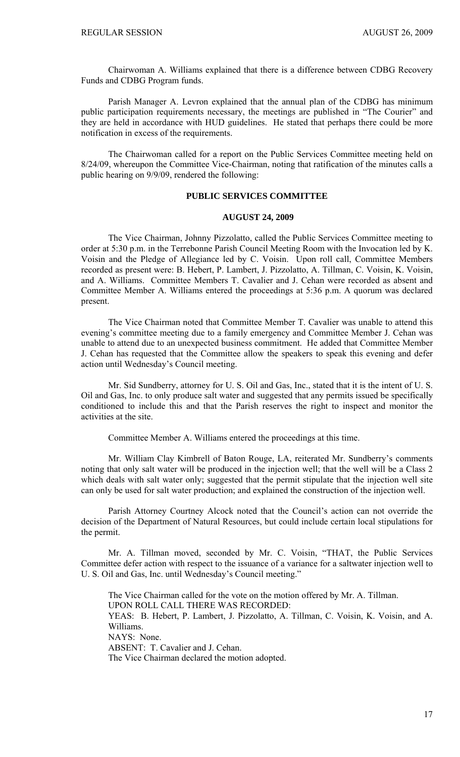Chairwoman A. Williams explained that there is a difference between CDBG Recovery Funds and CDBG Program funds.

Parish Manager A. Levron explained that the annual plan of the CDBG has minimum public participation requirements necessary, the meetings are published in "The Courier" and they are held in accordance with HUD guidelines. He stated that perhaps there could be more notification in excess of the requirements.

The Chairwoman called for a report on the Public Services Committee meeting held on 8/24/09, whereupon the Committee Vice-Chairman, noting that ratification of the minutes calls a public hearing on 9/9/09, rendered the following:

## PUBLIC SERVICES COMMITTEE

## AUGUST 24, 2009

The Vice Chairman, Johnny Pizzolatto, called the Public Services Committee meeting to order at 5:30 p.m. in the Terrebonne Parish Council Meeting Room with the Invocation led by K. Voisin and the Pledge of Allegiance led by C. Voisin. Upon roll call, Committee Members recorded as present were: B. Hebert, P. Lambert, J. Pizzolatto, A. Tillman, C. Voisin, K. Voisin, and A. Williams. Committee Members T. Cavalier and J. Cehan were recorded as absent and Committee Member A. Williams entered the proceedings at 5:36 p.m. A quorum was declared present.

The Vice Chairman noted that Committee Member T. Cavalier was unable to attend this evening's committee meeting due to a family emergency and Committee Member J. Cehan was unable to attend due to an unexpected business commitment. He added that Committee Member J. Cehan has requested that the Committee allow the speakers to speak this evening and defer action until Wednesday's Council meeting.

Mr. Sid Sundberry, attorney for U. S. Oil and Gas, Inc., stated that it is the intent of U. S. Oil and Gas, Inc. to only produce salt water and suggested that any permits issued be specifically conditioned to include this and that the Parish reserves the right to inspect and monitor the activities at the site.

Committee Member A. Williams entered the proceedings at this time.

Mr. William Clay Kimbrell of Baton Rouge, LA, reiterated Mr. Sundberry's comments noting that only salt water will be produced in the injection well; that the well will be a Class 2 which deals with salt water only; suggested that the permit stipulate that the injection well site can only be used for salt water production; and explained the construction of the injection well.

Parish Attorney Courtney Alcock noted that the Council's action can not override the decision of the Department of Natural Resources, but could include certain local stipulations for the permit.

Mr. A. Tillman moved, seconded by Mr. C. Voisin, "THAT, the Public Services Committee defer action with respect to the issuance of a variance for a saltwater injection well to U. S. Oil and Gas, Inc. until Wednesday's Council meeting."

The Vice Chairman called for the vote on the motion offered by Mr. A. Tillman.
UPON ROLL CALL THERE WAS RECORDED:
YEAS: B. Hebert, P. Lambert, J. Pizzolatto, A. Tillman, C. Voisin, K. Voisin, and A. Williams.
NAYS: None.
ABSENT: T. Cavalier and J. Cehan.
The Vice Chairman declared the motion adopted.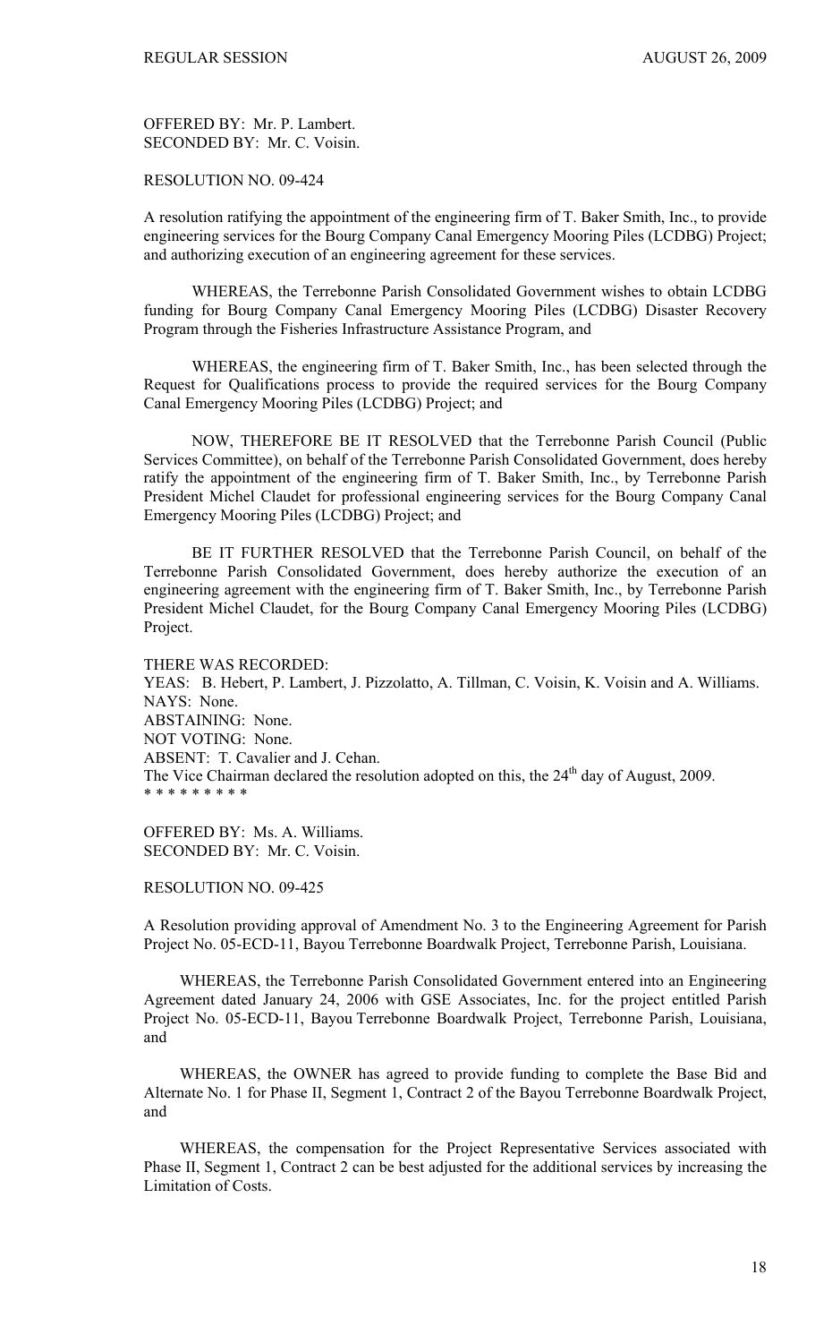OFFERED BY: Mr. P. Lambert.
SECONDED BY: Mr. C. Voisin.

RESOLUTION NO. 09-424

A resolution ratifying the appointment of the engineering firm of T. Baker Smith, Inc., to provide engineering services for the Bourg Company Canal Emergency Mooring Piles (LCDBG) Project; and authorizing execution of an engineering agreement for these services.

WHEREAS, the Terrebonne Parish Consolidated Government wishes to obtain LCDBG funding for Bourg Company Canal Emergency Mooring Piles (LCDBG) Disaster Recovery Program through the Fisheries Infrastructure Assistance Program, and

WHEREAS, the engineering firm of T. Baker Smith, Inc., has been selected through the Request for Qualifications process to provide the required services for the Bourg Company Canal Emergency Mooring Piles (LCDBG) Project; and

NOW, THEREFORE BE IT RESOLVED that the Terrebonne Parish Council (Public Services Committee), on behalf of the Terrebonne Parish Consolidated Government, does hereby ratify the appointment of the engineering firm of T. Baker Smith, Inc., by Terrebonne Parish President Michel Claudet for professional engineering services for the Bourg Company Canal Emergency Mooring Piles (LCDBG) Project; and

BE IT FURTHER RESOLVED that the Terrebonne Parish Council, on behalf of the Terrebonne Parish Consolidated Government, does hereby authorize the execution of an engineering agreement with the engineering firm of T. Baker Smith, Inc., by Terrebonne Parish President Michel Claudet, for the Bourg Company Canal Emergency Mooring Piles (LCDBG) Project.

THERE WAS RECORDED:
YEAS: B. Hebert, P. Lambert, J. Pizzolatto, A. Tillman, C. Voisin, K. Voisin and A. Williams.
NAYS: None.
ABSTAINING: None.
NOT VOTING: None.
ABSENT: T. Cavalier and J. Cehan.
The Vice Chairman declared the resolution adopted on this, the 24th day of August, 2009.
* * * * * * * * *

OFFERED BY: Ms. A. Williams.
SECONDED BY: Mr. C. Voisin.

RESOLUTION NO. 09-425

A Resolution providing approval of Amendment No. 3 to the Engineering Agreement for Parish Project No. 05-ECD-11, Bayou Terrebonne Boardwalk Project, Terrebonne Parish, Louisiana.

WHEREAS, the Terrebonne Parish Consolidated Government entered into an Engineering Agreement dated January 24, 2006 with GSE Associates, Inc. for the project entitled Parish Project No. 05-ECD-11, Bayou Terrebonne Boardwalk Project, Terrebonne Parish, Louisiana, and

WHEREAS, the OWNER has agreed to provide funding to complete the Base Bid and Alternate No. 1 for Phase II, Segment 1, Contract 2 of the Bayou Terrebonne Boardwalk Project, and

WHEREAS, the compensation for the Project Representative Services associated with Phase II, Segment 1, Contract 2 can be best adjusted for the additional services by increasing the Limitation of Costs.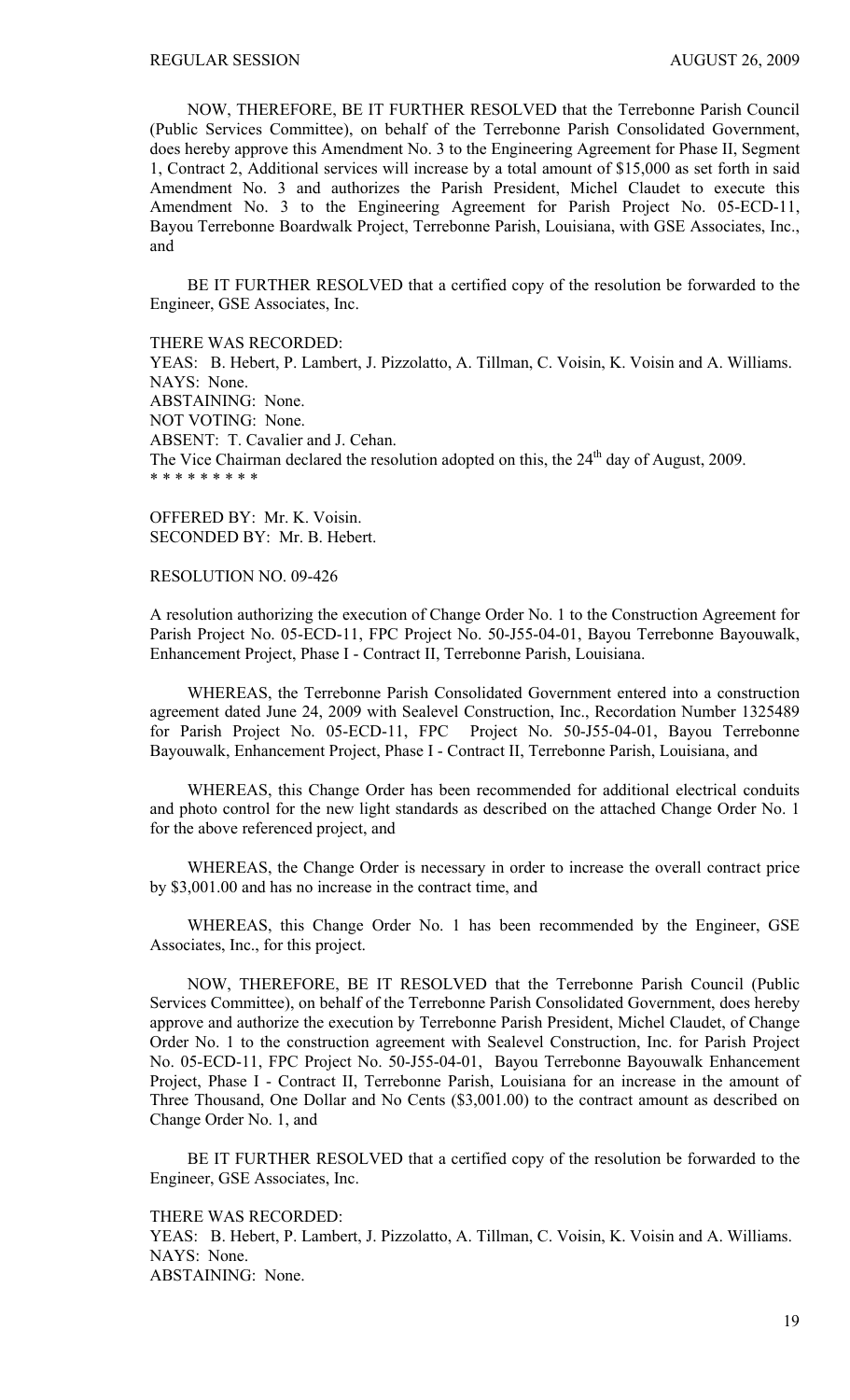NOW, THEREFORE, BE IT FURTHER RESOLVED that the Terrebonne Parish Council (Public Services Committee), on behalf of the Terrebonne Parish Consolidated Government, does hereby approve this Amendment No. 3 to the Engineering Agreement for Phase II, Segment 1, Contract 2, Additional services will increase by a total amount of $15,000 as set forth in said Amendment No. 3 and authorizes the Parish President, Michel Claudet to execute this Amendment No. 3 to the Engineering Agreement for Parish Project No. 05-ECD-11, Bayou Terrebonne Boardwalk Project, Terrebonne Parish, Louisiana, with GSE Associates, Inc., and

BE IT FURTHER RESOLVED that a certified copy of the resolution be forwarded to the Engineer, GSE Associates, Inc.

THERE WAS RECORDED:
YEAS: B. Hebert, P. Lambert, J. Pizzolatto, A. Tillman, C. Voisin, K. Voisin and A. Williams.
NAYS: None.
ABSTAINING: None.
NOT VOTING: None.
ABSENT: T. Cavalier and J. Cehan.
The Vice Chairman declared the resolution adopted on this, the 24th day of August, 2009.
\* \* \* \* \* \* \* \* \*

OFFERED BY: Mr. K. Voisin.
SECONDED BY: Mr. B. Hebert.

RESOLUTION NO. 09-426

A resolution authorizing the execution of Change Order No. 1 to the Construction Agreement for Parish Project No. 05-ECD-11, FPC Project No. 50-J55-04-01, Bayou Terrebonne Bayouwalk, Enhancement Project, Phase I - Contract II, Terrebonne Parish, Louisiana.

WHEREAS, the Terrebonne Parish Consolidated Government entered into a construction agreement dated June 24, 2009 with Sealevel Construction, Inc., Recordation Number 1325489 for Parish Project No. 05-ECD-11, FPC Project No. 50-J55-04-01, Bayou Terrebonne Bayouwalk, Enhancement Project, Phase I - Contract II, Terrebonne Parish, Louisiana, and

WHEREAS, this Change Order has been recommended for additional electrical conduits and photo control for the new light standards as described on the attached Change Order No. 1 for the above referenced project, and

WHEREAS, the Change Order is necessary in order to increase the overall contract price by $3,001.00 and has no increase in the contract time, and

WHEREAS, this Change Order No. 1 has been recommended by the Engineer, GSE Associates, Inc., for this project.

NOW, THEREFORE, BE IT RESOLVED that the Terrebonne Parish Council (Public Services Committee), on behalf of the Terrebonne Parish Consolidated Government, does hereby approve and authorize the execution by Terrebonne Parish President, Michel Claudet, of Change Order No. 1 to the construction agreement with Sealevel Construction, Inc. for Parish Project No. 05-ECD-11, FPC Project No. 50-J55-04-01, Bayou Terrebonne Bayouwalk Enhancement Project, Phase I - Contract II, Terrebonne Parish, Louisiana for an increase in the amount of Three Thousand, One Dollar and No Cents ($3,001.00) to the contract amount as described on Change Order No. 1, and

BE IT FURTHER RESOLVED that a certified copy of the resolution be forwarded to the Engineer, GSE Associates, Inc.

THERE WAS RECORDED:
YEAS: B. Hebert, P. Lambert, J. Pizzolatto, A. Tillman, C. Voisin, K. Voisin and A. Williams.
NAYS: None.
ABSTAINING: None.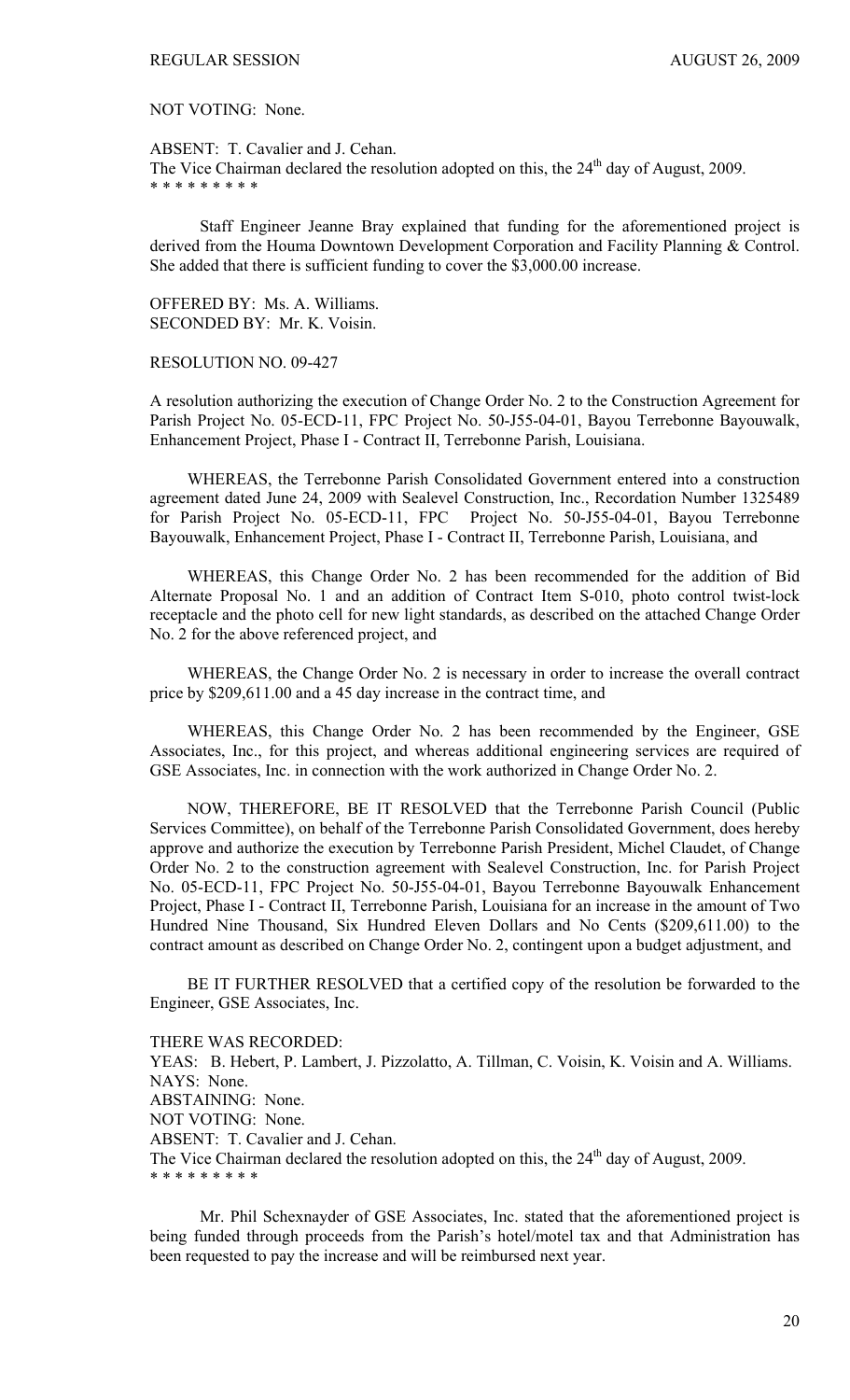NOT VOTING: None.

ABSENT: T. Cavalier and J. Cehan.
The Vice Chairman declared the resolution adopted on this, the 24th day of August, 2009.
\* \* \* \* \* \* \* \* \*

Staff Engineer Jeanne Bray explained that funding for the aforementioned project is derived from the Houma Downtown Development Corporation and Facility Planning & Control. She added that there is sufficient funding to cover the $3,000.00 increase.

OFFERED BY: Ms. A. Williams.
SECONDED BY: Mr. K. Voisin.

RESOLUTION NO. 09-427

A resolution authorizing the execution of Change Order No. 2 to the Construction Agreement for Parish Project No. 05-ECD-11, FPC Project No. 50-J55-04-01, Bayou Terrebonne Bayouwalk, Enhancement Project, Phase I - Contract II, Terrebonne Parish, Louisiana.

WHEREAS, the Terrebonne Parish Consolidated Government entered into a construction agreement dated June 24, 2009 with Sealevel Construction, Inc., Recordation Number 1325489 for Parish Project No. 05-ECD-11, FPC Project No. 50-J55-04-01, Bayou Terrebonne Bayouwalk, Enhancement Project, Phase I - Contract II, Terrebonne Parish, Louisiana, and

WHEREAS, this Change Order No. 2 has been recommended for the addition of Bid Alternate Proposal No. 1 and an addition of Contract Item S-010, photo control twist-lock receptacle and the photo cell for new light standards, as described on the attached Change Order No. 2 for the above referenced project, and

WHEREAS, the Change Order No. 2 is necessary in order to increase the overall contract price by $209,611.00 and a 45 day increase in the contract time, and

WHEREAS, this Change Order No. 2 has been recommended by the Engineer, GSE Associates, Inc., for this project, and whereas additional engineering services are required of GSE Associates, Inc. in connection with the work authorized in Change Order No. 2.

NOW, THEREFORE, BE IT RESOLVED that the Terrebonne Parish Council (Public Services Committee), on behalf of the Terrebonne Parish Consolidated Government, does hereby approve and authorize the execution by Terrebonne Parish President, Michel Claudet, of Change Order No. 2 to the construction agreement with Sealevel Construction, Inc. for Parish Project No. 05-ECD-11, FPC Project No. 50-J55-04-01, Bayou Terrebonne Bayouwalk Enhancement Project, Phase I - Contract II, Terrebonne Parish, Louisiana for an increase in the amount of Two Hundred Nine Thousand, Six Hundred Eleven Dollars and No Cents ($209,611.00) to the contract amount as described on Change Order No. 2, contingent upon a budget adjustment, and

BE IT FURTHER RESOLVED that a certified copy of the resolution be forwarded to the Engineer, GSE Associates, Inc.

THERE WAS RECORDED:
YEAS: B. Hebert, P. Lambert, J. Pizzolatto, A. Tillman, C. Voisin, K. Voisin and A. Williams.
NAYS: None.
ABSTAINING: None.
NOT VOTING: None.
ABSENT: T. Cavalier and J. Cehan.
The Vice Chairman declared the resolution adopted on this, the 24th day of August, 2009.
\* \* \* \* \* \* \* \* \*

Mr. Phil Schexnayder of GSE Associates, Inc. stated that the aforementioned project is being funded through proceeds from the Parish's hotel/motel tax and that Administration has been requested to pay the increase and will be reimbursed next year.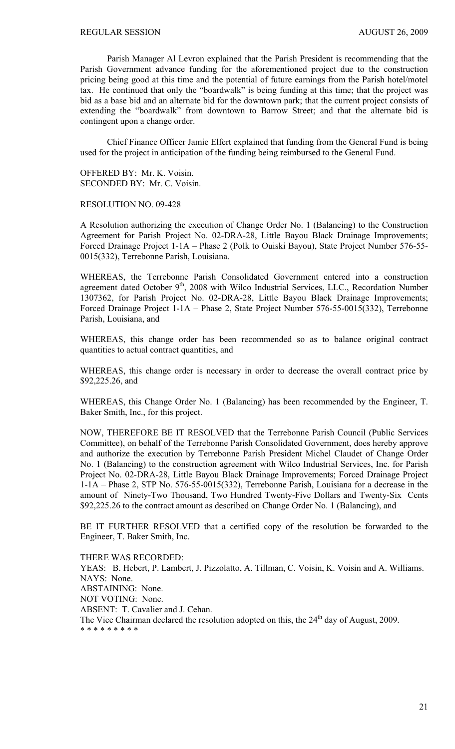Parish Manager Al Levron explained that the Parish President is recommending that the Parish Government advance funding for the aforementioned project due to the construction pricing being good at this time and the potential of future earnings from the Parish hotel/motel tax. He continued that only the "boardwalk" is being funding at this time; that the project was bid as a base bid and an alternate bid for the downtown park; that the current project consists of extending the "boardwalk" from downtown to Barrow Street; and that the alternate bid is contingent upon a change order.

Chief Finance Officer Jamie Elfert explained that funding from the General Fund is being used for the project in anticipation of the funding being reimbursed to the General Fund.

OFFERED BY: Mr. K. Voisin.
SECONDED BY: Mr. C. Voisin.

RESOLUTION NO. 09-428

A Resolution authorizing the execution of Change Order No. 1 (Balancing) to the Construction Agreement for Parish Project No. 02-DRA-28, Little Bayou Black Drainage Improvements; Forced Drainage Project 1-1A – Phase 2 (Polk to Ouiski Bayou), State Project Number 576-55-0015(332), Terrebonne Parish, Louisiana.

WHEREAS, the Terrebonne Parish Consolidated Government entered into a construction agreement dated October 9th, 2008 with Wilco Industrial Services, LLC., Recordation Number 1307362, for Parish Project No. 02-DRA-28, Little Bayou Black Drainage Improvements; Forced Drainage Project 1-1A – Phase 2, State Project Number 576-55-0015(332), Terrebonne Parish, Louisiana, and

WHEREAS, this change order has been recommended so as to balance original contract quantities to actual contract quantities, and

WHEREAS, this change order is necessary in order to decrease the overall contract price by $92,225.26, and

WHEREAS, this Change Order No. 1 (Balancing) has been recommended by the Engineer, T. Baker Smith, Inc., for this project.

NOW, THEREFORE BE IT RESOLVED that the Terrebonne Parish Council (Public Services Committee), on behalf of the Terrebonne Parish Consolidated Government, does hereby approve and authorize the execution by Terrebonne Parish President Michel Claudet of Change Order No. 1 (Balancing) to the construction agreement with Wilco Industrial Services, Inc. for Parish Project No. 02-DRA-28, Little Bayou Black Drainage Improvements; Forced Drainage Project 1-1A – Phase 2, STP No. 576-55-0015(332), Terrebonne Parish, Louisiana for a decrease in the amount of Ninety-Two Thousand, Two Hundred Twenty-Five Dollars and Twenty-Six Cents $92,225.26 to the contract amount as described on Change Order No. 1 (Balancing), and

BE IT FURTHER RESOLVED that a certified copy of the resolution be forwarded to the Engineer, T. Baker Smith, Inc.

THERE WAS RECORDED:
YEAS: B. Hebert, P. Lambert, J. Pizzolatto, A. Tillman, C. Voisin, K. Voisin and A. Williams.
NAYS: None.
ABSTAINING: None.
NOT VOTING: None.
ABSENT: T. Cavalier and J. Cehan.
The Vice Chairman declared the resolution adopted on this, the 24th day of August, 2009.
* * * * * * * * *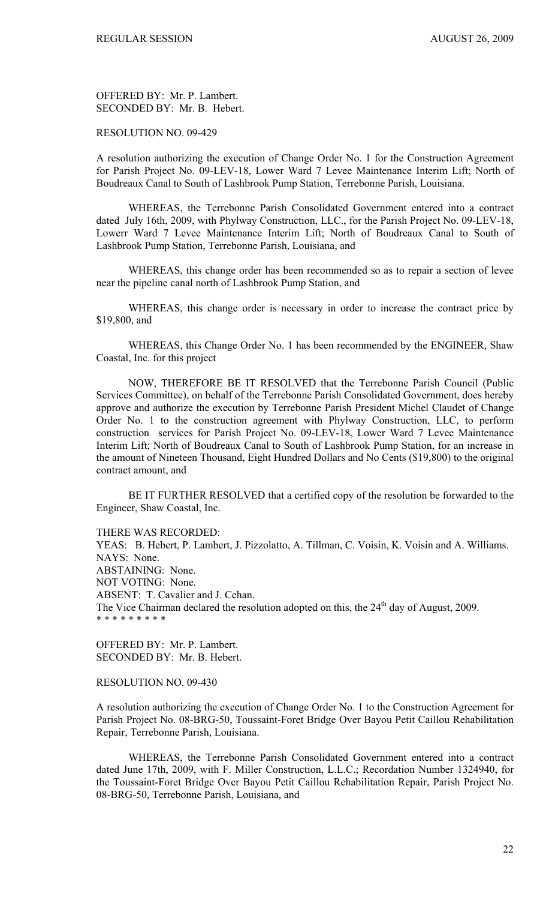OFFERED BY: Mr. P. Lambert.
SECONDED BY: Mr. B. Hebert.

RESOLUTION NO. 09-429

A resolution authorizing the execution of Change Order No. 1 for the Construction Agreement for Parish Project No. 09-LEV-18, Lower Ward 7 Levee Maintenance Interim Lift; North of Boudreaux Canal to South of Lashbrook Pump Station, Terrebonne Parish, Louisiana.

WHEREAS, the Terrebonne Parish Consolidated Government entered into a contract dated July 16th, 2009, with Phylway Construction, LLC., for the Parish Project No. 09-LEV-18, Lowerr Ward 7 Levee Maintenance Interim Lift; North of Boudreaux Canal to South of Lashbrook Pump Station, Terrebonne Parish, Louisiana, and

WHEREAS, this change order has been recommended so as to repair a section of levee near the pipeline canal north of Lashbrook Pump Station, and

WHEREAS, this change order is necessary in order to increase the contract price by $19,800, and

WHEREAS, this Change Order No. 1 has been recommended by the ENGINEER, Shaw Coastal, Inc. for this project

NOW, THEREFORE BE IT RESOLVED that the Terrebonne Parish Council (Public Services Committee), on behalf of the Terrebonne Parish Consolidated Government, does hereby approve and authorize the execution by Terrebonne Parish President Michel Claudet of Change Order No. 1 to the construction agreement with Phylway Construction, LLC, to perform construction services for Parish Project No. 09-LEV-18, Lower Ward 7 Levee Maintenance Interim Lift; North of Boudreaux Canal to South of Lashbrook Pump Station, for an increase in the amount of Nineteen Thousand, Eight Hundred Dollars and No Cents ($19,800) to the original contract amount, and

BE IT FURTHER RESOLVED that a certified copy of the resolution be forwarded to the Engineer, Shaw Coastal, Inc.

THERE WAS RECORDED:
YEAS: B. Hebert, P. Lambert, J. Pizzolatto, A. Tillman, C. Voisin, K. Voisin and A. Williams.
NAYS: None.
ABSTAINING: None.
NOT VOTING: None.
ABSENT: T. Cavalier and J. Cehan.
The Vice Chairman declared the resolution adopted on this, the 24th day of August, 2009.
* * * * * * * * *

OFFERED BY: Mr. P. Lambert.
SECONDED BY: Mr. B. Hebert.

RESOLUTION NO. 09-430

A resolution authorizing the execution of Change Order No. 1 to the Construction Agreement for Parish Project No. 08-BRG-50, Toussaint-Foret Bridge Over Bayou Petit Caillou Rehabilitation Repair, Terrebonne Parish, Louisiana.

WHEREAS, the Terrebonne Parish Consolidated Government entered into a contract dated June 17th, 2009, with F. Miller Construction, L.L.C.; Recordation Number 1324940, for the Toussaint-Foret Bridge Over Bayou Petit Caillou Rehabilitation Repair, Parish Project No. 08-BRG-50, Terrebonne Parish, Louisiana, and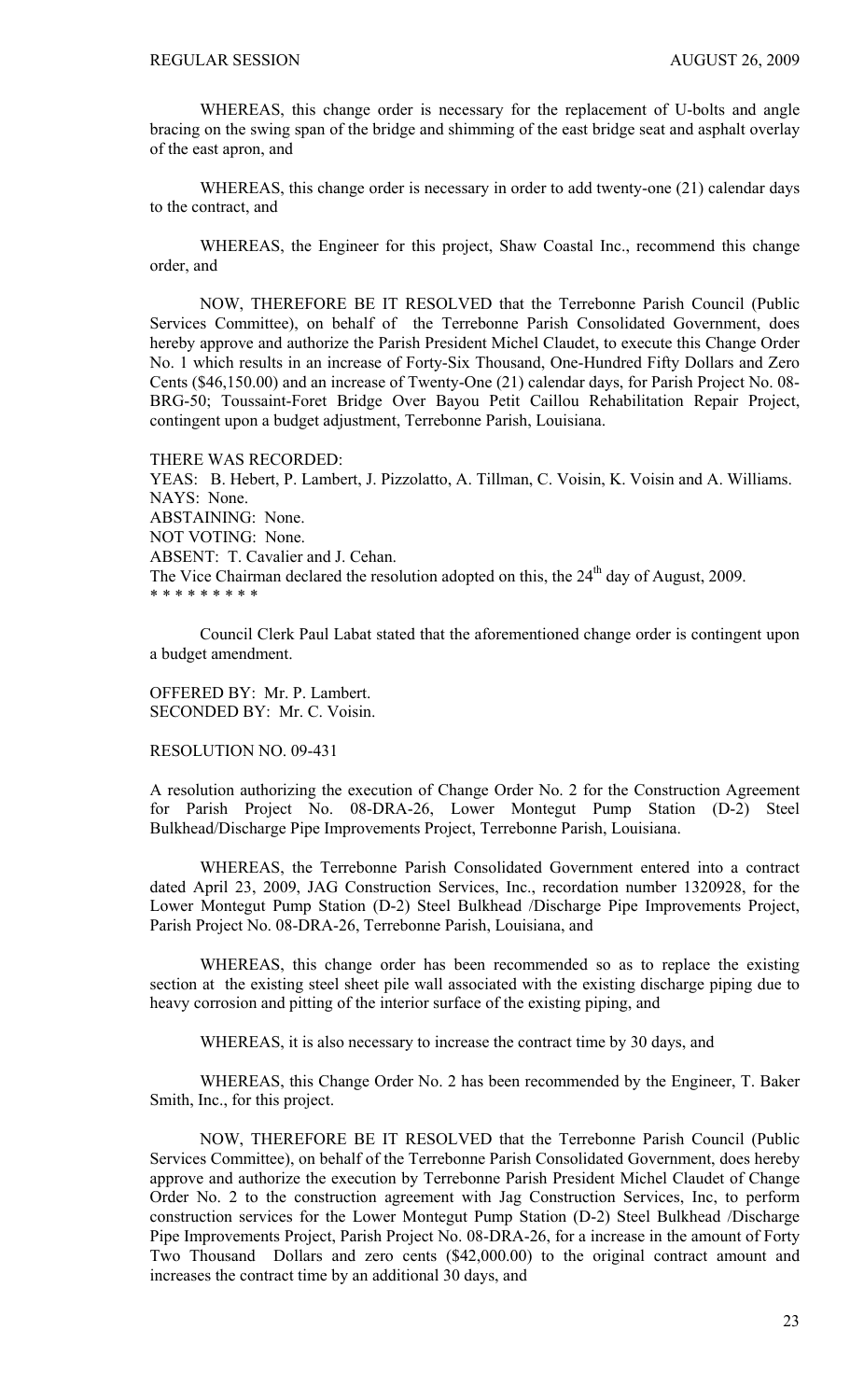WHEREAS, this change order is necessary for the replacement of U-bolts and angle bracing on the swing span of the bridge and shimming of the east bridge seat and asphalt overlay of the east apron, and

WHEREAS, this change order is necessary in order to add twenty-one (21) calendar days to the contract, and

WHEREAS, the Engineer for this project, Shaw Coastal Inc., recommend this change order, and

NOW, THEREFORE BE IT RESOLVED that the Terrebonne Parish Council (Public Services Committee), on behalf of the Terrebonne Parish Consolidated Government, does hereby approve and authorize the Parish President Michel Claudet, to execute this Change Order No. 1 which results in an increase of Forty-Six Thousand, One-Hundred Fifty Dollars and Zero Cents ($46,150.00) and an increase of Twenty-One (21) calendar days, for Parish Project No. 08-BRG-50; Toussaint-Foret Bridge Over Bayou Petit Caillou Rehabilitation Repair Project, contingent upon a budget adjustment, Terrebonne Parish, Louisiana.

THERE WAS RECORDED:
YEAS: B. Hebert, P. Lambert, J. Pizzolatto, A. Tillman, C. Voisin, K. Voisin and A. Williams.
NAYS: None.
ABSTAINING: None.
NOT VOTING: None.
ABSENT: T. Cavalier and J. Cehan.
The Vice Chairman declared the resolution adopted on this, the 24th day of August, 2009.
* * * * * * * * *

Council Clerk Paul Labat stated that the aforementioned change order is contingent upon a budget amendment.

OFFERED BY: Mr. P. Lambert.
SECONDED BY: Mr. C. Voisin.

RESOLUTION NO. 09-431

A resolution authorizing the execution of Change Order No. 2 for the Construction Agreement for Parish Project No. 08-DRA-26, Lower Montegut Pump Station (D-2) Steel Bulkhead/Discharge Pipe Improvements Project, Terrebonne Parish, Louisiana.

WHEREAS, the Terrebonne Parish Consolidated Government entered into a contract dated April 23, 2009, JAG Construction Services, Inc., recordation number 1320928, for the Lower Montegut Pump Station (D-2) Steel Bulkhead /Discharge Pipe Improvements Project, Parish Project No. 08-DRA-26, Terrebonne Parish, Louisiana, and

WHEREAS, this change order has been recommended so as to replace the existing section at the existing steel sheet pile wall associated with the existing discharge piping due to heavy corrosion and pitting of the interior surface of the existing piping, and

WHEREAS, it is also necessary to increase the contract time by 30 days, and

WHEREAS, this Change Order No. 2 has been recommended by the Engineer, T. Baker Smith, Inc., for this project.

NOW, THEREFORE BE IT RESOLVED that the Terrebonne Parish Council (Public Services Committee), on behalf of the Terrebonne Parish Consolidated Government, does hereby approve and authorize the execution by Terrebonne Parish President Michel Claudet of Change Order No. 2 to the construction agreement with Jag Construction Services, Inc, to perform construction services for the Lower Montegut Pump Station (D-2) Steel Bulkhead /Discharge Pipe Improvements Project, Parish Project No. 08-DRA-26, for a increase in the amount of Forty Two Thousand Dollars and zero cents ($42,000.00) to the original contract amount and increases the contract time by an additional 30 days, and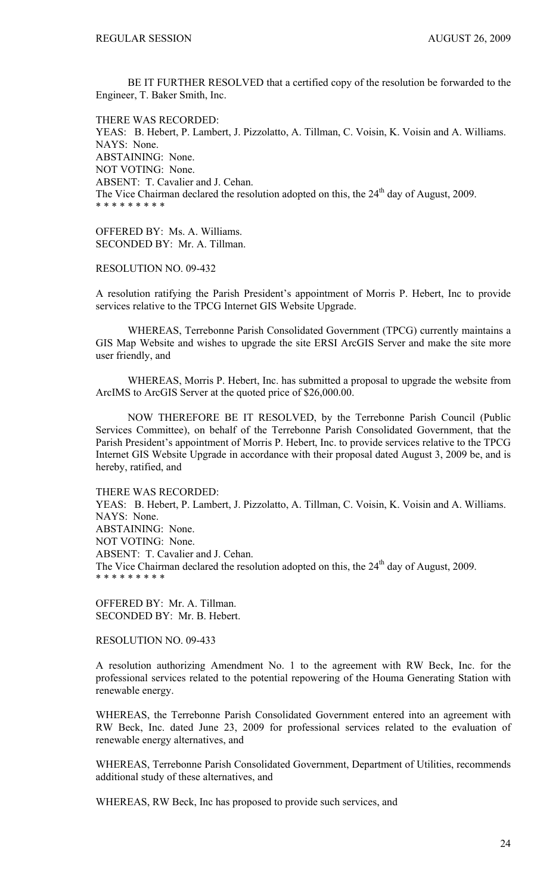BE IT FURTHER RESOLVED that a certified copy of the resolution be forwarded to the Engineer, T. Baker Smith, Inc.

THERE WAS RECORDED:
YEAS: B. Hebert, P. Lambert, J. Pizzolatto, A. Tillman, C. Voisin, K. Voisin and A. Williams.
NAYS: None.
ABSTAINING: None.
NOT VOTING: None.
ABSENT: T. Cavalier and J. Cehan.
The Vice Chairman declared the resolution adopted on this, the 24th day of August, 2009.
* * * * * * * * *

OFFERED BY: Ms. A. Williams.
SECONDED BY: Mr. A. Tillman.

RESOLUTION NO. 09-432

A resolution ratifying the Parish President's appointment of Morris P. Hebert, Inc to provide services relative to the TPCG Internet GIS Website Upgrade.

WHEREAS, Terrebonne Parish Consolidated Government (TPCG) currently maintains a GIS Map Website and wishes to upgrade the site ERSI ArcGIS Server and make the site more user friendly, and

WHEREAS, Morris P. Hebert, Inc. has submitted a proposal to upgrade the website from ArcIMS to ArcGIS Server at the quoted price of $26,000.00.

NOW THEREFORE BE IT RESOLVED, by the Terrebonne Parish Council (Public Services Committee), on behalf of the Terrebonne Parish Consolidated Government, that the Parish President's appointment of Morris P. Hebert, Inc. to provide services relative to the TPCG Internet GIS Website Upgrade in accordance with their proposal dated August 3, 2009 be, and is hereby, ratified, and

THERE WAS RECORDED:
YEAS: B. Hebert, P. Lambert, J. Pizzolatto, A. Tillman, C. Voisin, K. Voisin and A. Williams.
NAYS: None.
ABSTAINING: None.
NOT VOTING: None.
ABSENT: T. Cavalier and J. Cehan.
The Vice Chairman declared the resolution adopted on this, the 24th day of August, 2009.
* * * * * * * * *

OFFERED BY: Mr. A. Tillman.
SECONDED BY: Mr. B. Hebert.

RESOLUTION NO. 09-433

A resolution authorizing Amendment No. 1 to the agreement with RW Beck, Inc. for the professional services related to the potential repowering of the Houma Generating Station with renewable energy.

WHEREAS, the Terrebonne Parish Consolidated Government entered into an agreement with RW Beck, Inc. dated June 23, 2009 for professional services related to the evaluation of renewable energy alternatives, and

WHEREAS, Terrebonne Parish Consolidated Government, Department of Utilities, recommends additional study of these alternatives, and

WHEREAS, RW Beck, Inc has proposed to provide such services, and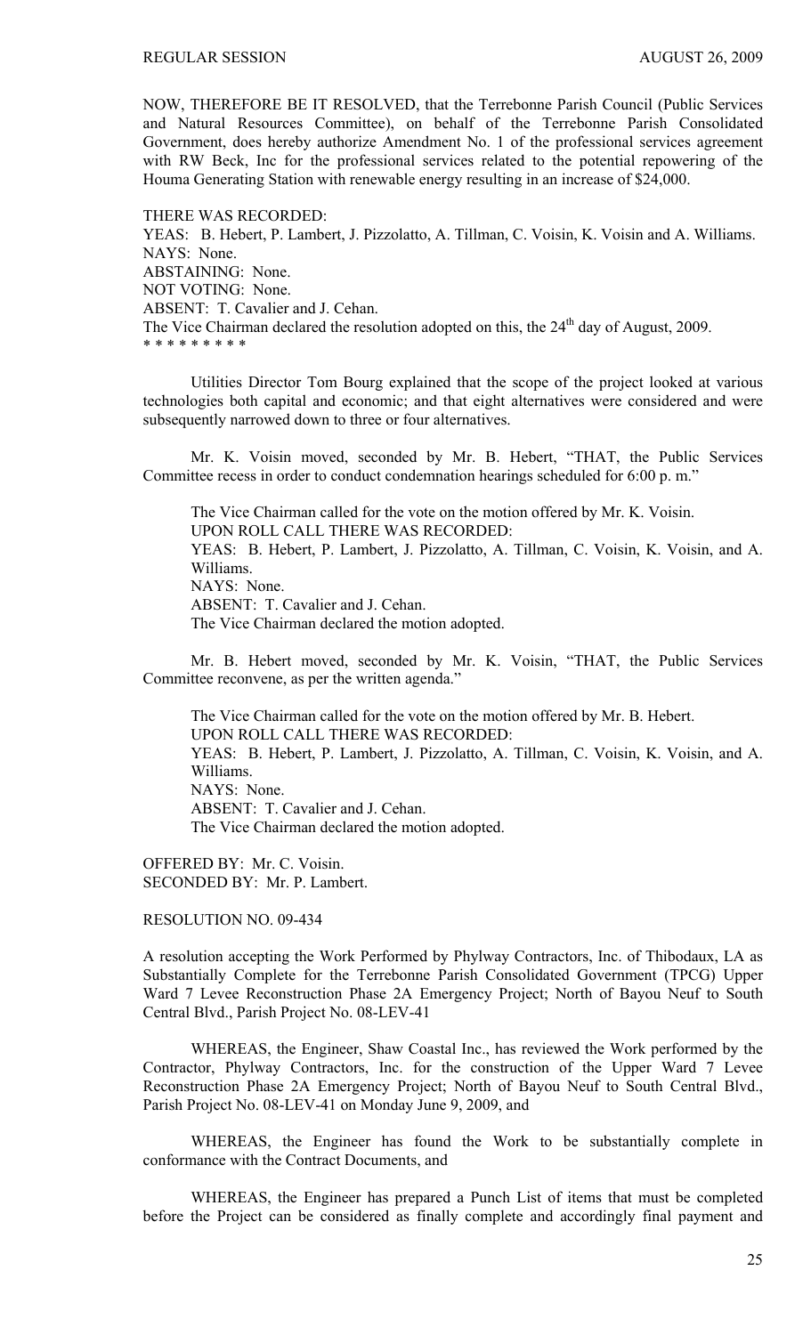NOW, THEREFORE BE IT RESOLVED, that the Terrebonne Parish Council (Public Services and Natural Resources Committee), on behalf of the Terrebonne Parish Consolidated Government, does hereby authorize Amendment No. 1 of the professional services agreement with RW Beck, Inc for the professional services related to the potential repowering of the Houma Generating Station with renewable energy resulting in an increase of $24,000.

THERE WAS RECORDED:
YEAS: B. Hebert, P. Lambert, J. Pizzolatto, A. Tillman, C. Voisin, K. Voisin and A. Williams.
NAYS: None.
ABSTAINING: None.
NOT VOTING: None.
ABSENT: T. Cavalier and J. Cehan.
The Vice Chairman declared the resolution adopted on this, the 24th day of August, 2009.
* * * * * * * * *

Utilities Director Tom Bourg explained that the scope of the project looked at various technologies both capital and economic; and that eight alternatives were considered and were subsequently narrowed down to three or four alternatives.

Mr. K. Voisin moved, seconded by Mr. B. Hebert, "THAT, the Public Services Committee recess in order to conduct condemnation hearings scheduled for 6:00 p. m."

The Vice Chairman called for the vote on the motion offered by Mr. K. Voisin.
UPON ROLL CALL THERE WAS RECORDED:
YEAS: B. Hebert, P. Lambert, J. Pizzolatto, A. Tillman, C. Voisin, K. Voisin, and A. Williams.
NAYS: None.
ABSENT: T. Cavalier and J. Cehan.
The Vice Chairman declared the motion adopted.

Mr. B. Hebert moved, seconded by Mr. K. Voisin, "THAT, the Public Services Committee reconvene, as per the written agenda."

The Vice Chairman called for the vote on the motion offered by Mr. B. Hebert.
UPON ROLL CALL THERE WAS RECORDED:
YEAS: B. Hebert, P. Lambert, J. Pizzolatto, A. Tillman, C. Voisin, K. Voisin, and A. Williams.
NAYS: None.
ABSENT: T. Cavalier and J. Cehan.
The Vice Chairman declared the motion adopted.

OFFERED BY: Mr. C. Voisin.
SECONDED BY: Mr. P. Lambert.

RESOLUTION NO. 09-434

A resolution accepting the Work Performed by Phylway Contractors, Inc. of Thibodaux, LA as Substantially Complete for the Terrebonne Parish Consolidated Government (TPCG) Upper Ward 7 Levee Reconstruction Phase 2A Emergency Project; North of Bayou Neuf to South Central Blvd., Parish Project No. 08-LEV-41

WHEREAS, the Engineer, Shaw Coastal Inc., has reviewed the Work performed by the Contractor, Phylway Contractors, Inc. for the construction of the Upper Ward 7 Levee Reconstruction Phase 2A Emergency Project; North of Bayou Neuf to South Central Blvd., Parish Project No. 08-LEV-41 on Monday June 9, 2009, and

WHEREAS, the Engineer has found the Work to be substantially complete in conformance with the Contract Documents, and

WHEREAS, the Engineer has prepared a Punch List of items that must be completed before the Project can be considered as finally complete and accordingly final payment and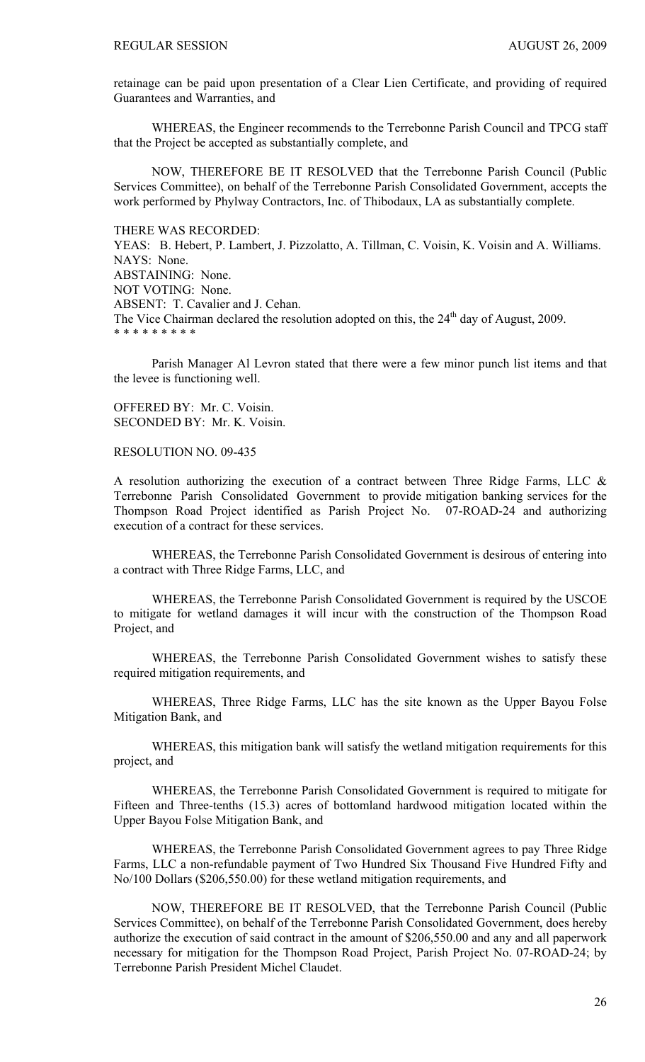retainage can be paid upon presentation of a Clear Lien Certificate, and providing of required Guarantees and Warranties, and

WHEREAS, the Engineer recommends to the Terrebonne Parish Council and TPCG staff that the Project be accepted as substantially complete, and

NOW, THEREFORE BE IT RESOLVED that the Terrebonne Parish Council (Public Services Committee), on behalf of the Terrebonne Parish Consolidated Government, accepts the work performed by Phylway Contractors, Inc. of Thibodaux, LA as substantially complete.

THERE WAS RECORDED:
YEAS: B. Hebert, P. Lambert, J. Pizzolatto, A. Tillman, C. Voisin, K. Voisin and A. Williams.
NAYS: None.
ABSTAINING: None.
NOT VOTING: None.
ABSENT: T. Cavalier and J. Cehan.
The Vice Chairman declared the resolution adopted on this, the 24th day of August, 2009.
* * * * * * * * *

Parish Manager Al Levron stated that there were a few minor punch list items and that the levee is functioning well.

OFFERED BY: Mr. C. Voisin.
SECONDED BY: Mr. K. Voisin.

RESOLUTION NO. 09-435

A resolution authorizing the execution of a contract between Three Ridge Farms, LLC & Terrebonne Parish Consolidated Government to provide mitigation banking services for the Thompson Road Project identified as Parish Project No. 07-ROAD-24 and authorizing execution of a contract for these services.

WHEREAS, the Terrebonne Parish Consolidated Government is desirous of entering into a contract with Three Ridge Farms, LLC, and

WHEREAS, the Terrebonne Parish Consolidated Government is required by the USCOE to mitigate for wetland damages it will incur with the construction of the Thompson Road Project, and

WHEREAS, the Terrebonne Parish Consolidated Government wishes to satisfy these required mitigation requirements, and

WHEREAS, Three Ridge Farms, LLC has the site known as the Upper Bayou Folse Mitigation Bank, and

WHEREAS, this mitigation bank will satisfy the wetland mitigation requirements for this project, and

WHEREAS, the Terrebonne Parish Consolidated Government is required to mitigate for Fifteen and Three-tenths (15.3) acres of bottomland hardwood mitigation located within the Upper Bayou Folse Mitigation Bank, and

WHEREAS, the Terrebonne Parish Consolidated Government agrees to pay Three Ridge Farms, LLC a non-refundable payment of Two Hundred Six Thousand Five Hundred Fifty and No/100 Dollars ($206,550.00) for these wetland mitigation requirements, and

NOW, THEREFORE BE IT RESOLVED, that the Terrebonne Parish Council (Public Services Committee), on behalf of the Terrebonne Parish Consolidated Government, does hereby authorize the execution of said contract in the amount of $206,550.00 and any and all paperwork necessary for mitigation for the Thompson Road Project, Parish Project No. 07-ROAD-24; by Terrebonne Parish President Michel Claudet.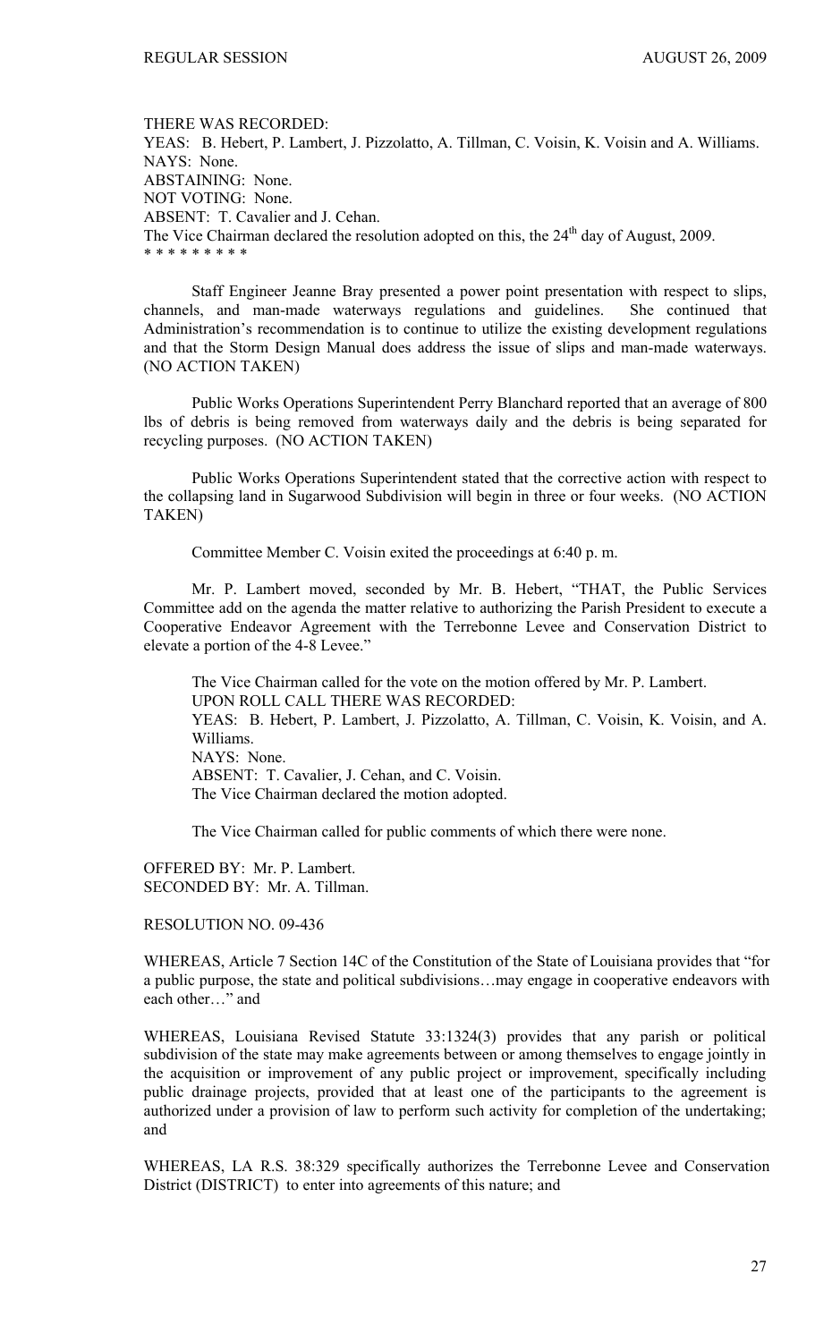THERE WAS RECORDED:
YEAS: B. Hebert, P. Lambert, J. Pizzolatto, A. Tillman, C. Voisin, K. Voisin and A. Williams.
NAYS: None.
ABSTAINING: None.
NOT VOTING: None.
ABSENT: T. Cavalier and J. Cehan.
The Vice Chairman declared the resolution adopted on this, the 24th day of August, 2009.
\* \* \* \* \* \* \* \* \*

Staff Engineer Jeanne Bray presented a power point presentation with respect to slips, channels, and man-made waterways regulations and guidelines. She continued that Administration's recommendation is to continue to utilize the existing development regulations and that the Storm Design Manual does address the issue of slips and man-made waterways. (NO ACTION TAKEN)

Public Works Operations Superintendent Perry Blanchard reported that an average of 800 lbs of debris is being removed from waterways daily and the debris is being separated for recycling purposes. (NO ACTION TAKEN)

Public Works Operations Superintendent stated that the corrective action with respect to the collapsing land in Sugarwood Subdivision will begin in three or four weeks. (NO ACTION TAKEN)

Committee Member C. Voisin exited the proceedings at 6:40 p. m.

Mr. P. Lambert moved, seconded by Mr. B. Hebert, "THAT, the Public Services Committee add on the agenda the matter relative to authorizing the Parish President to execute a Cooperative Endeavor Agreement with the Terrebonne Levee and Conservation District to elevate a portion of the 4-8 Levee."

The Vice Chairman called for the vote on the motion offered by Mr. P. Lambert.
UPON ROLL CALL THERE WAS RECORDED:
YEAS: B. Hebert, P. Lambert, J. Pizzolatto, A. Tillman, C. Voisin, K. Voisin, and A. Williams.
NAYS: None.
ABSENT: T. Cavalier, J. Cehan, and C. Voisin.
The Vice Chairman declared the motion adopted.

The Vice Chairman called for public comments of which there were none.

OFFERED BY: Mr. P. Lambert.
SECONDED BY: Mr. A. Tillman.

RESOLUTION NO. 09-436

WHEREAS, Article 7 Section 14C of the Constitution of the State of Louisiana provides that "for a public purpose, the state and political subdivisions…may engage in cooperative endeavors with each other…" and

WHEREAS, Louisiana Revised Statute 33:1324(3) provides that any parish or political subdivision of the state may make agreements between or among themselves to engage jointly in the acquisition or improvement of any public project or improvement, specifically including public drainage projects, provided that at least one of the participants to the agreement is authorized under a provision of law to perform such activity for completion of the undertaking; and

WHEREAS, LA R.S. 38:329 specifically authorizes the Terrebonne Levee and Conservation District (DISTRICT) to enter into agreements of this nature; and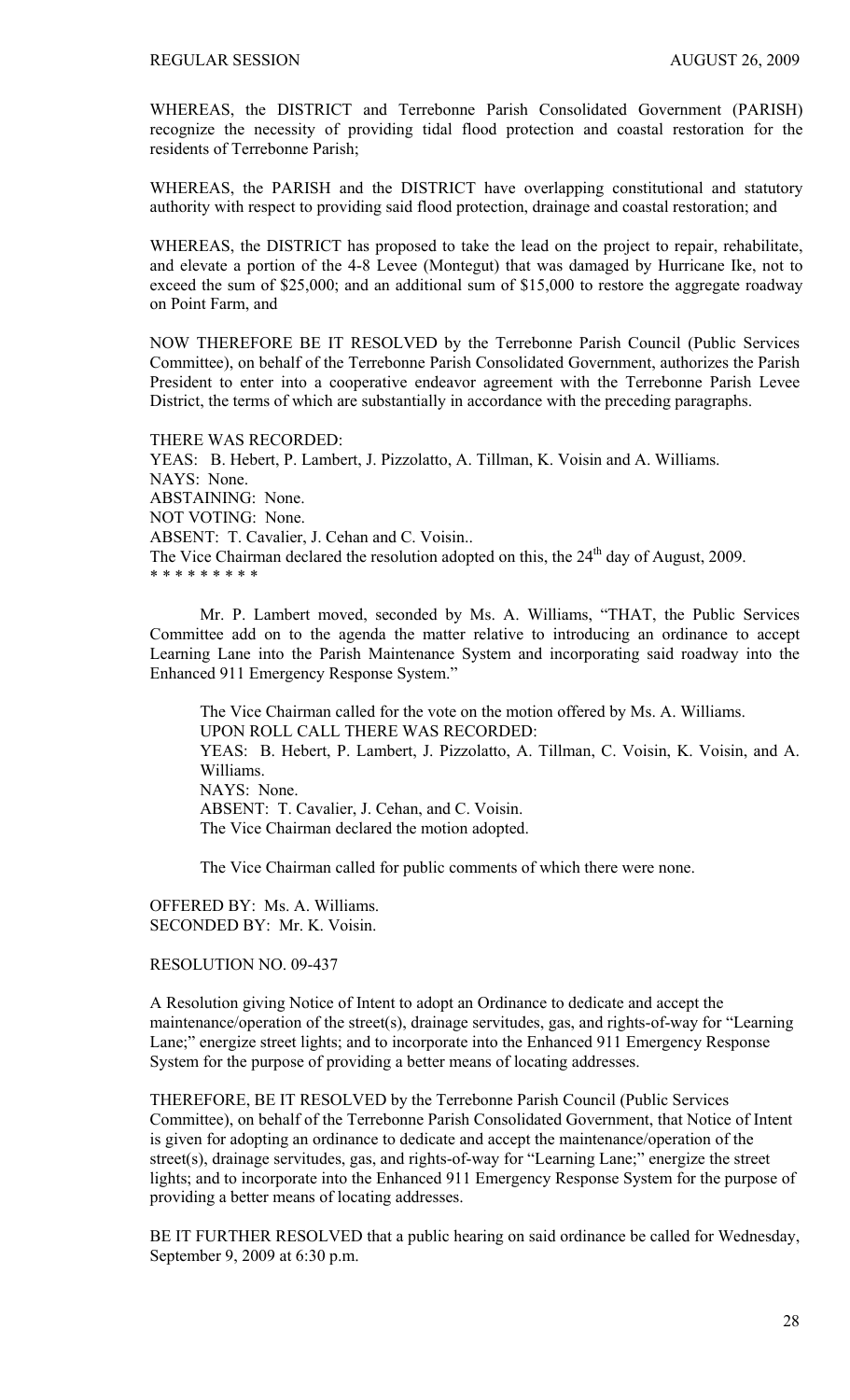WHEREAS, the DISTRICT and Terrebonne Parish Consolidated Government (PARISH) recognize the necessity of providing tidal flood protection and coastal restoration for the residents of Terrebonne Parish;

WHEREAS, the PARISH and the DISTRICT have overlapping constitutional and statutory authority with respect to providing said flood protection, drainage and coastal restoration; and

WHEREAS, the DISTRICT has proposed to take the lead on the project to repair, rehabilitate, and elevate a portion of the 4-8 Levee (Montegut) that was damaged by Hurricane Ike, not to exceed the sum of $25,000; and an additional sum of $15,000 to restore the aggregate roadway on Point Farm, and

NOW THEREFORE BE IT RESOLVED by the Terrebonne Parish Council (Public Services Committee), on behalf of the Terrebonne Parish Consolidated Government, authorizes the Parish President to enter into a cooperative endeavor agreement with the Terrebonne Parish Levee District, the terms of which are substantially in accordance with the preceding paragraphs.

THERE WAS RECORDED:
YEAS: B. Hebert, P. Lambert, J. Pizzolatto, A. Tillman, K. Voisin and A. Williams.
NAYS: None.
ABSTAINING: None.
NOT VOTING: None.
ABSENT: T. Cavalier, J. Cehan and C. Voisin..
The Vice Chairman declared the resolution adopted on this, the 24th day of August, 2009.
\* \* \* \* \* \* \* \* \*

Mr. P. Lambert moved, seconded by Ms. A. Williams, "THAT, the Public Services Committee add on to the agenda the matter relative to introducing an ordinance to accept Learning Lane into the Parish Maintenance System and incorporating said roadway into the Enhanced 911 Emergency Response System."

The Vice Chairman called for the vote on the motion offered by Ms. A. Williams.
UPON ROLL CALL THERE WAS RECORDED:
YEAS: B. Hebert, P. Lambert, J. Pizzolatto, A. Tillman, C. Voisin, K. Voisin, and A. Williams.
NAYS: None.
ABSENT: T. Cavalier, J. Cehan, and C. Voisin.
The Vice Chairman declared the motion adopted.

The Vice Chairman called for public comments of which there were none.

OFFERED BY: Ms. A. Williams.
SECONDED BY: Mr. K. Voisin.

RESOLUTION NO. 09-437

A Resolution giving Notice of Intent to adopt an Ordinance to dedicate and accept the maintenance/operation of the street(s), drainage servitudes, gas, and rights-of-way for "Learning Lane;" energize street lights; and to incorporate into the Enhanced 911 Emergency Response System for the purpose of providing a better means of locating addresses.

THEREFORE, BE IT RESOLVED by the Terrebonne Parish Council (Public Services Committee), on behalf of the Terrebonne Parish Consolidated Government, that Notice of Intent is given for adopting an ordinance to dedicate and accept the maintenance/operation of the street(s), drainage servitudes, gas, and rights-of-way for "Learning Lane;" energize the street lights; and to incorporate into the Enhanced 911 Emergency Response System for the purpose of providing a better means of locating addresses.

BE IT FURTHER RESOLVED that a public hearing on said ordinance be called for Wednesday, September 9, 2009 at 6:30 p.m.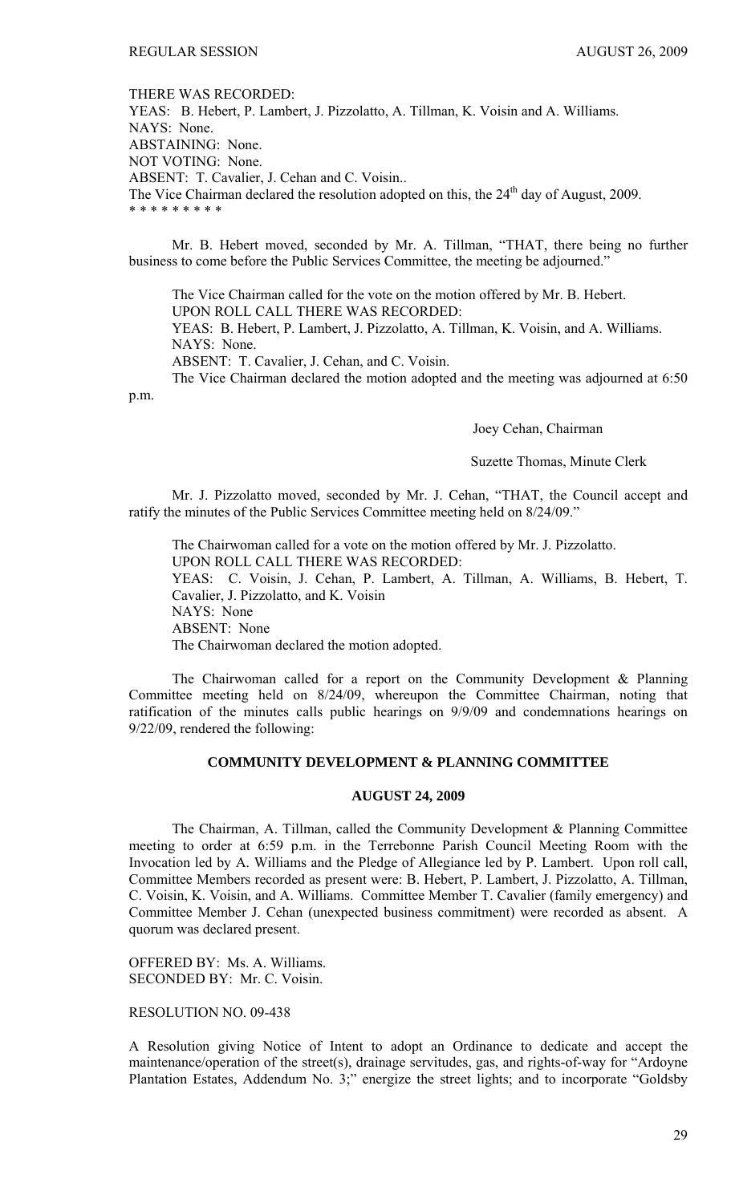THERE WAS RECORDED:
YEAS: B. Hebert, P. Lambert, J. Pizzolatto, A. Tillman, K. Voisin and A. Williams.
NAYS: None.
ABSTAINING: None.
NOT VOTING: None.
ABSENT: T. Cavalier, J. Cehan and C. Voisin..
The Vice Chairman declared the resolution adopted on this, the 24th day of August, 2009.
* * * * * * * * *

Mr. B. Hebert moved, seconded by Mr. A. Tillman, "THAT, there being no further business to come before the Public Services Committee, the meeting be adjourned."

The Vice Chairman called for the vote on the motion offered by Mr. B. Hebert.
UPON ROLL CALL THERE WAS RECORDED:
YEAS: B. Hebert, P. Lambert, J. Pizzolatto, A. Tillman, K. Voisin, and A. Williams.
NAYS: None.
ABSENT: T. Cavalier, J. Cehan, and C. Voisin.
The Vice Chairman declared the motion adopted and the meeting was adjourned at 6:50 p.m.

Joey Cehan, Chairman

Suzette Thomas, Minute Clerk

Mr. J. Pizzolatto moved, seconded by Mr. J. Cehan, "THAT, the Council accept and ratify the minutes of the Public Services Committee meeting held on 8/24/09."

The Chairwoman called for a vote on the motion offered by Mr. J. Pizzolatto.
UPON ROLL CALL THERE WAS RECORDED:
YEAS: C. Voisin, J. Cehan, P. Lambert, A. Tillman, A. Williams, B. Hebert, T. Cavalier, J. Pizzolatto, and K. Voisin
NAYS: None
ABSENT: None
The Chairwoman declared the motion adopted.

The Chairwoman called for a report on the Community Development & Planning Committee meeting held on 8/24/09, whereupon the Committee Chairman, noting that ratification of the minutes calls public hearings on 9/9/09 and condemnations hearings on 9/22/09, rendered the following:

## COMMUNITY DEVELOPMENT & PLANNING COMMITTEE

### AUGUST 24, 2009

The Chairman, A. Tillman, called the Community Development & Planning Committee meeting to order at 6:59 p.m. in the Terrebonne Parish Council Meeting Room with the Invocation led by A. Williams and the Pledge of Allegiance led by P. Lambert. Upon roll call, Committee Members recorded as present were: B. Hebert, P. Lambert, J. Pizzolatto, A. Tillman, C. Voisin, K. Voisin, and A. Williams. Committee Member T. Cavalier (family emergency) and Committee Member J. Cehan (unexpected business commitment) were recorded as absent. A quorum was declared present.

OFFERED BY: Ms. A. Williams.
SECONDED BY: Mr. C. Voisin.

RESOLUTION NO. 09-438

A Resolution giving Notice of Intent to adopt an Ordinance to dedicate and accept the maintenance/operation of the street(s), drainage servitudes, gas, and rights-of-way for "Ardoyne Plantation Estates, Addendum No. 3;" energize the street lights; and to incorporate "Goldsby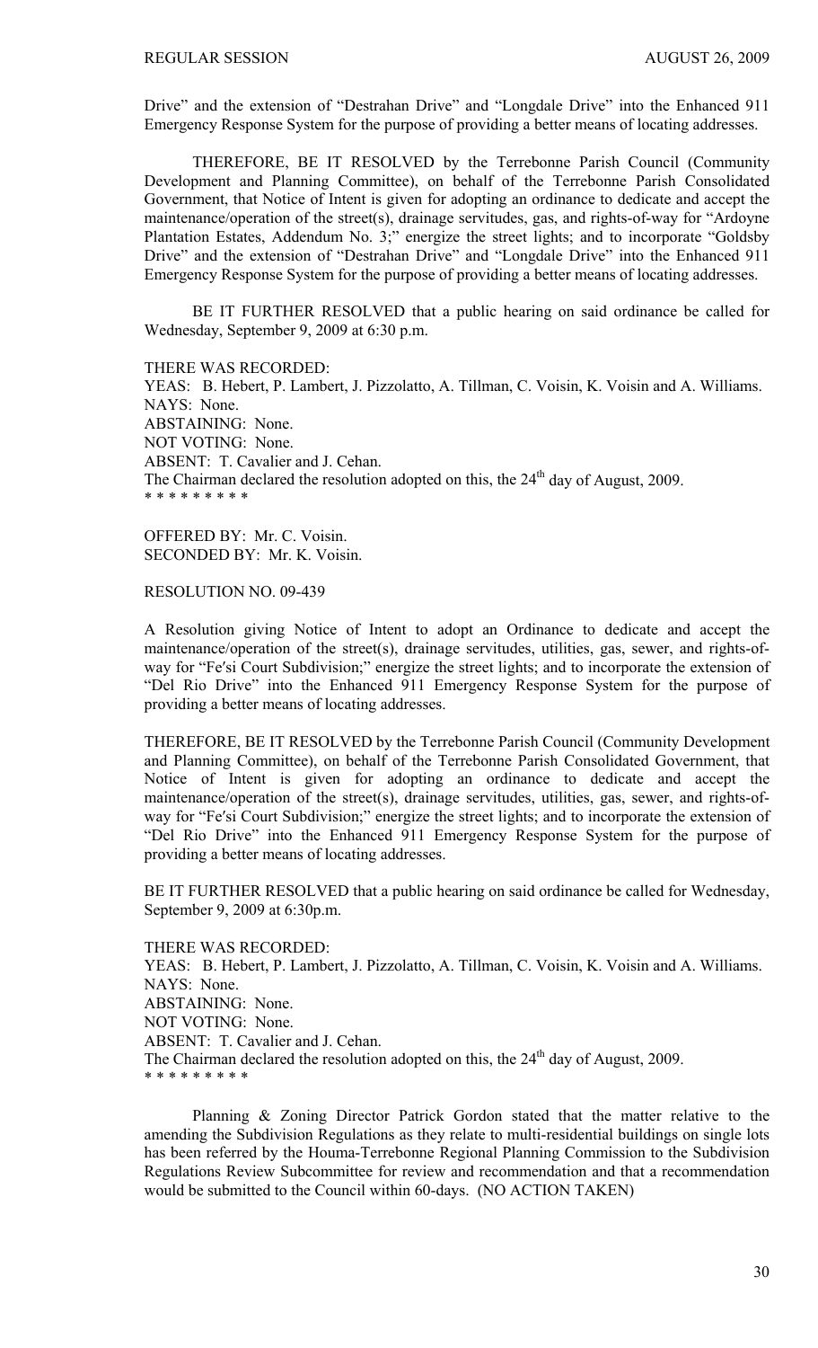Drive" and the extension of "Destrahan Drive" and "Longdale Drive" into the Enhanced 911 Emergency Response System for the purpose of providing a better means of locating addresses.

THEREFORE, BE IT RESOLVED by the Terrebonne Parish Council (Community Development and Planning Committee), on behalf of the Terrebonne Parish Consolidated Government, that Notice of Intent is given for adopting an ordinance to dedicate and accept the maintenance/operation of the street(s), drainage servitudes, gas, and rights-of-way for "Ardoyne Plantation Estates, Addendum No. 3;" energize the street lights; and to incorporate "Goldsby Drive" and the extension of "Destrahan Drive" and "Longdale Drive" into the Enhanced 911 Emergency Response System for the purpose of providing a better means of locating addresses.

BE IT FURTHER RESOLVED that a public hearing on said ordinance be called for Wednesday, September 9, 2009 at 6:30 p.m.

THERE WAS RECORDED:
YEAS: B. Hebert, P. Lambert, J. Pizzolatto, A. Tillman, C. Voisin, K. Voisin and A. Williams.
NAYS: None.
ABSTAINING: None.
NOT VOTING: None.
ABSENT: T. Cavalier and J. Cehan.
The Chairman declared the resolution adopted on this, the 24th day of August, 2009.
* * * * * * * * *

OFFERED BY: Mr. C. Voisin.
SECONDED BY: Mr. K. Voisin.

RESOLUTION NO. 09-439

A Resolution giving Notice of Intent to adopt an Ordinance to dedicate and accept the maintenance/operation of the street(s), drainage servitudes, utilities, gas, sewer, and rights-of-way for "Fe′si Court Subdivision;" energize the street lights; and to incorporate the extension of "Del Rio Drive" into the Enhanced 911 Emergency Response System for the purpose of providing a better means of locating addresses.

THEREFORE, BE IT RESOLVED by the Terrebonne Parish Council (Community Development and Planning Committee), on behalf of the Terrebonne Parish Consolidated Government, that Notice of Intent is given for adopting an ordinance to dedicate and accept the maintenance/operation of the street(s), drainage servitudes, utilities, gas, sewer, and rights-of-way for "Fe′si Court Subdivision;" energize the street lights; and to incorporate the extension of "Del Rio Drive" into the Enhanced 911 Emergency Response System for the purpose of providing a better means of locating addresses.

BE IT FURTHER RESOLVED that a public hearing on said ordinance be called for Wednesday, September 9, 2009 at 6:30p.m.

THERE WAS RECORDED:
YEAS: B. Hebert, P. Lambert, J. Pizzolatto, A. Tillman, C. Voisin, K. Voisin and A. Williams.
NAYS: None.
ABSTAINING: None.
NOT VOTING: None.
ABSENT: T. Cavalier and J. Cehan.
The Chairman declared the resolution adopted on this, the 24th day of August, 2009.
* * * * * * * * *

Planning & Zoning Director Patrick Gordon stated that the matter relative to the amending the Subdivision Regulations as they relate to multi-residential buildings on single lots has been referred by the Houma-Terrebonne Regional Planning Commission to the Subdivision Regulations Review Subcommittee for review and recommendation and that a recommendation would be submitted to the Council within 60-days. (NO ACTION TAKEN)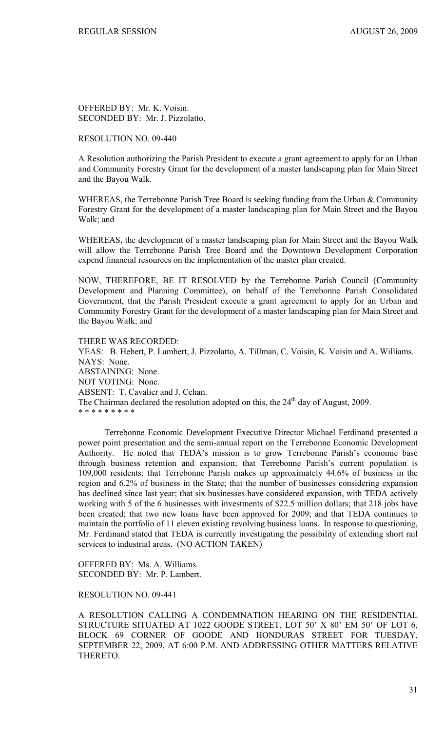OFFERED BY: Mr. K. Voisin.
SECONDED BY: Mr. J. Pizzolatto.

RESOLUTION NO. 09-440

A Resolution authorizing the Parish President to execute a grant agreement to apply for an Urban and Community Forestry Grant for the development of a master landscaping plan for Main Street and the Bayou Walk.

WHEREAS, the Terrebonne Parish Tree Board is seeking funding from the Urban & Community Forestry Grant for the development of a master landscaping plan for Main Street and the Bayou Walk; and

WHEREAS, the development of a master landscaping plan for Main Street and the Bayou Walk will allow the Terrebonne Parish Tree Board and the Downtown Development Corporation expend financial resources on the implementation of the master plan created.

NOW, THEREFORE, BE IT RESOLVED by the Terrebonne Parish Council (Community Development and Planning Committee), on behalf of the Terrebonne Parish Consolidated Government, that the Parish President execute a grant agreement to apply for an Urban and Community Forestry Grant for the development of a master landscaping plan for Main Street and the Bayou Walk; and

THERE WAS RECORDED:
YEAS: B. Hebert, P. Lambert, J. Pizzolatto, A. Tillman, C. Voisin, K. Voisin and A. Williams.
NAYS: None.
ABSTAINING: None.
NOT VOTING: None.
ABSENT: T. Cavalier and J. Cehan.
The Chairman declared the resolution adopted on this, the 24th day of August, 2009.
* * * * * * * * *

Terrebonne Economic Development Executive Director Michael Ferdinand presented a power point presentation and the semi-annual report on the Terrebonne Economic Development Authority. He noted that TEDA's mission is to grow Terrebonne Parish's economic base through business retention and expansion; that Terrebonne Parish's current population is 109,000 residents; that Terrebonne Parish makes up approximately 44.6% of business in the region and 6.2% of business in the State; that the number of businesses considering expansion has declined since last year; that six businesses have considered expansion, with TEDA actively working with 5 of the 6 businesses with investments of $22.5 million dollars; that 218 jobs have been created; that two new loans have been approved for 2009; and that TEDA continues to maintain the portfolio of 11 eleven existing revolving business loans. In response to questioning, Mr. Ferdinand stated that TEDA is currently investigating the possibility of extending short rail services to industrial areas. (NO ACTION TAKEN)

OFFERED BY: Ms. A. Williams.
SECONDED BY: Mr. P. Lambert.

RESOLUTION NO. 09-441

A RESOLUTION CALLING A CONDEMNATION HEARING ON THE RESIDENTIAL STRUCTURE SITUATED AT 1022 GOODE STREET, LOT 50' X 80' EM 50' OF LOT 6, BLOCK 69 CORNER OF GOODE AND HONDURAS STREET FOR TUESDAY, SEPTEMBER 22, 2009, AT 6:00 P.M. AND ADDRESSING OTHER MATTERS RELATIVE THERETO.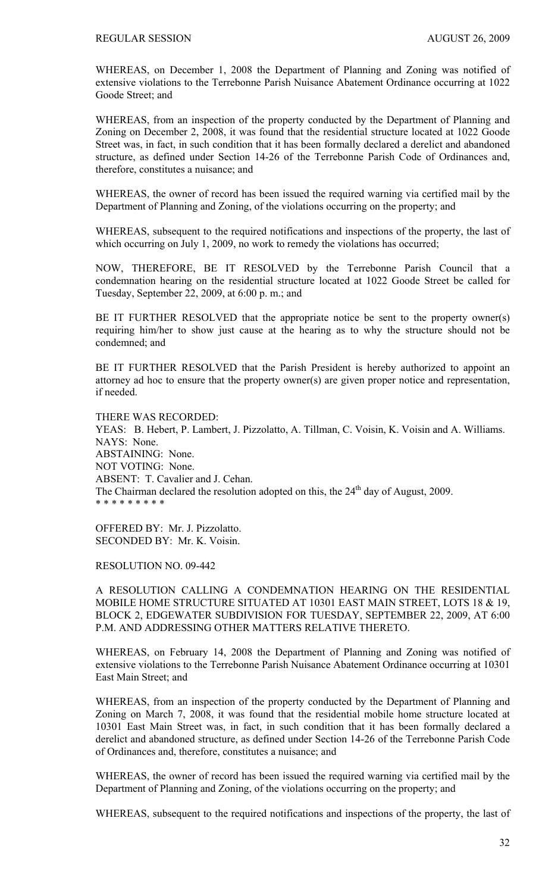WHEREAS, on December 1, 2008 the Department of Planning and Zoning was notified of extensive violations to the Terrebonne Parish Nuisance Abatement Ordinance occurring at 1022 Goode Street; and

WHEREAS, from an inspection of the property conducted by the Department of Planning and Zoning on December 2, 2008, it was found that the residential structure located at 1022 Goode Street was, in fact, in such condition that it has been formally declared a derelict and abandoned structure, as defined under Section 14-26 of the Terrebonne Parish Code of Ordinances and, therefore, constitutes a nuisance; and

WHEREAS, the owner of record has been issued the required warning via certified mail by the Department of Planning and Zoning, of the violations occurring on the property; and

WHEREAS, subsequent to the required notifications and inspections of the property, the last of which occurring on July 1, 2009, no work to remedy the violations has occurred;

NOW, THEREFORE, BE IT RESOLVED by the Terrebonne Parish Council that a condemnation hearing on the residential structure located at 1022 Goode Street be called for Tuesday, September 22, 2009, at 6:00 p. m.; and

BE IT FURTHER RESOLVED that the appropriate notice be sent to the property owner(s) requiring him/her to show just cause at the hearing as to why the structure should not be condemned; and

BE IT FURTHER RESOLVED that the Parish President is hereby authorized to appoint an attorney ad hoc to ensure that the property owner(s) are given proper notice and representation, if needed.

THERE WAS RECORDED:
YEAS: B. Hebert, P. Lambert, J. Pizzolatto, A. Tillman, C. Voisin, K. Voisin and A. Williams.
NAYS: None.
ABSTAINING: None.
NOT VOTING: None.
ABSENT: T. Cavalier and J. Cehan.
The Chairman declared the resolution adopted on this, the 24th day of August, 2009.
* * * * * * * * *

OFFERED BY: Mr. J. Pizzolatto.
SECONDED BY: Mr. K. Voisin.

RESOLUTION NO. 09-442

A RESOLUTION CALLING A CONDEMNATION HEARING ON THE RESIDENTIAL MOBILE HOME STRUCTURE SITUATED AT 10301 EAST MAIN STREET, LOTS 18 & 19, BLOCK 2, EDGEWATER SUBDIVISION FOR TUESDAY, SEPTEMBER 22, 2009, AT 6:00 P.M. AND ADDRESSING OTHER MATTERS RELATIVE THERETO.

WHEREAS, on February 14, 2008 the Department of Planning and Zoning was notified of extensive violations to the Terrebonne Parish Nuisance Abatement Ordinance occurring at 10301 East Main Street; and

WHEREAS, from an inspection of the property conducted by the Department of Planning and Zoning on March 7, 2008, it was found that the residential mobile home structure located at 10301 East Main Street was, in fact, in such condition that it has been formally declared a derelict and abandoned structure, as defined under Section 14-26 of the Terrebonne Parish Code of Ordinances and, therefore, constitutes a nuisance; and

WHEREAS, the owner of record has been issued the required warning via certified mail by the Department of Planning and Zoning, of the violations occurring on the property; and

WHEREAS, subsequent to the required notifications and inspections of the property, the last of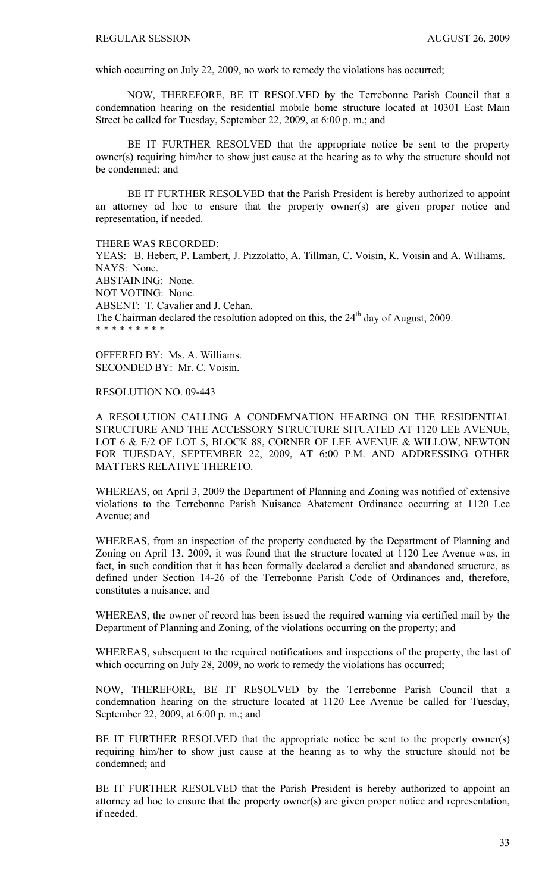which occurring on July 22, 2009, no work to remedy the violations has occurred;

NOW, THEREFORE, BE IT RESOLVED by the Terrebonne Parish Council that a condemnation hearing on the residential mobile home structure located at 10301 East Main Street be called for Tuesday, September 22, 2009, at 6:00 p. m.; and

BE IT FURTHER RESOLVED that the appropriate notice be sent to the property owner(s) requiring him/her to show just cause at the hearing as to why the structure should not be condemned; and

BE IT FURTHER RESOLVED that the Parish President is hereby authorized to appoint an attorney ad hoc to ensure that the property owner(s) are given proper notice and representation, if needed.

THERE WAS RECORDED:
YEAS: B. Hebert, P. Lambert, J. Pizzolatto, A. Tillman, C. Voisin, K. Voisin and A. Williams.
NAYS: None.
ABSTAINING: None.
NOT VOTING: None.
ABSENT: T. Cavalier and J. Cehan.
The Chairman declared the resolution adopted on this, the 24th day of August, 2009.
* * * * * * * * *

OFFERED BY: Ms. A. Williams.
SECONDED BY: Mr. C. Voisin.

RESOLUTION NO. 09-443

A RESOLUTION CALLING A CONDEMNATION HEARING ON THE RESIDENTIAL STRUCTURE AND THE ACCESSORY STRUCTURE SITUATED AT 1120 LEE AVENUE, LOT 6 & E/2 OF LOT 5, BLOCK 88, CORNER OF LEE AVENUE & WILLOW, NEWTON FOR TUESDAY, SEPTEMBER 22, 2009, AT 6:00 P.M. AND ADDRESSING OTHER MATTERS RELATIVE THERETO.

WHEREAS, on April 3, 2009 the Department of Planning and Zoning was notified of extensive violations to the Terrebonne Parish Nuisance Abatement Ordinance occurring at 1120 Lee Avenue; and

WHEREAS, from an inspection of the property conducted by the Department of Planning and Zoning on April 13, 2009, it was found that the structure located at 1120 Lee Avenue was, in fact, in such condition that it has been formally declared a derelict and abandoned structure, as defined under Section 14-26 of the Terrebonne Parish Code of Ordinances and, therefore, constitutes a nuisance; and

WHEREAS, the owner of record has been issued the required warning via certified mail by the Department of Planning and Zoning, of the violations occurring on the property; and

WHEREAS, subsequent to the required notifications and inspections of the property, the last of which occurring on July 28, 2009, no work to remedy the violations has occurred;

NOW, THEREFORE, BE IT RESOLVED by the Terrebonne Parish Council that a condemnation hearing on the structure located at 1120 Lee Avenue be called for Tuesday, September 22, 2009, at 6:00 p. m.; and

BE IT FURTHER RESOLVED that the appropriate notice be sent to the property owner(s) requiring him/her to show just cause at the hearing as to why the structure should not be condemned; and

BE IT FURTHER RESOLVED that the Parish President is hereby authorized to appoint an attorney ad hoc to ensure that the property owner(s) are given proper notice and representation, if needed.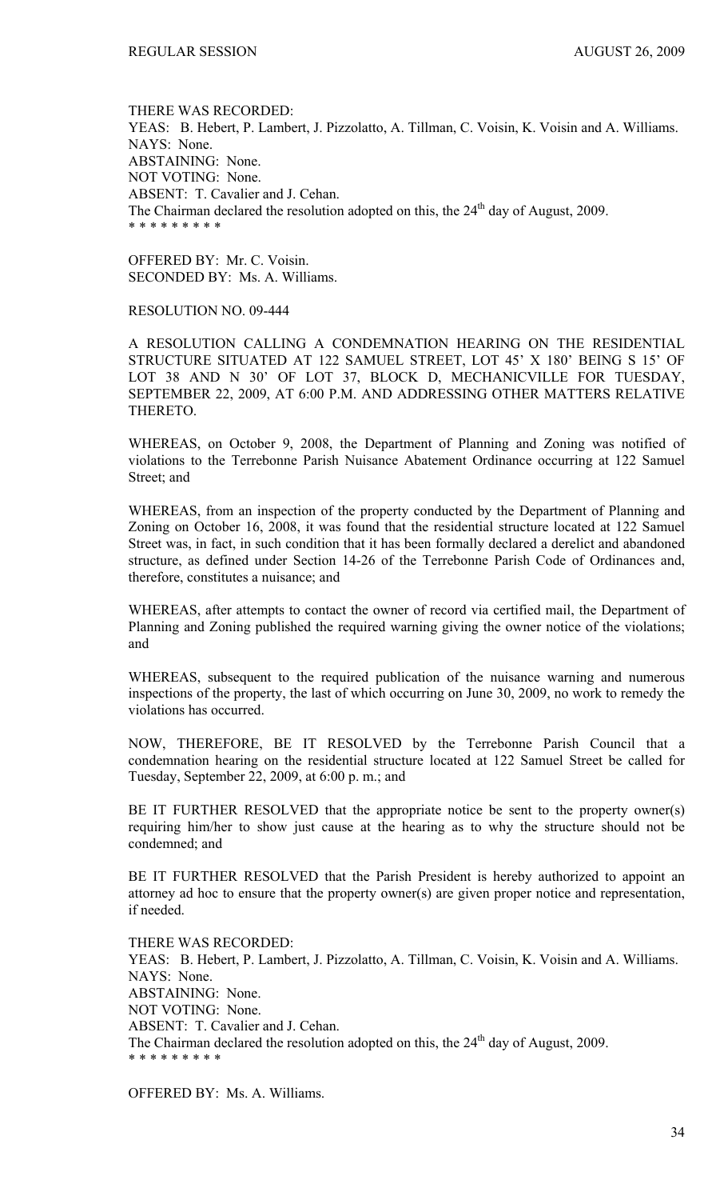THERE WAS RECORDED:
YEAS: B. Hebert, P. Lambert, J. Pizzolatto, A. Tillman, C. Voisin, K. Voisin and A. Williams.
NAYS: None.
ABSTAINING: None.
NOT VOTING: None.
ABSENT: T. Cavalier and J. Cehan.
The Chairman declared the resolution adopted on this, the 24th day of August, 2009.
* * * * * * * * *

OFFERED BY: Mr. C. Voisin.
SECONDED BY: Ms. A. Williams.

RESOLUTION NO. 09-444

A RESOLUTION CALLING A CONDEMNATION HEARING ON THE RESIDENTIAL STRUCTURE SITUATED AT 122 SAMUEL STREET, LOT 45' X 180' BEING S 15' OF LOT 38 AND N 30' OF LOT 37, BLOCK D, MECHANICVILLE FOR TUESDAY, SEPTEMBER 22, 2009, AT 6:00 P.M. AND ADDRESSING OTHER MATTERS RELATIVE THERETO.

WHEREAS, on October 9, 2008, the Department of Planning and Zoning was notified of violations to the Terrebonne Parish Nuisance Abatement Ordinance occurring at 122 Samuel Street; and

WHEREAS, from an inspection of the property conducted by the Department of Planning and Zoning on October 16, 2008, it was found that the residential structure located at 122 Samuel Street was, in fact, in such condition that it has been formally declared a derelict and abandoned structure, as defined under Section 14-26 of the Terrebonne Parish Code of Ordinances and, therefore, constitutes a nuisance; and

WHEREAS, after attempts to contact the owner of record via certified mail, the Department of Planning and Zoning published the required warning giving the owner notice of the violations; and

WHEREAS, subsequent to the required publication of the nuisance warning and numerous inspections of the property, the last of which occurring on June 30, 2009, no work to remedy the violations has occurred.

NOW, THEREFORE, BE IT RESOLVED by the Terrebonne Parish Council that a condemnation hearing on the residential structure located at 122 Samuel Street be called for Tuesday, September 22, 2009, at 6:00 p. m.; and

BE IT FURTHER RESOLVED that the appropriate notice be sent to the property owner(s) requiring him/her to show just cause at the hearing as to why the structure should not be condemned; and

BE IT FURTHER RESOLVED that the Parish President is hereby authorized to appoint an attorney ad hoc to ensure that the property owner(s) are given proper notice and representation, if needed.

THERE WAS RECORDED:
YEAS: B. Hebert, P. Lambert, J. Pizzolatto, A. Tillman, C. Voisin, K. Voisin and A. Williams.
NAYS: None.
ABSTAINING: None.
NOT VOTING: None.
ABSENT: T. Cavalier and J. Cehan.
The Chairman declared the resolution adopted on this, the 24th day of August, 2009.
* * * * * * * * *

OFFERED BY: Ms. A. Williams.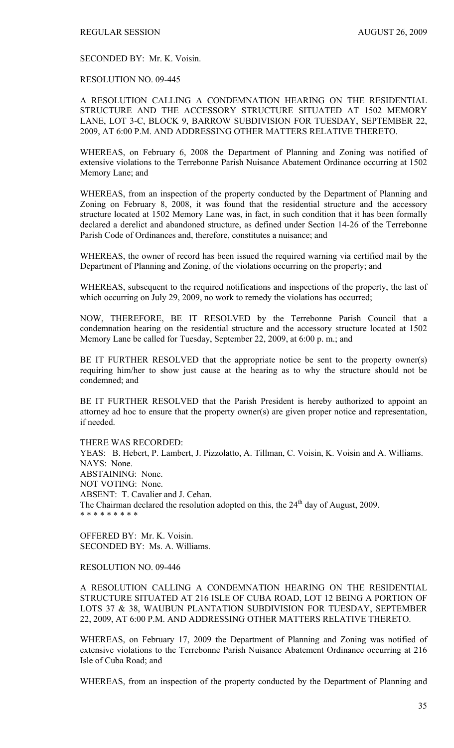SECONDED BY: Mr. K. Voisin.

RESOLUTION NO. 09-445

A RESOLUTION CALLING A CONDEMNATION HEARING ON THE RESIDENTIAL STRUCTURE AND THE ACCESSORY STRUCTURE SITUATED AT 1502 MEMORY LANE, LOT 3-C, BLOCK 9, BARROW SUBDIVISION FOR TUESDAY, SEPTEMBER 22, 2009, AT 6:00 P.M. AND ADDRESSING OTHER MATTERS RELATIVE THERETO.

WHEREAS, on February 6, 2008 the Department of Planning and Zoning was notified of extensive violations to the Terrebonne Parish Nuisance Abatement Ordinance occurring at 1502 Memory Lane; and

WHEREAS, from an inspection of the property conducted by the Department of Planning and Zoning on February 8, 2008, it was found that the residential structure and the accessory structure located at 1502 Memory Lane was, in fact, in such condition that it has been formally declared a derelict and abandoned structure, as defined under Section 14-26 of the Terrebonne Parish Code of Ordinances and, therefore, constitutes a nuisance; and

WHEREAS, the owner of record has been issued the required warning via certified mail by the Department of Planning and Zoning, of the violations occurring on the property; and

WHEREAS, subsequent to the required notifications and inspections of the property, the last of which occurring on July 29, 2009, no work to remedy the violations has occurred;

NOW, THEREFORE, BE IT RESOLVED by the Terrebonne Parish Council that a condemnation hearing on the residential structure and the accessory structure located at 1502 Memory Lane be called for Tuesday, September 22, 2009, at 6:00 p. m.; and

BE IT FURTHER RESOLVED that the appropriate notice be sent to the property owner(s) requiring him/her to show just cause at the hearing as to why the structure should not be condemned; and

BE IT FURTHER RESOLVED that the Parish President is hereby authorized to appoint an attorney ad hoc to ensure that the property owner(s) are given proper notice and representation, if needed.

THERE WAS RECORDED:
YEAS: B. Hebert, P. Lambert, J. Pizzolatto, A. Tillman, C. Voisin, K. Voisin and A. Williams.
NAYS: None.
ABSTAINING: None.
NOT VOTING: None.
ABSENT: T. Cavalier and J. Cehan.
The Chairman declared the resolution adopted on this, the 24th day of August, 2009.
* * * * * * * * *

OFFERED BY: Mr. K. Voisin.
SECONDED BY: Ms. A. Williams.

RESOLUTION NO. 09-446

A RESOLUTION CALLING A CONDEMNATION HEARING ON THE RESIDENTIAL STRUCTURE SITUATED AT 216 ISLE OF CUBA ROAD, LOT 12 BEING A PORTION OF LOTS 37 & 38, WAUBUN PLANTATION SUBDIVISION FOR TUESDAY, SEPTEMBER 22, 2009, AT 6:00 P.M. AND ADDRESSING OTHER MATTERS RELATIVE THERETO.

WHEREAS, on February 17, 2009 the Department of Planning and Zoning was notified of extensive violations to the Terrebonne Parish Nuisance Abatement Ordinance occurring at 216 Isle of Cuba Road; and

WHEREAS, from an inspection of the property conducted by the Department of Planning and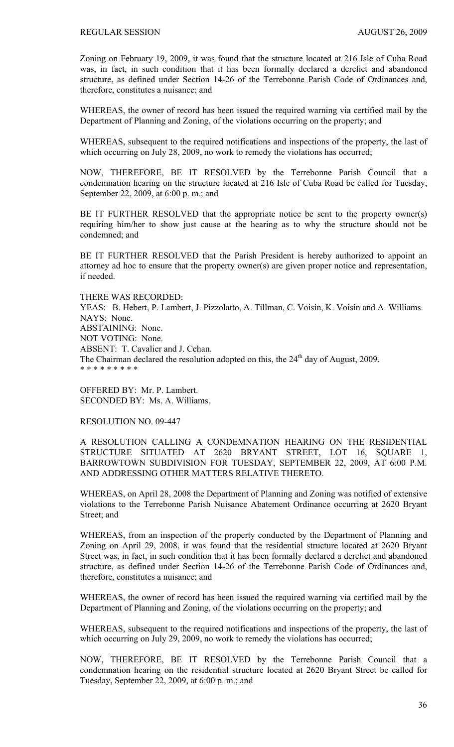Zoning on February 19, 2009, it was found that the structure located at 216 Isle of Cuba Road was, in fact, in such condition that it has been formally declared a derelict and abandoned structure, as defined under Section 14-26 of the Terrebonne Parish Code of Ordinances and, therefore, constitutes a nuisance; and

WHEREAS, the owner of record has been issued the required warning via certified mail by the Department of Planning and Zoning, of the violations occurring on the property; and

WHEREAS, subsequent to the required notifications and inspections of the property, the last of which occurring on July 28, 2009, no work to remedy the violations has occurred;

NOW, THEREFORE, BE IT RESOLVED by the Terrebonne Parish Council that a condemnation hearing on the structure located at 216 Isle of Cuba Road be called for Tuesday, September 22, 2009, at 6:00 p. m.; and

BE IT FURTHER RESOLVED that the appropriate notice be sent to the property owner(s) requiring him/her to show just cause at the hearing as to why the structure should not be condemned; and

BE IT FURTHER RESOLVED that the Parish President is hereby authorized to appoint an attorney ad hoc to ensure that the property owner(s) are given proper notice and representation, if needed.

THERE WAS RECORDED:
YEAS: B. Hebert, P. Lambert, J. Pizzolatto, A. Tillman, C. Voisin, K. Voisin and A. Williams.
NAYS: None.
ABSTAINING: None.
NOT VOTING: None.
ABSENT: T. Cavalier and J. Cehan.
The Chairman declared the resolution adopted on this, the 24th day of August, 2009.
* * * * * * * * *

OFFERED BY: Mr. P. Lambert.
SECONDED BY: Ms. A. Williams.

RESOLUTION NO. 09-447

A RESOLUTION CALLING A CONDEMNATION HEARING ON THE RESIDENTIAL STRUCTURE SITUATED AT 2620 BRYANT STREET, LOT 16, SQUARE 1, BARROWTOWN SUBDIVISION FOR TUESDAY, SEPTEMBER 22, 2009, AT 6:00 P.M. AND ADDRESSING OTHER MATTERS RELATIVE THERETO.

WHEREAS, on April 28, 2008 the Department of Planning and Zoning was notified of extensive violations to the Terrebonne Parish Nuisance Abatement Ordinance occurring at 2620 Bryant Street; and

WHEREAS, from an inspection of the property conducted by the Department of Planning and Zoning on April 29, 2008, it was found that the residential structure located at 2620 Bryant Street was, in fact, in such condition that it has been formally declared a derelict and abandoned structure, as defined under Section 14-26 of the Terrebonne Parish Code of Ordinances and, therefore, constitutes a nuisance; and

WHEREAS, the owner of record has been issued the required warning via certified mail by the Department of Planning and Zoning, of the violations occurring on the property; and

WHEREAS, subsequent to the required notifications and inspections of the property, the last of which occurring on July 29, 2009, no work to remedy the violations has occurred;

NOW, THEREFORE, BE IT RESOLVED by the Terrebonne Parish Council that a condemnation hearing on the residential structure located at 2620 Bryant Street be called for Tuesday, September 22, 2009, at 6:00 p. m.; and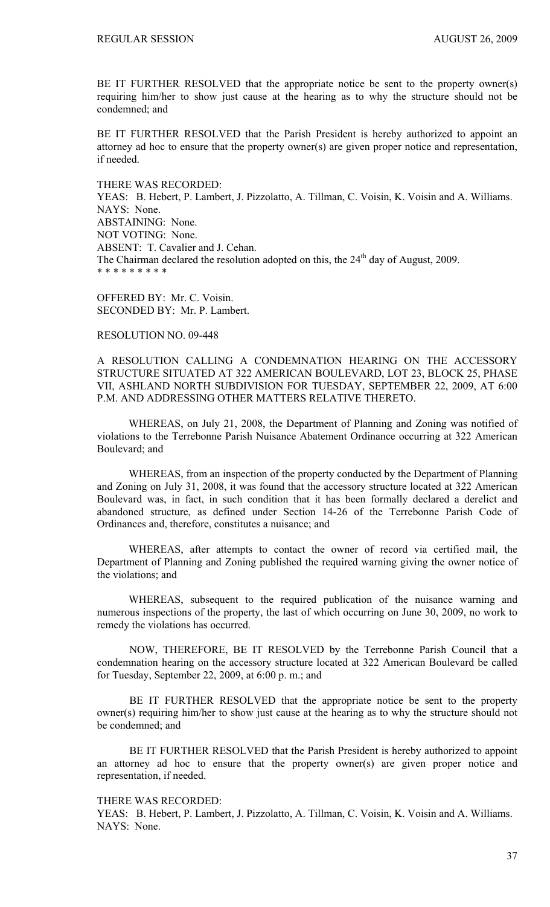BE IT FURTHER RESOLVED that the appropriate notice be sent to the property owner(s) requiring him/her to show just cause at the hearing as to why the structure should not be condemned; and

BE IT FURTHER RESOLVED that the Parish President is hereby authorized to appoint an attorney ad hoc to ensure that the property owner(s) are given proper notice and representation, if needed.

THERE WAS RECORDED:
YEAS: B. Hebert, P. Lambert, J. Pizzolatto, A. Tillman, C. Voisin, K. Voisin and A. Williams.
NAYS: None.
ABSTAINING: None.
NOT VOTING: None.
ABSENT: T. Cavalier and J. Cehan.
The Chairman declared the resolution adopted on this, the 24th day of August, 2009.
* * * * * * * * *

OFFERED BY: Mr. C. Voisin.
SECONDED BY: Mr. P. Lambert.

RESOLUTION NO. 09-448

A RESOLUTION CALLING A CONDEMNATION HEARING ON THE ACCESSORY STRUCTURE SITUATED AT 322 AMERICAN BOULEVARD, LOT 23, BLOCK 25, PHASE VII, ASHLAND NORTH SUBDIVISION FOR TUESDAY, SEPTEMBER 22, 2009, AT 6:00 P.M. AND ADDRESSING OTHER MATTERS RELATIVE THERETO.

WHEREAS, on July 21, 2008, the Department of Planning and Zoning was notified of violations to the Terrebonne Parish Nuisance Abatement Ordinance occurring at 322 American Boulevard; and

WHEREAS, from an inspection of the property conducted by the Department of Planning and Zoning on July 31, 2008, it was found that the accessory structure located at 322 American Boulevard was, in fact, in such condition that it has been formally declared a derelict and abandoned structure, as defined under Section 14-26 of the Terrebonne Parish Code of Ordinances and, therefore, constitutes a nuisance; and

WHEREAS, after attempts to contact the owner of record via certified mail, the Department of Planning and Zoning published the required warning giving the owner notice of the violations; and

WHEREAS, subsequent to the required publication of the nuisance warning and numerous inspections of the property, the last of which occurring on June 30, 2009, no work to remedy the violations has occurred.

NOW, THEREFORE, BE IT RESOLVED by the Terrebonne Parish Council that a condemnation hearing on the accessory structure located at 322 American Boulevard be called for Tuesday, September 22, 2009, at 6:00 p. m.; and

BE IT FURTHER RESOLVED that the appropriate notice be sent to the property owner(s) requiring him/her to show just cause at the hearing as to why the structure should not be condemned; and

BE IT FURTHER RESOLVED that the Parish President is hereby authorized to appoint an attorney ad hoc to ensure that the property owner(s) are given proper notice and representation, if needed.

THERE WAS RECORDED:
YEAS: B. Hebert, P. Lambert, J. Pizzolatto, A. Tillman, C. Voisin, K. Voisin and A. Williams.
NAYS: None.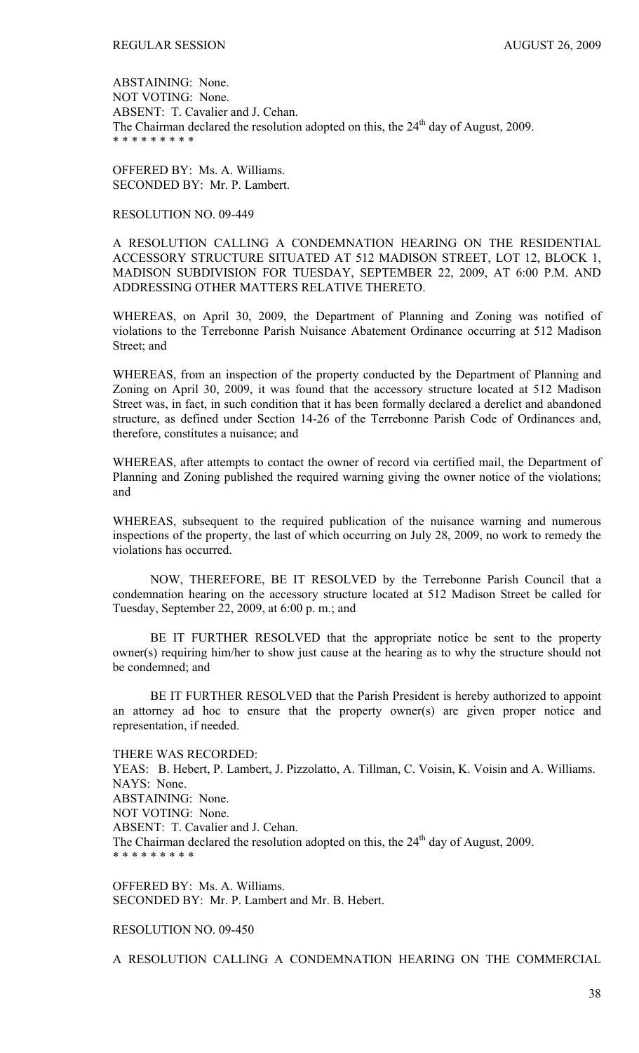ABSTAINING: None.
NOT VOTING: None.
ABSENT: T. Cavalier and J. Cehan.
The Chairman declared the resolution adopted on this, the 24th day of August, 2009.
\* \* \* \* \* \* \* \* \*

OFFERED BY: Ms. A. Williams.
SECONDED BY: Mr. P. Lambert.

RESOLUTION NO. 09-449

A RESOLUTION CALLING A CONDEMNATION HEARING ON THE RESIDENTIAL ACCESSORY STRUCTURE SITUATED AT 512 MADISON STREET, LOT 12, BLOCK 1, MADISON SUBDIVISION FOR TUESDAY, SEPTEMBER 22, 2009, AT 6:00 P.M. AND ADDRESSING OTHER MATTERS RELATIVE THERETO.

WHEREAS, on April 30, 2009, the Department of Planning and Zoning was notified of violations to the Terrebonne Parish Nuisance Abatement Ordinance occurring at 512 Madison Street; and

WHEREAS, from an inspection of the property conducted by the Department of Planning and Zoning on April 30, 2009, it was found that the accessory structure located at 512 Madison Street was, in fact, in such condition that it has been formally declared a derelict and abandoned structure, as defined under Section 14-26 of the Terrebonne Parish Code of Ordinances and, therefore, constitutes a nuisance; and

WHEREAS, after attempts to contact the owner of record via certified mail, the Department of Planning and Zoning published the required warning giving the owner notice of the violations; and

WHEREAS, subsequent to the required publication of the nuisance warning and numerous inspections of the property, the last of which occurring on July 28, 2009, no work to remedy the violations has occurred.

NOW, THEREFORE, BE IT RESOLVED by the Terrebonne Parish Council that a condemnation hearing on the accessory structure located at 512 Madison Street be called for Tuesday, September 22, 2009, at 6:00 p. m.; and

BE IT FURTHER RESOLVED that the appropriate notice be sent to the property owner(s) requiring him/her to show just cause at the hearing as to why the structure should not be condemned; and

BE IT FURTHER RESOLVED that the Parish President is hereby authorized to appoint an attorney ad hoc to ensure that the property owner(s) are given proper notice and representation, if needed.

THERE WAS RECORDED:
YEAS: B. Hebert, P. Lambert, J. Pizzolatto, A. Tillman, C. Voisin, K. Voisin and A. Williams.
NAYS: None.
ABSTAINING: None.
NOT VOTING: None.
ABSENT: T. Cavalier and J. Cehan.
The Chairman declared the resolution adopted on this, the 24th day of August, 2009.
\* \* \* \* \* \* \* \* \*

OFFERED BY: Ms. A. Williams.
SECONDED BY: Mr. P. Lambert and Mr. B. Hebert.

RESOLUTION NO. 09-450

A RESOLUTION CALLING A CONDEMNATION HEARING ON THE COMMERCIAL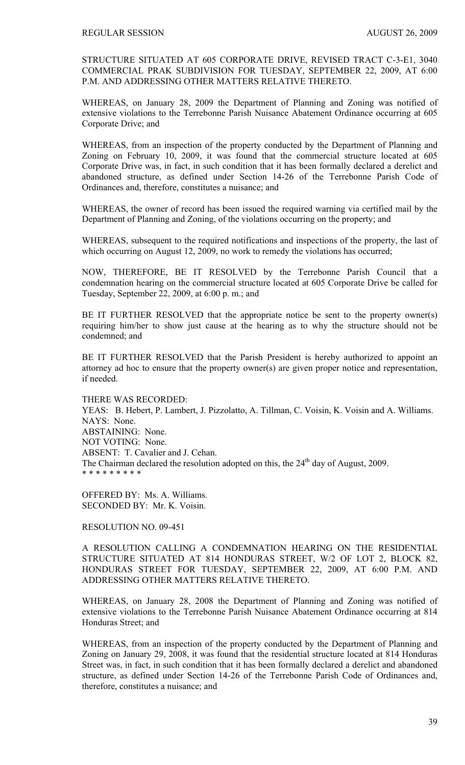STRUCTURE SITUATED AT 605 CORPORATE DRIVE, REVISED TRACT C-3-E1, 3040 COMMERCIAL PRAK SUBDIVISION FOR TUESDAY, SEPTEMBER 22, 2009, AT 6:00 P.M. AND ADDRESSING OTHER MATTERS RELATIVE THERETO.

WHEREAS, on January 28, 2009 the Department of Planning and Zoning was notified of extensive violations to the Terrebonne Parish Nuisance Abatement Ordinance occurring at 605 Corporate Drive; and

WHEREAS, from an inspection of the property conducted by the Department of Planning and Zoning on February 10, 2009, it was found that the commercial structure located at 605 Corporate Drive was, in fact, in such condition that it has been formally declared a derelict and abandoned structure, as defined under Section 14-26 of the Terrebonne Parish Code of Ordinances and, therefore, constitutes a nuisance; and

WHEREAS, the owner of record has been issued the required warning via certified mail by the Department of Planning and Zoning, of the violations occurring on the property; and

WHEREAS, subsequent to the required notifications and inspections of the property, the last of which occurring on August 12, 2009, no work to remedy the violations has occurred;

NOW, THEREFORE, BE IT RESOLVED by the Terrebonne Parish Council that a condemnation hearing on the commercial structure located at 605 Corporate Drive be called for Tuesday, September 22, 2009, at 6:00 p. m.; and

BE IT FURTHER RESOLVED that the appropriate notice be sent to the property owner(s) requiring him/her to show just cause at the hearing as to why the structure should not be condemned; and

BE IT FURTHER RESOLVED that the Parish President is hereby authorized to appoint an attorney ad hoc to ensure that the property owner(s) are given proper notice and representation, if needed.

THERE WAS RECORDED:
YEAS: B. Hebert, P. Lambert, J. Pizzolatto, A. Tillman, C. Voisin, K. Voisin and A. Williams.
NAYS: None.
ABSTAINING: None.
NOT VOTING: None.
ABSENT: T. Cavalier and J. Cehan.
The Chairman declared the resolution adopted on this, the 24th day of August, 2009.
* * * * * * * * *

OFFERED BY: Ms. A. Williams.
SECONDED BY: Mr. K. Voisin.

RESOLUTION NO. 09-451

A RESOLUTION CALLING A CONDEMNATION HEARING ON THE RESIDENTIAL STRUCTURE SITUATED AT 814 HONDURAS STREET, W/2 OF LOT 2, BLOCK 82, HONDURAS STREET FOR TUESDAY, SEPTEMBER 22, 2009, AT 6:00 P.M. AND ADDRESSING OTHER MATTERS RELATIVE THERETO.

WHEREAS, on January 28, 2008 the Department of Planning and Zoning was notified of extensive violations to the Terrebonne Parish Nuisance Abatement Ordinance occurring at 814 Honduras Street; and

WHEREAS, from an inspection of the property conducted by the Department of Planning and Zoning on January 29, 2008, it was found that the residential structure located at 814 Honduras Street was, in fact, in such condition that it has been formally declared a derelict and abandoned structure, as defined under Section 14-26 of the Terrebonne Parish Code of Ordinances and, therefore, constitutes a nuisance; and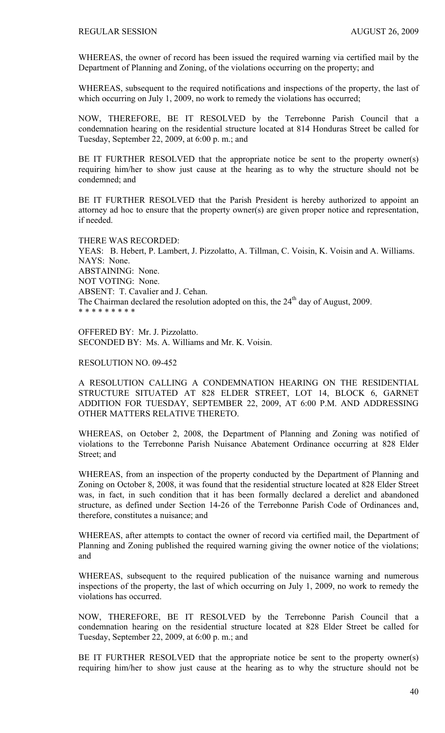WHEREAS, the owner of record has been issued the required warning via certified mail by the Department of Planning and Zoning, of the violations occurring on the property; and

WHEREAS, subsequent to the required notifications and inspections of the property, the last of which occurring on July 1, 2009, no work to remedy the violations has occurred;

NOW, THEREFORE, BE IT RESOLVED by the Terrebonne Parish Council that a condemnation hearing on the residential structure located at 814 Honduras Street be called for Tuesday, September 22, 2009, at 6:00 p. m.; and

BE IT FURTHER RESOLVED that the appropriate notice be sent to the property owner(s) requiring him/her to show just cause at the hearing as to why the structure should not be condemned; and

BE IT FURTHER RESOLVED that the Parish President is hereby authorized to appoint an attorney ad hoc to ensure that the property owner(s) are given proper notice and representation, if needed.

THERE WAS RECORDED:
YEAS: B. Hebert, P. Lambert, J. Pizzolatto, A. Tillman, C. Voisin, K. Voisin and A. Williams.
NAYS: None.
ABSTAINING: None.
NOT VOTING: None.
ABSENT: T. Cavalier and J. Cehan.
The Chairman declared the resolution adopted on this, the 24th day of August, 2009.
* * * * * * * * *

OFFERED BY: Mr. J. Pizzolatto.
SECONDED BY: Ms. A. Williams and Mr. K. Voisin.

RESOLUTION NO. 09-452

A RESOLUTION CALLING A CONDEMNATION HEARING ON THE RESIDENTIAL STRUCTURE SITUATED AT 828 ELDER STREET, LOT 14, BLOCK 6, GARNET ADDITION FOR TUESDAY, SEPTEMBER 22, 2009, AT 6:00 P.M. AND ADDRESSING OTHER MATTERS RELATIVE THERETO.

WHEREAS, on October 2, 2008, the Department of Planning and Zoning was notified of violations to the Terrebonne Parish Nuisance Abatement Ordinance occurring at 828 Elder Street; and

WHEREAS, from an inspection of the property conducted by the Department of Planning and Zoning on October 8, 2008, it was found that the residential structure located at 828 Elder Street was, in fact, in such condition that it has been formally declared a derelict and abandoned structure, as defined under Section 14-26 of the Terrebonne Parish Code of Ordinances and, therefore, constitutes a nuisance; and

WHEREAS, after attempts to contact the owner of record via certified mail, the Department of Planning and Zoning published the required warning giving the owner notice of the violations; and

WHEREAS, subsequent to the required publication of the nuisance warning and numerous inspections of the property, the last of which occurring on July 1, 2009, no work to remedy the violations has occurred.

NOW, THEREFORE, BE IT RESOLVED by the Terrebonne Parish Council that a condemnation hearing on the residential structure located at 828 Elder Street be called for Tuesday, September 22, 2009, at 6:00 p. m.; and

BE IT FURTHER RESOLVED that the appropriate notice be sent to the property owner(s) requiring him/her to show just cause at the hearing as to why the structure should not be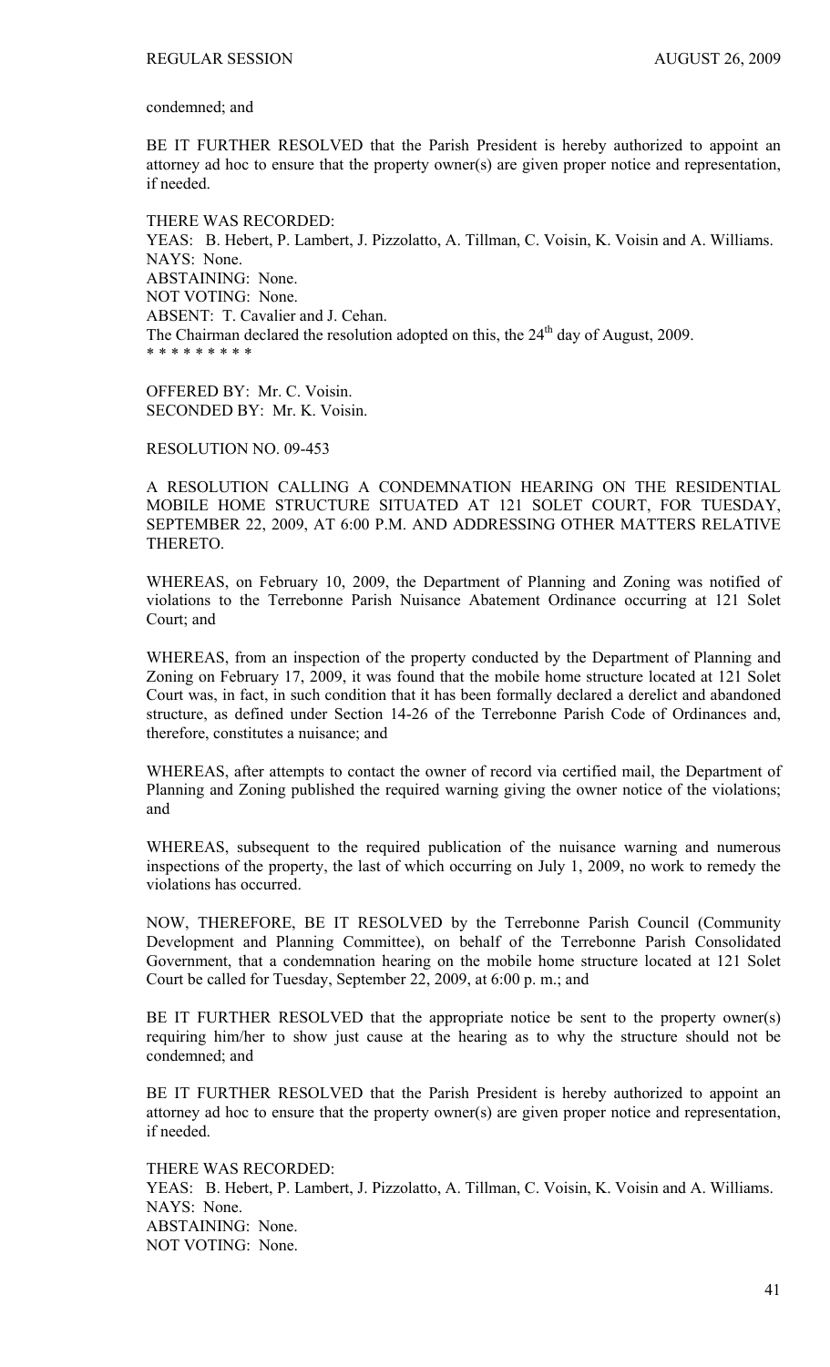condemned; and

BE IT FURTHER RESOLVED that the Parish President is hereby authorized to appoint an attorney ad hoc to ensure that the property owner(s) are given proper notice and representation, if needed.

THERE WAS RECORDED:
YEAS: B. Hebert, P. Lambert, J. Pizzolatto, A. Tillman, C. Voisin, K. Voisin and A. Williams.
NAYS: None.
ABSTAINING: None.
NOT VOTING: None.
ABSENT: T. Cavalier and J. Cehan.
The Chairman declared the resolution adopted on this, the 24th day of August, 2009.
* * * * * * * * *

OFFERED BY: Mr. C. Voisin.
SECONDED BY: Mr. K. Voisin.

RESOLUTION NO. 09-453

A RESOLUTION CALLING A CONDEMNATION HEARING ON THE RESIDENTIAL MOBILE HOME STRUCTURE SITUATED AT 121 SOLET COURT, FOR TUESDAY, SEPTEMBER 22, 2009, AT 6:00 P.M. AND ADDRESSING OTHER MATTERS RELATIVE THERETO.

WHEREAS, on February 10, 2009, the Department of Planning and Zoning was notified of violations to the Terrebonne Parish Nuisance Abatement Ordinance occurring at 121 Solet Court; and

WHEREAS, from an inspection of the property conducted by the Department of Planning and Zoning on February 17, 2009, it was found that the mobile home structure located at 121 Solet Court was, in fact, in such condition that it has been formally declared a derelict and abandoned structure, as defined under Section 14-26 of the Terrebonne Parish Code of Ordinances and, therefore, constitutes a nuisance; and

WHEREAS, after attempts to contact the owner of record via certified mail, the Department of Planning and Zoning published the required warning giving the owner notice of the violations; and

WHEREAS, subsequent to the required publication of the nuisance warning and numerous inspections of the property, the last of which occurring on July 1, 2009, no work to remedy the violations has occurred.

NOW, THEREFORE, BE IT RESOLVED by the Terrebonne Parish Council (Community Development and Planning Committee), on behalf of the Terrebonne Parish Consolidated Government, that a condemnation hearing on the mobile home structure located at 121 Solet Court be called for Tuesday, September 22, 2009, at 6:00 p. m.; and

BE IT FURTHER RESOLVED that the appropriate notice be sent to the property owner(s) requiring him/her to show just cause at the hearing as to why the structure should not be condemned; and

BE IT FURTHER RESOLVED that the Parish President is hereby authorized to appoint an attorney ad hoc to ensure that the property owner(s) are given proper notice and representation, if needed.

THERE WAS RECORDED:
YEAS: B. Hebert, P. Lambert, J. Pizzolatto, A. Tillman, C. Voisin, K. Voisin and A. Williams.
NAYS: None.
ABSTAINING: None.
NOT VOTING: None.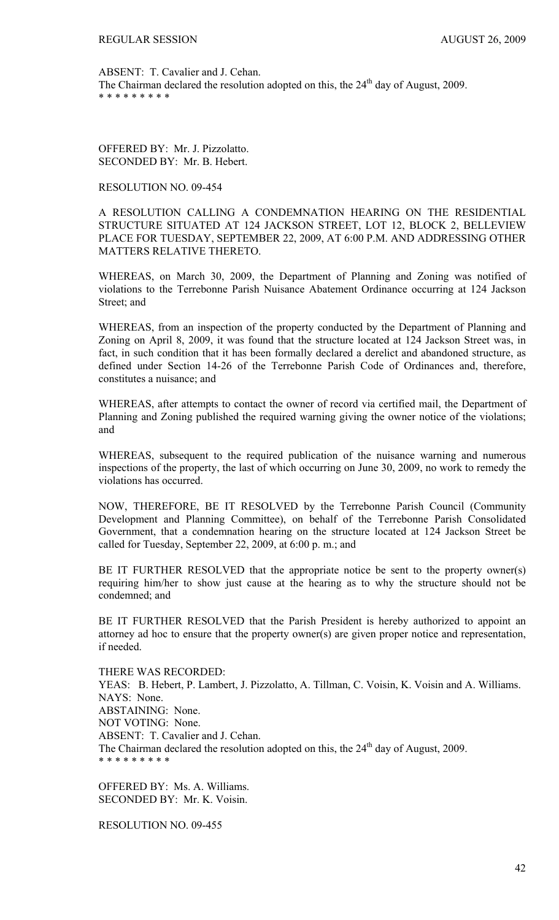ABSENT: T. Cavalier and J. Cehan.
The Chairman declared the resolution adopted on this, the 24th day of August, 2009.
* * * * * * * * *

OFFERED BY: Mr. J. Pizzolatto.
SECONDED BY: Mr. B. Hebert.

RESOLUTION NO. 09-454

A RESOLUTION CALLING A CONDEMNATION HEARING ON THE RESIDENTIAL STRUCTURE SITUATED AT 124 JACKSON STREET, LOT 12, BLOCK 2, BELLEVIEW PLACE FOR TUESDAY, SEPTEMBER 22, 2009, AT 6:00 P.M. AND ADDRESSING OTHER MATTERS RELATIVE THERETO.

WHEREAS, on March 30, 2009, the Department of Planning and Zoning was notified of violations to the Terrebonne Parish Nuisance Abatement Ordinance occurring at 124 Jackson Street; and

WHEREAS, from an inspection of the property conducted by the Department of Planning and Zoning on April 8, 2009, it was found that the structure located at 124 Jackson Street was, in fact, in such condition that it has been formally declared a derelict and abandoned structure, as defined under Section 14-26 of the Terrebonne Parish Code of Ordinances and, therefore, constitutes a nuisance; and

WHEREAS, after attempts to contact the owner of record via certified mail, the Department of Planning and Zoning published the required warning giving the owner notice of the violations; and

WHEREAS, subsequent to the required publication of the nuisance warning and numerous inspections of the property, the last of which occurring on June 30, 2009, no work to remedy the violations has occurred.

NOW, THEREFORE, BE IT RESOLVED by the Terrebonne Parish Council (Community Development and Planning Committee), on behalf of the Terrebonne Parish Consolidated Government, that a condemnation hearing on the structure located at 124 Jackson Street be called for Tuesday, September 22, 2009, at 6:00 p. m.; and

BE IT FURTHER RESOLVED that the appropriate notice be sent to the property owner(s) requiring him/her to show just cause at the hearing as to why the structure should not be condemned; and

BE IT FURTHER RESOLVED that the Parish President is hereby authorized to appoint an attorney ad hoc to ensure that the property owner(s) are given proper notice and representation, if needed.

THERE WAS RECORDED:
YEAS: B. Hebert, P. Lambert, J. Pizzolatto, A. Tillman, C. Voisin, K. Voisin and A. Williams.
NAYS: None.
ABSTAINING: None.
NOT VOTING: None.
ABSENT: T. Cavalier and J. Cehan.
The Chairman declared the resolution adopted on this, the 24th day of August, 2009.
* * * * * * * * *

OFFERED BY: Ms. A. Williams.
SECONDED BY: Mr. K. Voisin.

RESOLUTION NO. 09-455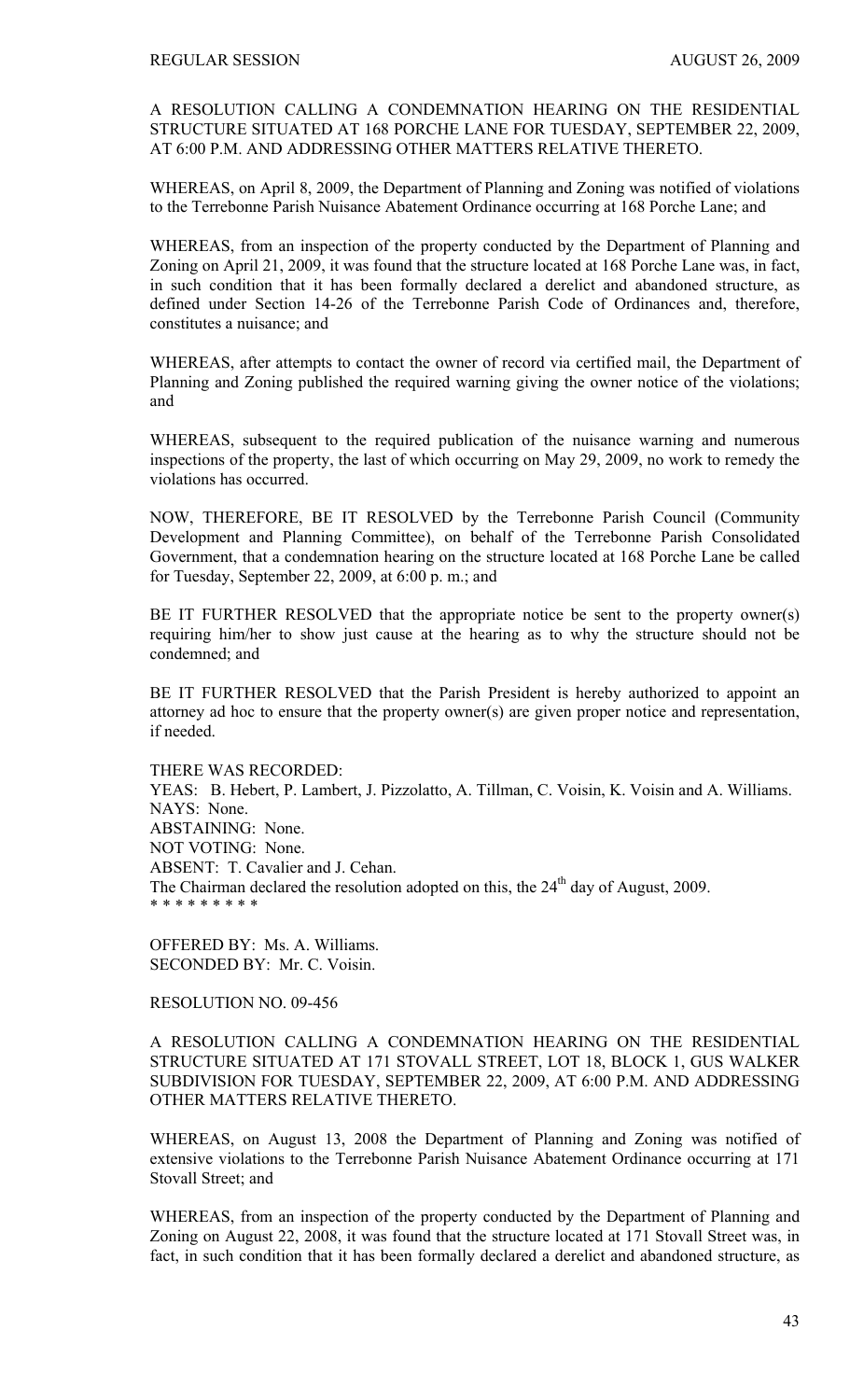REGULAR SESSION AUGUST 26, 2009

A RESOLUTION CALLING A CONDEMNATION HEARING ON THE RESIDENTIAL STRUCTURE SITUATED AT 168 PORCHE LANE FOR TUESDAY, SEPTEMBER 22, 2009, AT 6:00 P.M. AND ADDRESSING OTHER MATTERS RELATIVE THERETO.

WHEREAS, on April 8, 2009, the Department of Planning and Zoning was notified of violations to the Terrebonne Parish Nuisance Abatement Ordinance occurring at 168 Porche Lane; and

WHEREAS, from an inspection of the property conducted by the Department of Planning and Zoning on April 21, 2009, it was found that the structure located at 168 Porche Lane was, in fact, in such condition that it has been formally declared a derelict and abandoned structure, as defined under Section 14-26 of the Terrebonne Parish Code of Ordinances and, therefore, constitutes a nuisance; and

WHEREAS, after attempts to contact the owner of record via certified mail, the Department of Planning and Zoning published the required warning giving the owner notice of the violations; and

WHEREAS, subsequent to the required publication of the nuisance warning and numerous inspections of the property, the last of which occurring on May 29, 2009, no work to remedy the violations has occurred.

NOW, THEREFORE, BE IT RESOLVED by the Terrebonne Parish Council (Community Development and Planning Committee), on behalf of the Terrebonne Parish Consolidated Government, that a condemnation hearing on the structure located at 168 Porche Lane be called for Tuesday, September 22, 2009, at 6:00 p. m.; and

BE IT FURTHER RESOLVED that the appropriate notice be sent to the property owner(s) requiring him/her to show just cause at the hearing as to why the structure should not be condemned; and

BE IT FURTHER RESOLVED that the Parish President is hereby authorized to appoint an attorney ad hoc to ensure that the property owner(s) are given proper notice and representation, if needed.

THERE WAS RECORDED:
YEAS: B. Hebert, P. Lambert, J. Pizzolatto, A. Tillman, C. Voisin, K. Voisin and A. Williams.
NAYS: None.
ABSTAINING: None.
NOT VOTING: None.
ABSENT: T. Cavalier and J. Cehan.
The Chairman declared the resolution adopted on this, the 24th day of August, 2009.
* * * * * * * * *

OFFERED BY: Ms. A. Williams.
SECONDED BY: Mr. C. Voisin.

RESOLUTION NO. 09-456

A RESOLUTION CALLING A CONDEMNATION HEARING ON THE RESIDENTIAL STRUCTURE SITUATED AT 171 STOVALL STREET, LOT 18, BLOCK 1, GUS WALKER SUBDIVISION FOR TUESDAY, SEPTEMBER 22, 2009, AT 6:00 P.M. AND ADDRESSING OTHER MATTERS RELATIVE THERETO.

WHEREAS, on August 13, 2008 the Department of Planning and Zoning was notified of extensive violations to the Terrebonne Parish Nuisance Abatement Ordinance occurring at 171 Stovall Street; and

WHEREAS, from an inspection of the property conducted by the Department of Planning and Zoning on August 22, 2008, it was found that the structure located at 171 Stovall Street was, in fact, in such condition that it has been formally declared a derelict and abandoned structure, as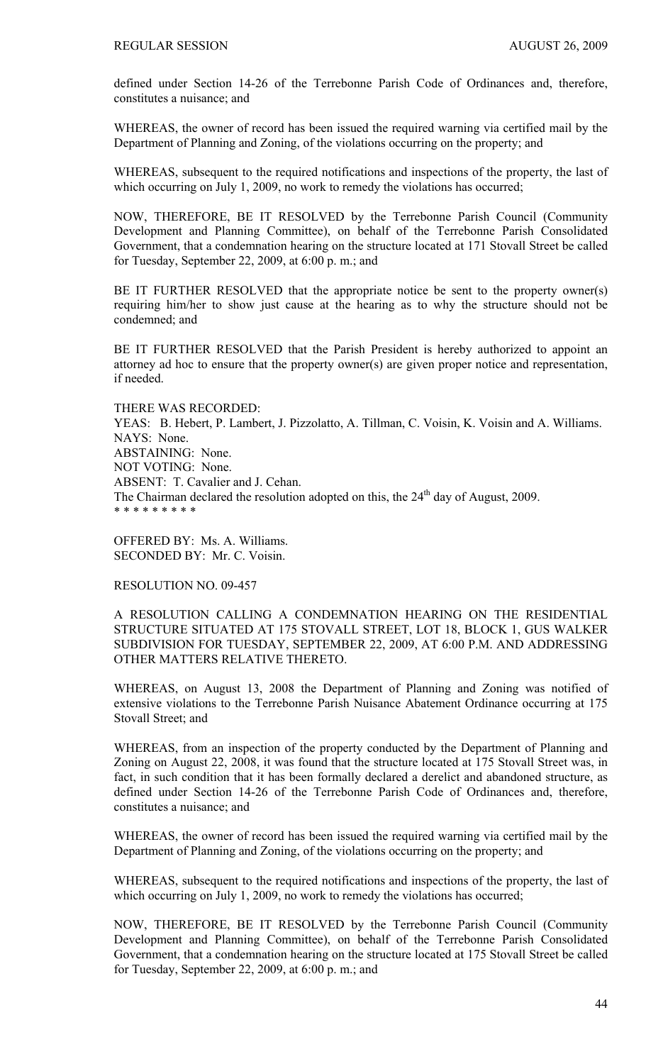defined under Section 14-26 of the Terrebonne Parish Code of Ordinances and, therefore, constitutes a nuisance; and

WHEREAS, the owner of record has been issued the required warning via certified mail by the Department of Planning and Zoning, of the violations occurring on the property; and

WHEREAS, subsequent to the required notifications and inspections of the property, the last of which occurring on July 1, 2009, no work to remedy the violations has occurred;

NOW, THEREFORE, BE IT RESOLVED by the Terrebonne Parish Council (Community Development and Planning Committee), on behalf of the Terrebonne Parish Consolidated Government, that a condemnation hearing on the structure located at 171 Stovall Street be called for Tuesday, September 22, 2009, at 6:00 p. m.; and

BE IT FURTHER RESOLVED that the appropriate notice be sent to the property owner(s) requiring him/her to show just cause at the hearing as to why the structure should not be condemned; and

BE IT FURTHER RESOLVED that the Parish President is hereby authorized to appoint an attorney ad hoc to ensure that the property owner(s) are given proper notice and representation, if needed.

THERE WAS RECORDED:
YEAS: B. Hebert, P. Lambert, J. Pizzolatto, A. Tillman, C. Voisin, K. Voisin and A. Williams.
NAYS: None.
ABSTAINING: None.
NOT VOTING: None.
ABSENT: T. Cavalier and J. Cehan.
The Chairman declared the resolution adopted on this, the 24th day of August, 2009.
* * * * * * * * *

OFFERED BY: Ms. A. Williams.
SECONDED BY: Mr. C. Voisin.

RESOLUTION NO. 09-457

A RESOLUTION CALLING A CONDEMNATION HEARING ON THE RESIDENTIAL STRUCTURE SITUATED AT 175 STOVALL STREET, LOT 18, BLOCK 1, GUS WALKER SUBDIVISION FOR TUESDAY, SEPTEMBER 22, 2009, AT 6:00 P.M. AND ADDRESSING OTHER MATTERS RELATIVE THERETO.

WHEREAS, on August 13, 2008 the Department of Planning and Zoning was notified of extensive violations to the Terrebonne Parish Nuisance Abatement Ordinance occurring at 175 Stovall Street; and

WHEREAS, from an inspection of the property conducted by the Department of Planning and Zoning on August 22, 2008, it was found that the structure located at 175 Stovall Street was, in fact, in such condition that it has been formally declared a derelict and abandoned structure, as defined under Section 14-26 of the Terrebonne Parish Code of Ordinances and, therefore, constitutes a nuisance; and

WHEREAS, the owner of record has been issued the required warning via certified mail by the Department of Planning and Zoning, of the violations occurring on the property; and

WHEREAS, subsequent to the required notifications and inspections of the property, the last of which occurring on July 1, 2009, no work to remedy the violations has occurred;

NOW, THEREFORE, BE IT RESOLVED by the Terrebonne Parish Council (Community Development and Planning Committee), on behalf of the Terrebonne Parish Consolidated Government, that a condemnation hearing on the structure located at 175 Stovall Street be called for Tuesday, September 22, 2009, at 6:00 p. m.; and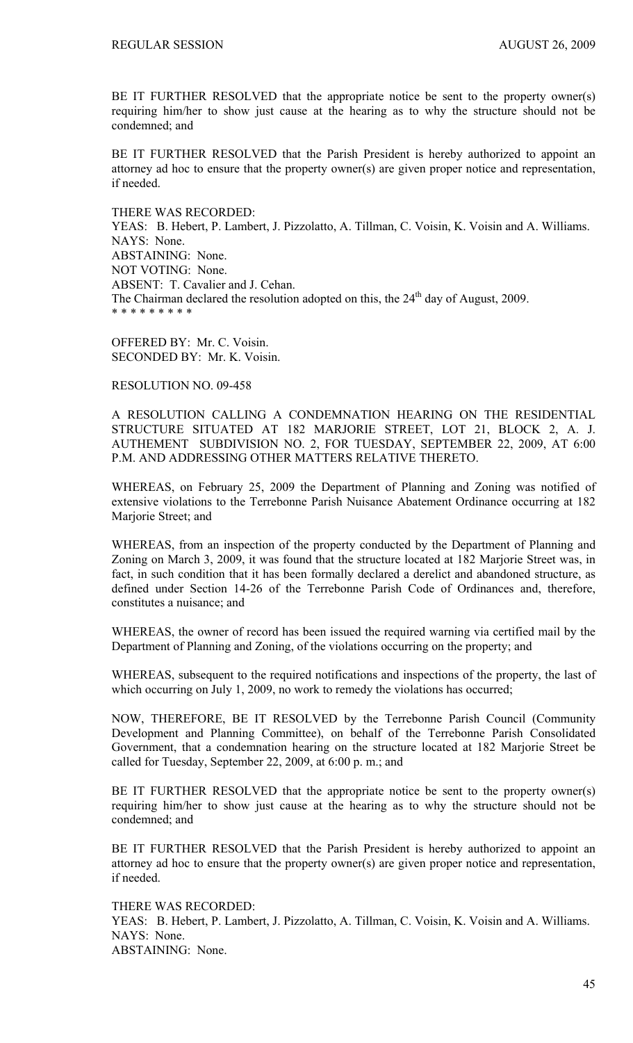BE IT FURTHER RESOLVED that the appropriate notice be sent to the property owner(s) requiring him/her to show just cause at the hearing as to why the structure should not be condemned; and

BE IT FURTHER RESOLVED that the Parish President is hereby authorized to appoint an attorney ad hoc to ensure that the property owner(s) are given proper notice and representation, if needed.

THERE WAS RECORDED:
YEAS: B. Hebert, P. Lambert, J. Pizzolatto, A. Tillman, C. Voisin, K. Voisin and A. Williams.
NAYS: None.
ABSTAINING: None.
NOT VOTING: None.
ABSENT: T. Cavalier and J. Cehan.
The Chairman declared the resolution adopted on this, the 24th day of August, 2009.
* * * * * * * * *

OFFERED BY: Mr. C. Voisin.
SECONDED BY: Mr. K. Voisin.

RESOLUTION NO. 09-458

A RESOLUTION CALLING A CONDEMNATION HEARING ON THE RESIDENTIAL STRUCTURE SITUATED AT 182 MARJORIE STREET, LOT 21, BLOCK 2, A. J. AUTHEMENT SUBDIVISION NO. 2, FOR TUESDAY, SEPTEMBER 22, 2009, AT 6:00 P.M. AND ADDRESSING OTHER MATTERS RELATIVE THERETO.

WHEREAS, on February 25, 2009 the Department of Planning and Zoning was notified of extensive violations to the Terrebonne Parish Nuisance Abatement Ordinance occurring at 182 Marjorie Street; and

WHEREAS, from an inspection of the property conducted by the Department of Planning and Zoning on March 3, 2009, it was found that the structure located at 182 Marjorie Street was, in fact, in such condition that it has been formally declared a derelict and abandoned structure, as defined under Section 14-26 of the Terrebonne Parish Code of Ordinances and, therefore, constitutes a nuisance; and

WHEREAS, the owner of record has been issued the required warning via certified mail by the Department of Planning and Zoning, of the violations occurring on the property; and

WHEREAS, subsequent to the required notifications and inspections of the property, the last of which occurring on July 1, 2009, no work to remedy the violations has occurred;

NOW, THEREFORE, BE IT RESOLVED by the Terrebonne Parish Council (Community Development and Planning Committee), on behalf of the Terrebonne Parish Consolidated Government, that a condemnation hearing on the structure located at 182 Marjorie Street be called for Tuesday, September 22, 2009, at 6:00 p. m.; and

BE IT FURTHER RESOLVED that the appropriate notice be sent to the property owner(s) requiring him/her to show just cause at the hearing as to why the structure should not be condemned; and

BE IT FURTHER RESOLVED that the Parish President is hereby authorized to appoint an attorney ad hoc to ensure that the property owner(s) are given proper notice and representation, if needed.

THERE WAS RECORDED:
YEAS: B. Hebert, P. Lambert, J. Pizzolatto, A. Tillman, C. Voisin, K. Voisin and A. Williams.
NAYS: None.
ABSTAINING: None.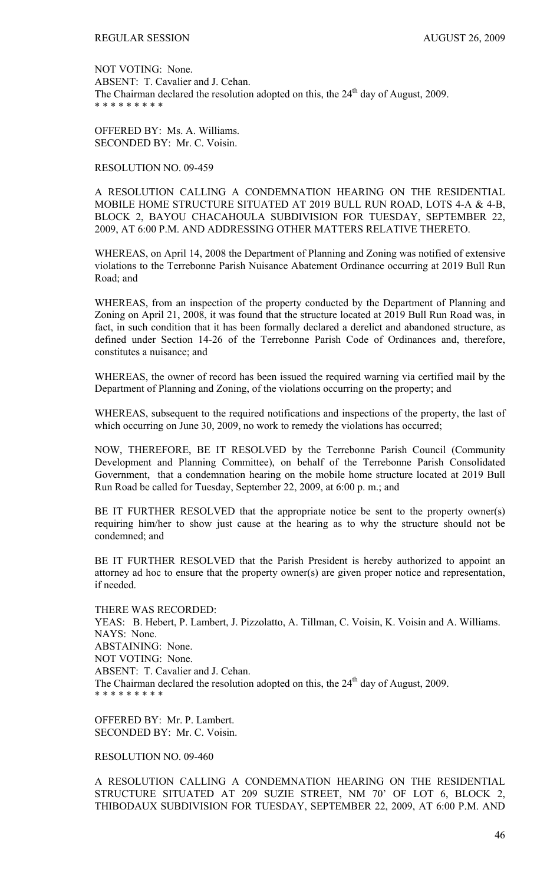NOT VOTING: None.
ABSENT: T. Cavalier and J. Cehan.
The Chairman declared the resolution adopted on this, the 24th day of August, 2009.
* * * * * * * * *

OFFERED BY: Ms. A. Williams.
SECONDED BY: Mr. C. Voisin.

RESOLUTION NO. 09-459

A RESOLUTION CALLING A CONDEMNATION HEARING ON THE RESIDENTIAL MOBILE HOME STRUCTURE SITUATED AT 2019 BULL RUN ROAD, LOTS 4-A & 4-B, BLOCK 2, BAYOU CHACAHOULA SUBDIVISION FOR TUESDAY, SEPTEMBER 22, 2009, AT 6:00 P.M. AND ADDRESSING OTHER MATTERS RELATIVE THERETO.

WHEREAS, on April 14, 2008 the Department of Planning and Zoning was notified of extensive violations to the Terrebonne Parish Nuisance Abatement Ordinance occurring at 2019 Bull Run Road; and

WHEREAS, from an inspection of the property conducted by the Department of Planning and Zoning on April 21, 2008, it was found that the structure located at 2019 Bull Run Road was, in fact, in such condition that it has been formally declared a derelict and abandoned structure, as defined under Section 14-26 of the Terrebonne Parish Code of Ordinances and, therefore, constitutes a nuisance; and

WHEREAS, the owner of record has been issued the required warning via certified mail by the Department of Planning and Zoning, of the violations occurring on the property; and

WHEREAS, subsequent to the required notifications and inspections of the property, the last of which occurring on June 30, 2009, no work to remedy the violations has occurred;

NOW, THEREFORE, BE IT RESOLVED by the Terrebonne Parish Council (Community Development and Planning Committee), on behalf of the Terrebonne Parish Consolidated Government, that a condemnation hearing on the mobile home structure located at 2019 Bull Run Road be called for Tuesday, September 22, 2009, at 6:00 p. m.; and

BE IT FURTHER RESOLVED that the appropriate notice be sent to the property owner(s) requiring him/her to show just cause at the hearing as to why the structure should not be condemned; and

BE IT FURTHER RESOLVED that the Parish President is hereby authorized to appoint an attorney ad hoc to ensure that the property owner(s) are given proper notice and representation, if needed.

THERE WAS RECORDED:
YEAS: B. Hebert, P. Lambert, J. Pizzolatto, A. Tillman, C. Voisin, K. Voisin and A. Williams.
NAYS: None.
ABSTAINING: None.
NOT VOTING: None.
ABSENT: T. Cavalier and J. Cehan.
The Chairman declared the resolution adopted on this, the 24th day of August, 2009.
* * * * * * * * *

OFFERED BY: Mr. P. Lambert.
SECONDED BY: Mr. C. Voisin.

RESOLUTION NO. 09-460

A RESOLUTION CALLING A CONDEMNATION HEARING ON THE RESIDENTIAL STRUCTURE SITUATED AT 209 SUZIE STREET, NM 70' OF LOT 6, BLOCK 2, THIBODAUX SUBDIVISION FOR TUESDAY, SEPTEMBER 22, 2009, AT 6:00 P.M. AND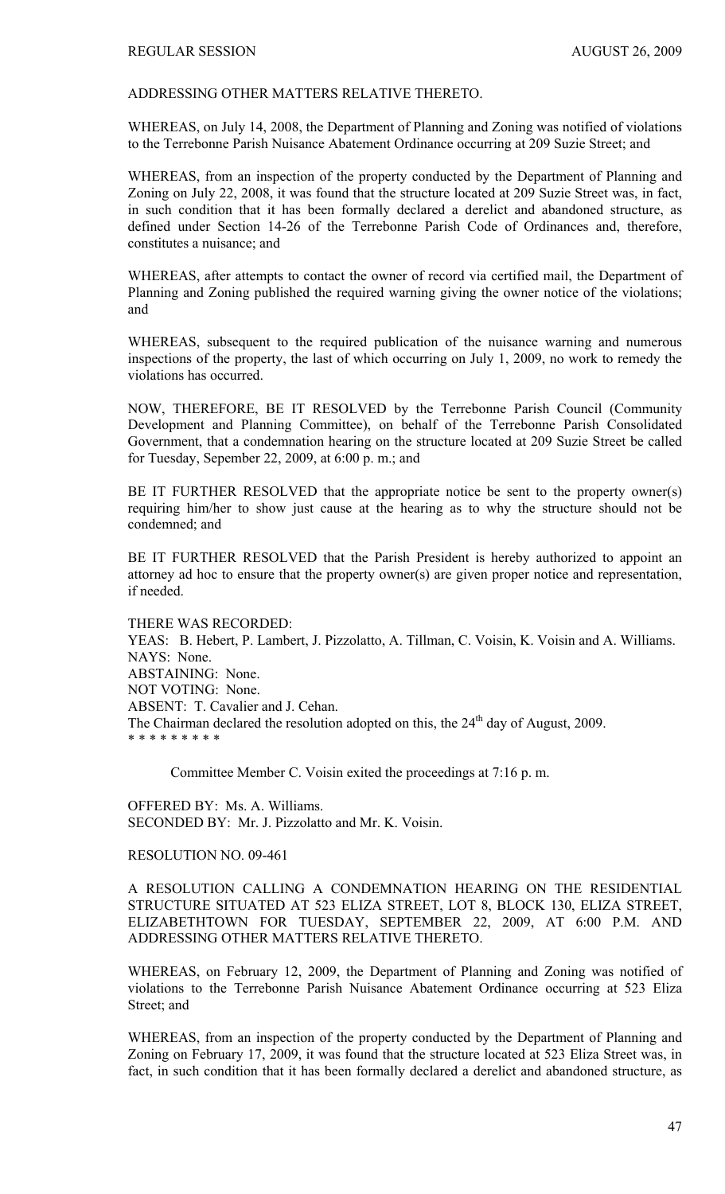ADDRESSING OTHER MATTERS RELATIVE THERETO.

WHEREAS, on July 14, 2008, the Department of Planning and Zoning was notified of violations to the Terrebonne Parish Nuisance Abatement Ordinance occurring at 209 Suzie Street; and

WHEREAS, from an inspection of the property conducted by the Department of Planning and Zoning on July 22, 2008, it was found that the structure located at 209 Suzie Street was, in fact, in such condition that it has been formally declared a derelict and abandoned structure, as defined under Section 14-26 of the Terrebonne Parish Code of Ordinances and, therefore, constitutes a nuisance; and

WHEREAS, after attempts to contact the owner of record via certified mail, the Department of Planning and Zoning published the required warning giving the owner notice of the violations; and

WHEREAS, subsequent to the required publication of the nuisance warning and numerous inspections of the property, the last of which occurring on July 1, 2009, no work to remedy the violations has occurred.

NOW, THEREFORE, BE IT RESOLVED by the Terrebonne Parish Council (Community Development and Planning Committee), on behalf of the Terrebonne Parish Consolidated Government, that a condemnation hearing on the structure located at 209 Suzie Street be called for Tuesday, Sepember 22, 2009, at 6:00 p. m.; and

BE IT FURTHER RESOLVED that the appropriate notice be sent to the property owner(s) requiring him/her to show just cause at the hearing as to why the structure should not be condemned; and

BE IT FURTHER RESOLVED that the Parish President is hereby authorized to appoint an attorney ad hoc to ensure that the property owner(s) are given proper notice and representation, if needed.

THERE WAS RECORDED:
YEAS: B. Hebert, P. Lambert, J. Pizzolatto, A. Tillman, C. Voisin, K. Voisin and A. Williams.
NAYS: None.
ABSTAINING: None.
NOT VOTING: None.
ABSENT: T. Cavalier and J. Cehan.
The Chairman declared the resolution adopted on this, the 24th day of August, 2009.
\* \* \* \* \* \* \* \* \*

Committee Member C. Voisin exited the proceedings at 7:16 p. m.

OFFERED BY: Ms. A. Williams.
SECONDED BY: Mr. J. Pizzolatto and Mr. K. Voisin.

RESOLUTION NO. 09-461

A RESOLUTION CALLING A CONDEMNATION HEARING ON THE RESIDENTIAL STRUCTURE SITUATED AT 523 ELIZA STREET, LOT 8, BLOCK 130, ELIZA STREET, ELIZABETHTOWN FOR TUESDAY, SEPTEMBER 22, 2009, AT 6:00 P.M. AND ADDRESSING OTHER MATTERS RELATIVE THERETO.

WHEREAS, on February 12, 2009, the Department of Planning and Zoning was notified of violations to the Terrebonne Parish Nuisance Abatement Ordinance occurring at 523 Eliza Street; and

WHEREAS, from an inspection of the property conducted by the Department of Planning and Zoning on February 17, 2009, it was found that the structure located at 523 Eliza Street was, in fact, in such condition that it has been formally declared a derelict and abandoned structure, as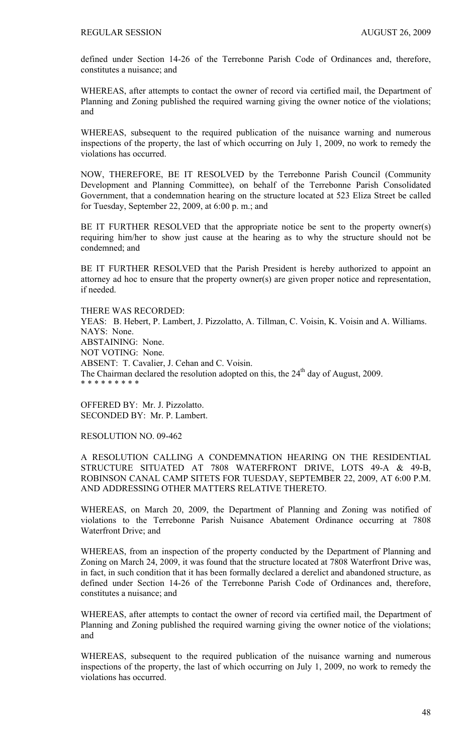defined under Section 14-26 of the Terrebonne Parish Code of Ordinances and, therefore, constitutes a nuisance; and

WHEREAS, after attempts to contact the owner of record via certified mail, the Department of Planning and Zoning published the required warning giving the owner notice of the violations; and

WHEREAS, subsequent to the required publication of the nuisance warning and numerous inspections of the property, the last of which occurring on July 1, 2009, no work to remedy the violations has occurred.

NOW, THEREFORE, BE IT RESOLVED by the Terrebonne Parish Council (Community Development and Planning Committee), on behalf of the Terrebonne Parish Consolidated Government, that a condemnation hearing on the structure located at 523 Eliza Street be called for Tuesday, September 22, 2009, at 6:00 p. m.; and

BE IT FURTHER RESOLVED that the appropriate notice be sent to the property owner(s) requiring him/her to show just cause at the hearing as to why the structure should not be condemned; and

BE IT FURTHER RESOLVED that the Parish President is hereby authorized to appoint an attorney ad hoc to ensure that the property owner(s) are given proper notice and representation, if needed.

THERE WAS RECORDED:
YEAS: B. Hebert, P. Lambert, J. Pizzolatto, A. Tillman, C. Voisin, K. Voisin and A. Williams.
NAYS: None.
ABSTAINING: None.
NOT VOTING: None.
ABSENT: T. Cavalier, J. Cehan and C. Voisin.
The Chairman declared the resolution adopted on this, the 24th day of August, 2009.
\* \* \* \* \* \* \* \* \*

OFFERED BY: Mr. J. Pizzolatto.
SECONDED BY: Mr. P. Lambert.

RESOLUTION NO. 09-462

A RESOLUTION CALLING A CONDEMNATION HEARING ON THE RESIDENTIAL STRUCTURE SITUATED AT 7808 WATERFRONT DRIVE, LOTS 49-A & 49-B, ROBINSON CANAL CAMP SITETS FOR TUESDAY, SEPTEMBER 22, 2009, AT 6:00 P.M. AND ADDRESSING OTHER MATTERS RELATIVE THERETO.

WHEREAS, on March 20, 2009, the Department of Planning and Zoning was notified of violations to the Terrebonne Parish Nuisance Abatement Ordinance occurring at 7808 Waterfront Drive; and

WHEREAS, from an inspection of the property conducted by the Department of Planning and Zoning on March 24, 2009, it was found that the structure located at 7808 Waterfront Drive was, in fact, in such condition that it has been formally declared a derelict and abandoned structure, as defined under Section 14-26 of the Terrebonne Parish Code of Ordinances and, therefore, constitutes a nuisance; and

WHEREAS, after attempts to contact the owner of record via certified mail, the Department of Planning and Zoning published the required warning giving the owner notice of the violations; and

WHEREAS, subsequent to the required publication of the nuisance warning and numerous inspections of the property, the last of which occurring on July 1, 2009, no work to remedy the violations has occurred.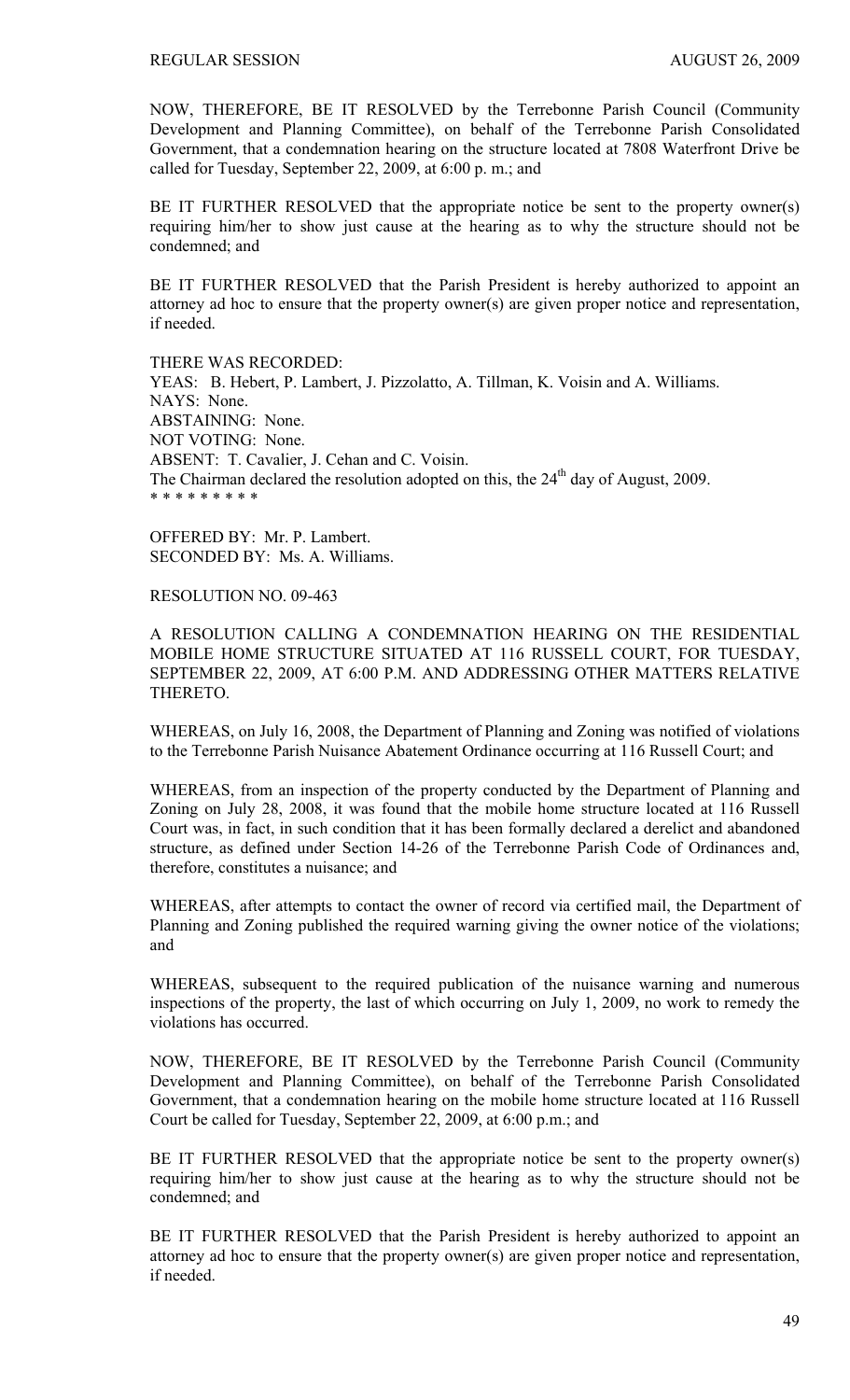NOW, THEREFORE, BE IT RESOLVED by the Terrebonne Parish Council (Community Development and Planning Committee), on behalf of the Terrebonne Parish Consolidated Government, that a condemnation hearing on the structure located at 7808 Waterfront Drive be called for Tuesday, September 22, 2009, at 6:00 p. m.; and

BE IT FURTHER RESOLVED that the appropriate notice be sent to the property owner(s) requiring him/her to show just cause at the hearing as to why the structure should not be condemned; and

BE IT FURTHER RESOLVED that the Parish President is hereby authorized to appoint an attorney ad hoc to ensure that the property owner(s) are given proper notice and representation, if needed.

THERE WAS RECORDED:
YEAS: B. Hebert, P. Lambert, J. Pizzolatto, A. Tillman, K. Voisin and A. Williams.
NAYS: None.
ABSTAINING: None.
NOT VOTING: None.
ABSENT: T. Cavalier, J. Cehan and C. Voisin.
The Chairman declared the resolution adopted on this, the 24th day of August, 2009.
* * * * * * * * *

OFFERED BY: Mr. P. Lambert.
SECONDED BY: Ms. A. Williams.

RESOLUTION NO. 09-463

A RESOLUTION CALLING A CONDEMNATION HEARING ON THE RESIDENTIAL MOBILE HOME STRUCTURE SITUATED AT 116 RUSSELL COURT, FOR TUESDAY, SEPTEMBER 22, 2009, AT 6:00 P.M. AND ADDRESSING OTHER MATTERS RELATIVE THERETO.

WHEREAS, on July 16, 2008, the Department of Planning and Zoning was notified of violations to the Terrebonne Parish Nuisance Abatement Ordinance occurring at 116 Russell Court; and

WHEREAS, from an inspection of the property conducted by the Department of Planning and Zoning on July 28, 2008, it was found that the mobile home structure located at 116 Russell Court was, in fact, in such condition that it has been formally declared a derelict and abandoned structure, as defined under Section 14-26 of the Terrebonne Parish Code of Ordinances and, therefore, constitutes a nuisance; and

WHEREAS, after attempts to contact the owner of record via certified mail, the Department of Planning and Zoning published the required warning giving the owner notice of the violations; and

WHEREAS, subsequent to the required publication of the nuisance warning and numerous inspections of the property, the last of which occurring on July 1, 2009, no work to remedy the violations has occurred.

NOW, THEREFORE, BE IT RESOLVED by the Terrebonne Parish Council (Community Development and Planning Committee), on behalf of the Terrebonne Parish Consolidated Government, that a condemnation hearing on the mobile home structure located at 116 Russell Court be called for Tuesday, September 22, 2009, at 6:00 p.m.; and

BE IT FURTHER RESOLVED that the appropriate notice be sent to the property owner(s) requiring him/her to show just cause at the hearing as to why the structure should not be condemned; and

BE IT FURTHER RESOLVED that the Parish President is hereby authorized to appoint an attorney ad hoc to ensure that the property owner(s) are given proper notice and representation, if needed.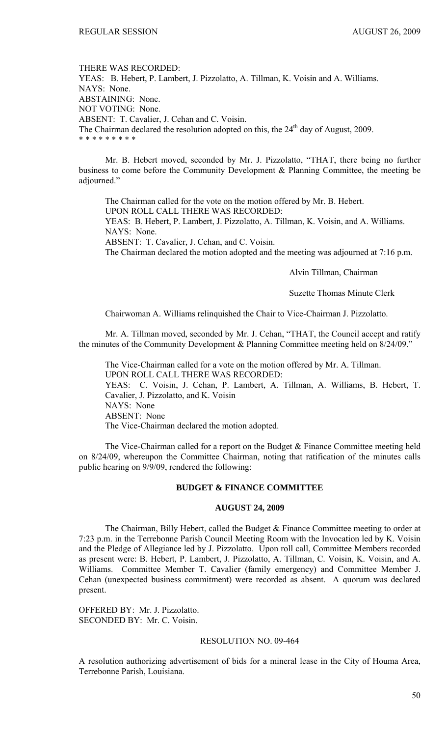THERE WAS RECORDED:
YEAS: B. Hebert, P. Lambert, J. Pizzolatto, A. Tillman, K. Voisin and A. Williams.
NAYS: None.
ABSTAINING: None.
NOT VOTING: None.
ABSENT: T. Cavalier, J. Cehan and C. Voisin.
The Chairman declared the resolution adopted on this, the 24th day of August, 2009.
* * * * * * * * *

Mr. B. Hebert moved, seconded by Mr. J. Pizzolatto, "THAT, there being no further business to come before the Community Development & Planning Committee, the meeting be adjourned."

The Chairman called for the vote on the motion offered by Mr. B. Hebert.
UPON ROLL CALL THERE WAS RECORDED:
YEAS: B. Hebert, P. Lambert, J. Pizzolatto, A. Tillman, K. Voisin, and A. Williams.
NAYS: None.
ABSENT: T. Cavalier, J. Cehan, and C. Voisin.
The Chairman declared the motion adopted and the meeting was adjourned at 7:16 p.m.

Alvin Tillman, Chairman

Suzette Thomas Minute Clerk

Chairwoman A. Williams relinquished the Chair to Vice-Chairman J. Pizzolatto.

Mr. A. Tillman moved, seconded by Mr. J. Cehan, "THAT, the Council accept and ratify the minutes of the Community Development & Planning Committee meeting held on 8/24/09."

The Vice-Chairman called for a vote on the motion offered by Mr. A. Tillman.
UPON ROLL CALL THERE WAS RECORDED:
YEAS: C. Voisin, J. Cehan, P. Lambert, A. Tillman, A. Williams, B. Hebert, T. Cavalier, J. Pizzolatto, and K. Voisin
NAYS: None
ABSENT: None
The Vice-Chairman declared the motion adopted.

The Vice-Chairman called for a report on the Budget & Finance Committee meeting held on 8/24/09, whereupon the Committee Chairman, noting that ratification of the minutes calls public hearing on 9/9/09, rendered the following:

## BUDGET & FINANCE COMMITTEE

## AUGUST 24, 2009

The Chairman, Billy Hebert, called the Budget & Finance Committee meeting to order at 7:23 p.m. in the Terrebonne Parish Council Meeting Room with the Invocation led by K. Voisin and the Pledge of Allegiance led by J. Pizzolatto. Upon roll call, Committee Members recorded as present were: B. Hebert, P. Lambert, J. Pizzolatto, A. Tillman, C. Voisin, K. Voisin, and A. Williams. Committee Member T. Cavalier (family emergency) and Committee Member J. Cehan (unexpected business commitment) were recorded as absent. A quorum was declared present.

OFFERED BY: Mr. J. Pizzolatto.
SECONDED BY: Mr. C. Voisin.

RESOLUTION NO. 09-464

A resolution authorizing advertisement of bids for a mineral lease in the City of Houma Area, Terrebonne Parish, Louisiana.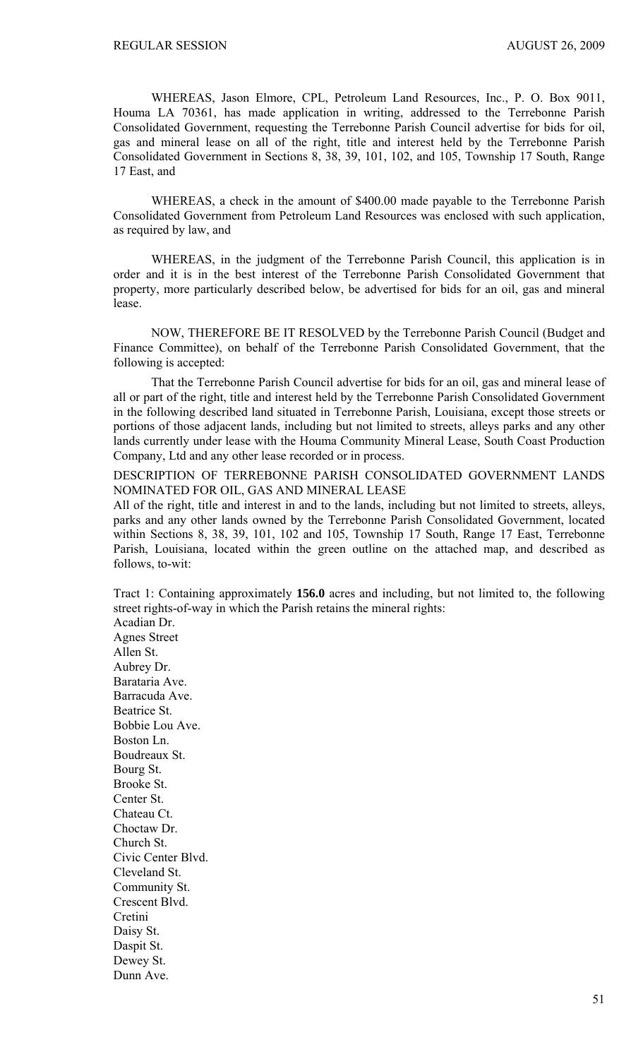WHEREAS, Jason Elmore, CPL, Petroleum Land Resources, Inc., P. O. Box 9011, Houma LA 70361, has made application in writing, addressed to the Terrebonne Parish Consolidated Government, requesting the Terrebonne Parish Council advertise for bids for oil, gas and mineral lease on all of the right, title and interest held by the Terrebonne Parish Consolidated Government in Sections 8, 38, 39, 101, 102, and 105, Township 17 South, Range 17 East, and

WHEREAS, a check in the amount of $400.00 made payable to the Terrebonne Parish Consolidated Government from Petroleum Land Resources was enclosed with such application, as required by law, and

WHEREAS, in the judgment of the Terrebonne Parish Council, this application is in order and it is in the best interest of the Terrebonne Parish Consolidated Government that property, more particularly described below, be advertised for bids for an oil, gas and mineral lease.

NOW, THEREFORE BE IT RESOLVED by the Terrebonne Parish Council (Budget and Finance Committee), on behalf of the Terrebonne Parish Consolidated Government, that the following is accepted:

That the Terrebonne Parish Council advertise for bids for an oil, gas and mineral lease of all or part of the right, title and interest held by the Terrebonne Parish Consolidated Government in the following described land situated in Terrebonne Parish, Louisiana, except those streets or portions of those adjacent lands, including but not limited to streets, alleys parks and any other lands currently under lease with the Houma Community Mineral Lease, South Coast Production Company, Ltd and any other lease recorded or in process.

DESCRIPTION OF TERREBONNE PARISH CONSOLIDATED GOVERNMENT LANDS NOMINATED FOR OIL, GAS AND MINERAL LEASE

All of the right, title and interest in and to the lands, including but not limited to streets, alleys, parks and any other lands owned by the Terrebonne Parish Consolidated Government, located within Sections 8, 38, 39, 101, 102 and 105, Township 17 South, Range 17 East, Terrebonne Parish, Louisiana, located within the green outline on the attached map, and described as follows, to-wit:

Tract 1: Containing approximately **156.0** acres and including, but not limited to, the following street rights-of-way in which the Parish retains the mineral rights:

Acadian Dr.  
Agnes Street  
Allen St.  
Aubrey Dr.  
Barataria Ave.  
Barracuda Ave.  
Beatrice St.  
Bobbie Lou Ave.  
Boston Ln.  
Boudreaux St.  
Bourg St.  
Brooke St.  
Center St.  
Chateau Ct.  
Choctaw Dr.  
Church St.  
Civic Center Blvd.  
Cleveland St.  
Community St.  
Crescent Blvd.  
Cretini  
Daisy St.  
Daspit St.  
Dewey St.  
Dunn Ave.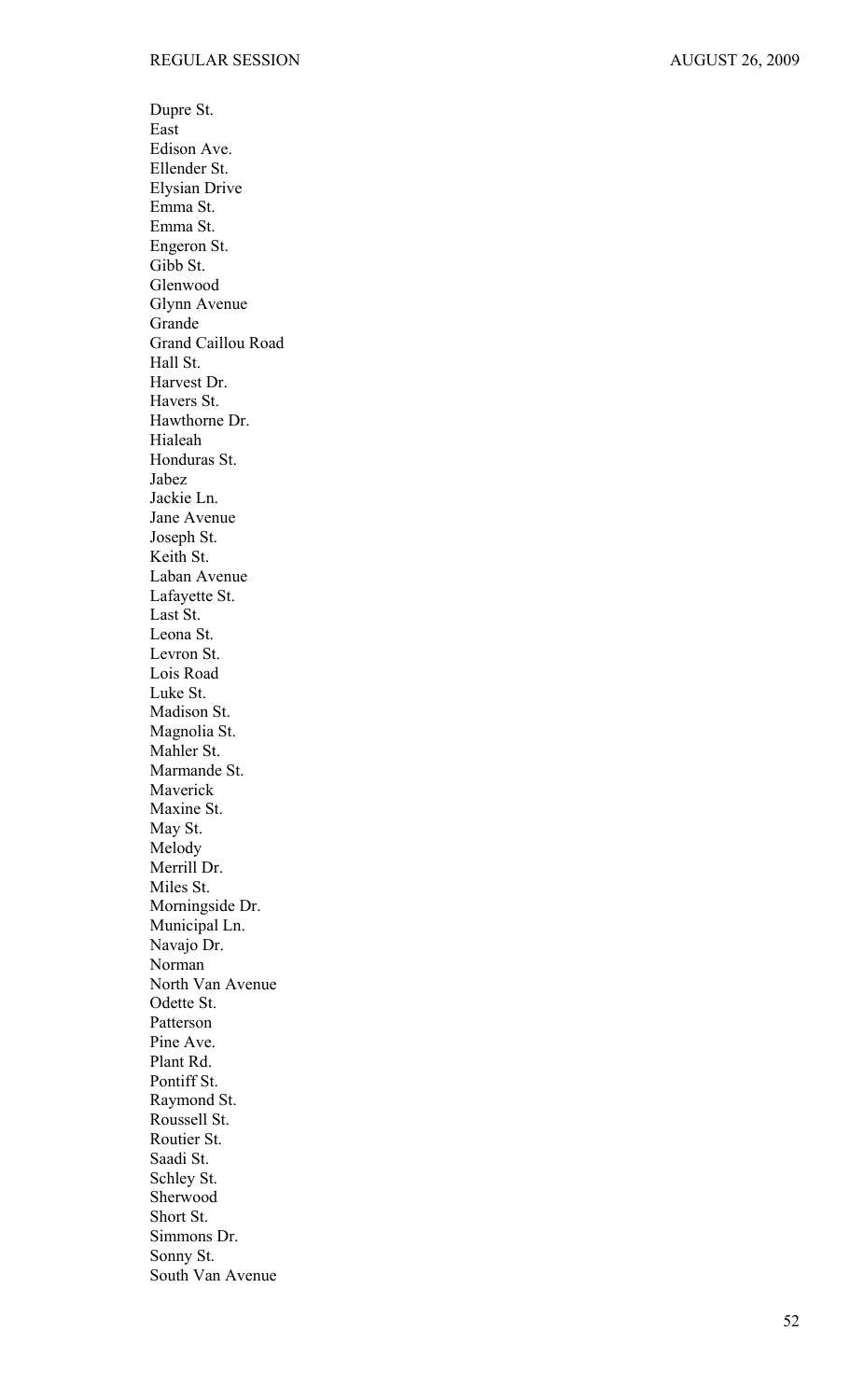Dupre St.
East
Edison Ave.
Ellender St.
Elysian Drive
Emma St.
Emma St.
Engeron St.
Gibb St.
Glenwood
Glynn Avenue
Grande
Grand Caillou Road
Hall St.
Harvest Dr.
Havers St.
Hawthorne Dr.
Hialeah
Honduras St.
Jabez
Jackie Ln.
Jane Avenue
Joseph St.
Keith St.
Laban Avenue
Lafayette St.
Last St.
Leona St.
Levron St.
Lois Road
Luke St.
Madison St.
Magnolia St.
Mahler St.
Marmande St.
Maverick
Maxine St.
May St.
Melody
Merrill Dr.
Miles St.
Morningside Dr.
Municipal Ln.
Navajo Dr.
Norman
North Van Avenue
Odette St.
Patterson
Pine Ave.
Plant Rd.
Pontiff St.
Raymond St.
Roussell St.
Routier St.
Saadi St.
Schley St.
Sherwood
Short St.
Simmons Dr.
Sonny St.
South Van Avenue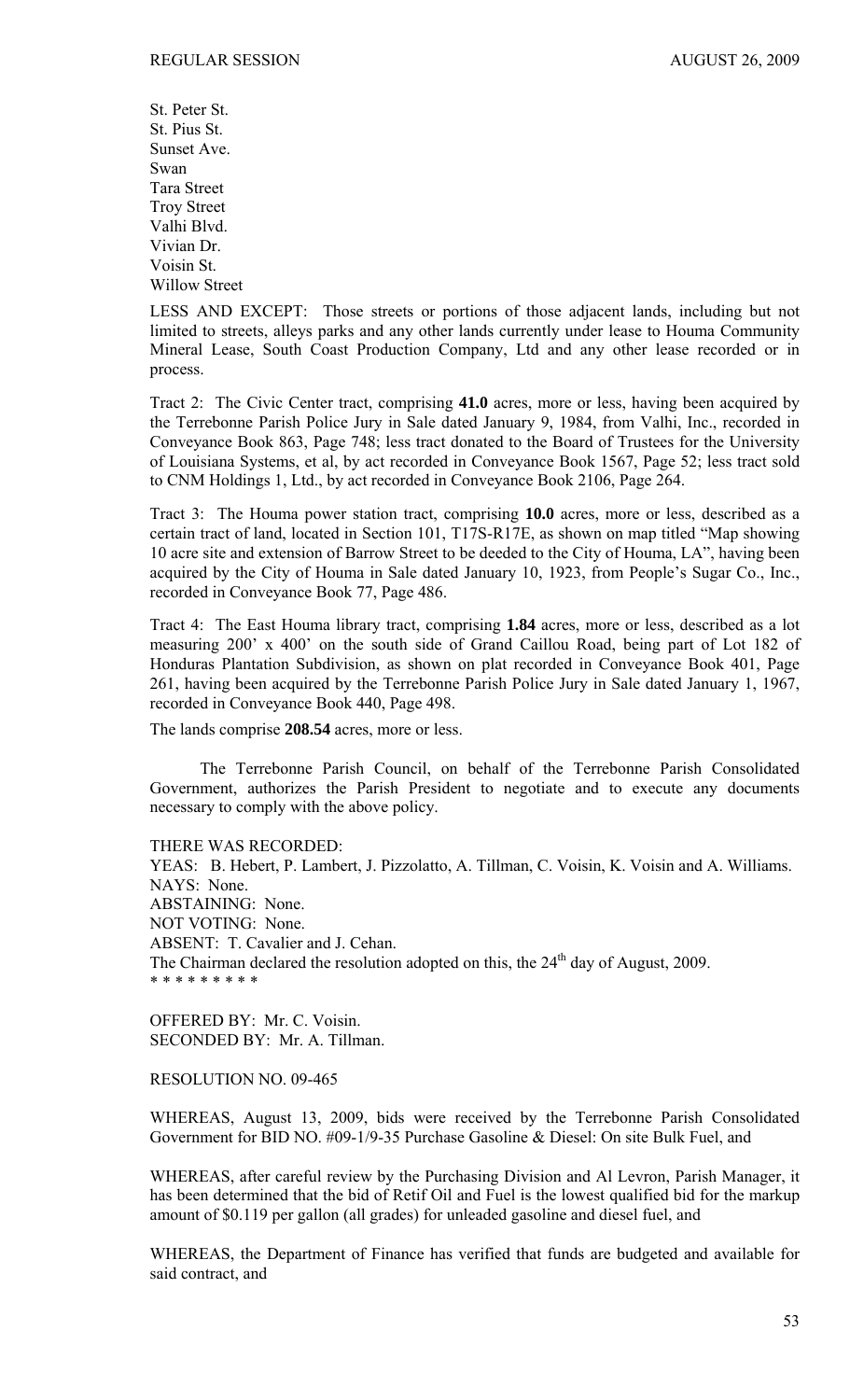St. Peter St.
St. Pius St.
Sunset Ave.
Swan
Tara Street
Troy Street
Valhi Blvd.
Vivian Dr.
Voisin St.
Willow Street

LESS AND EXCEPT: Those streets or portions of those adjacent lands, including but not limited to streets, alleys parks and any other lands currently under lease to Houma Community Mineral Lease, South Coast Production Company, Ltd and any other lease recorded or in process.

Tract 2: The Civic Center tract, comprising **41.0** acres, more or less, having been acquired by the Terrebonne Parish Police Jury in Sale dated January 9, 1984, from Valhi, Inc., recorded in Conveyance Book 863, Page 748; less tract donated to the Board of Trustees for the University of Louisiana Systems, et al, by act recorded in Conveyance Book 1567, Page 52; less tract sold to CNM Holdings 1, Ltd., by act recorded in Conveyance Book 2106, Page 264.

Tract 3: The Houma power station tract, comprising **10.0** acres, more or less, described as a certain tract of land, located in Section 101, T17S-R17E, as shown on map titled "Map showing 10 acre site and extension of Barrow Street to be deeded to the City of Houma, LA", having been acquired by the City of Houma in Sale dated January 10, 1923, from People's Sugar Co., Inc., recorded in Conveyance Book 77, Page 486.

Tract 4: The East Houma library tract, comprising **1.84** acres, more or less, described as a lot measuring 200' x 400' on the south side of Grand Caillou Road, being part of Lot 182 of Honduras Plantation Subdivision, as shown on plat recorded in Conveyance Book 401, Page 261, having been acquired by the Terrebonne Parish Police Jury in Sale dated January 1, 1967, recorded in Conveyance Book 440, Page 498.

The lands comprise **208.54** acres, more or less.

The Terrebonne Parish Council, on behalf of the Terrebonne Parish Consolidated Government, authorizes the Parish President to negotiate and to execute any documents necessary to comply with the above policy.

THERE WAS RECORDED:
YEAS: B. Hebert, P. Lambert, J. Pizzolatto, A. Tillman, C. Voisin, K. Voisin and A. Williams.
NAYS: None.
ABSTAINING: None.
NOT VOTING: None.
ABSENT: T. Cavalier and J. Cehan.
The Chairman declared the resolution adopted on this, the 24th day of August, 2009.
* * * * * * * * *

OFFERED BY: Mr. C. Voisin.
SECONDED BY: Mr. A. Tillman.

RESOLUTION NO. 09-465

WHEREAS, August 13, 2009, bids were received by the Terrebonne Parish Consolidated Government for BID NO. #09-1/9-35 Purchase Gasoline & Diesel: On site Bulk Fuel, and

WHEREAS, after careful review by the Purchasing Division and Al Levron, Parish Manager, it has been determined that the bid of Retif Oil and Fuel is the lowest qualified bid for the markup amount of $0.119 per gallon (all grades) for unleaded gasoline and diesel fuel, and

WHEREAS, the Department of Finance has verified that funds are budgeted and available for said contract, and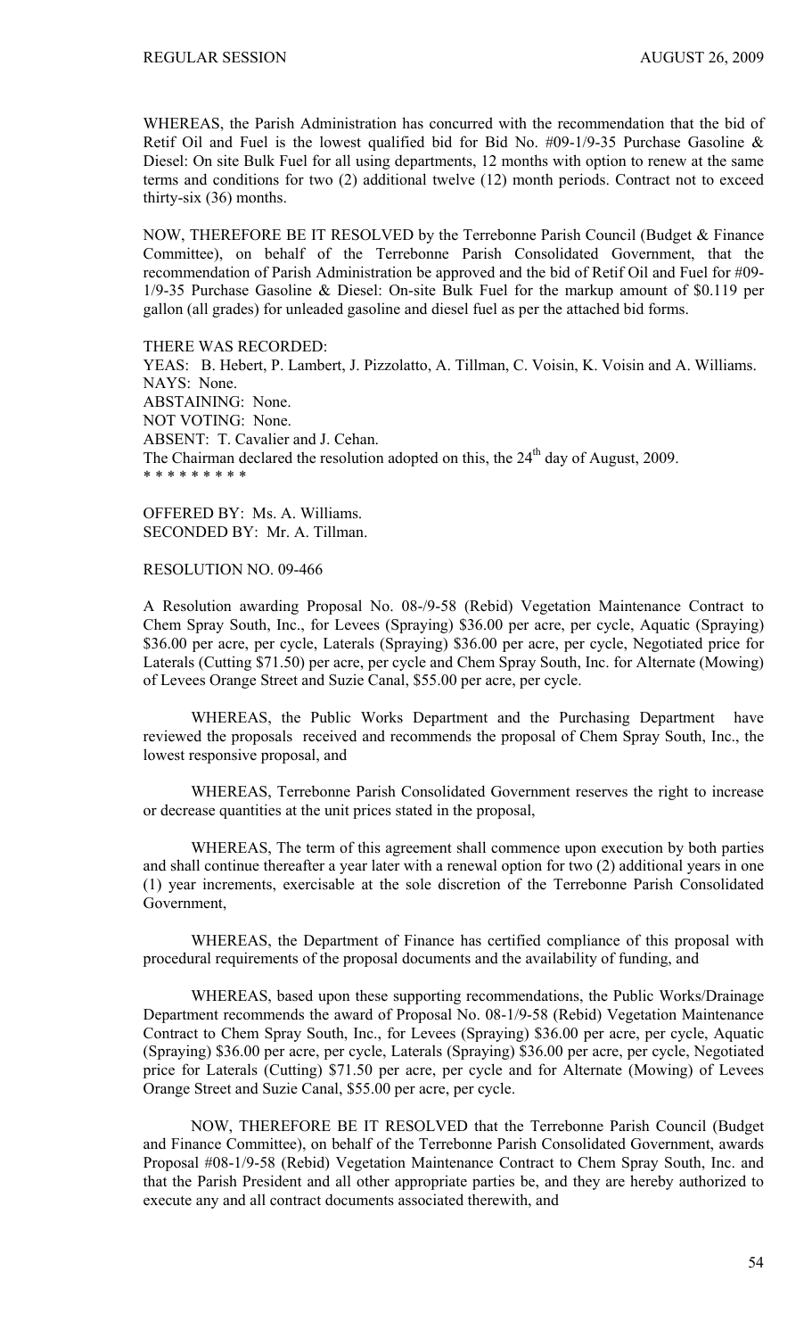WHEREAS, the Parish Administration has concurred with the recommendation that the bid of Retif Oil and Fuel is the lowest qualified bid for Bid No. #09-1/9-35 Purchase Gasoline & Diesel: On site Bulk Fuel for all using departments, 12 months with option to renew at the same terms and conditions for two (2) additional twelve (12) month periods. Contract not to exceed thirty-six (36) months.

NOW, THEREFORE BE IT RESOLVED by the Terrebonne Parish Council (Budget & Finance Committee), on behalf of the Terrebonne Parish Consolidated Government, that the recommendation of Parish Administration be approved and the bid of Retif Oil and Fuel for #09-1/9-35 Purchase Gasoline & Diesel: On-site Bulk Fuel for the markup amount of $0.119 per gallon (all grades) for unleaded gasoline and diesel fuel as per the attached bid forms.

THERE WAS RECORDED:
YEAS: B. Hebert, P. Lambert, J. Pizzolatto, A. Tillman, C. Voisin, K. Voisin and A. Williams.
NAYS: None.
ABSTAINING: None.
NOT VOTING: None.
ABSENT: T. Cavalier and J. Cehan.
The Chairman declared the resolution adopted on this, the 24th day of August, 2009.
* * * * * * * * *

OFFERED BY: Ms. A. Williams.
SECONDED BY: Mr. A. Tillman.

RESOLUTION NO. 09-466

A Resolution awarding Proposal No. 08-/9-58 (Rebid) Vegetation Maintenance Contract to Chem Spray South, Inc., for Levees (Spraying) $36.00 per acre, per cycle, Aquatic (Spraying) $36.00 per acre, per cycle, Laterals (Spraying) $36.00 per acre, per cycle, Negotiated price for Laterals (Cutting $71.50) per acre, per cycle and Chem Spray South, Inc. for Alternate (Mowing) of Levees Orange Street and Suzie Canal, $55.00 per acre, per cycle.

WHEREAS, the Public Works Department and the Purchasing Department have reviewed the proposals received and recommends the proposal of Chem Spray South, Inc., the lowest responsive proposal, and

WHEREAS, Terrebonne Parish Consolidated Government reserves the right to increase or decrease quantities at the unit prices stated in the proposal,

WHEREAS, The term of this agreement shall commence upon execution by both parties and shall continue thereafter a year later with a renewal option for two (2) additional years in one (1) year increments, exercisable at the sole discretion of the Terrebonne Parish Consolidated Government,

WHEREAS, the Department of Finance has certified compliance of this proposal with procedural requirements of the proposal documents and the availability of funding, and

WHEREAS, based upon these supporting recommendations, the Public Works/Drainage Department recommends the award of Proposal No. 08-1/9-58 (Rebid) Vegetation Maintenance Contract to Chem Spray South, Inc., for Levees (Spraying) $36.00 per acre, per cycle, Aquatic (Spraying) $36.00 per acre, per cycle, Laterals (Spraying) $36.00 per acre, per cycle, Negotiated price for Laterals (Cutting) $71.50 per acre, per cycle and for Alternate (Mowing) of Levees Orange Street and Suzie Canal, $55.00 per acre, per cycle.

NOW, THEREFORE BE IT RESOLVED that the Terrebonne Parish Council (Budget and Finance Committee), on behalf of the Terrebonne Parish Consolidated Government, awards Proposal #08-1/9-58 (Rebid) Vegetation Maintenance Contract to Chem Spray South, Inc. and that the Parish President and all other appropriate parties be, and they are hereby authorized to execute any and all contract documents associated therewith, and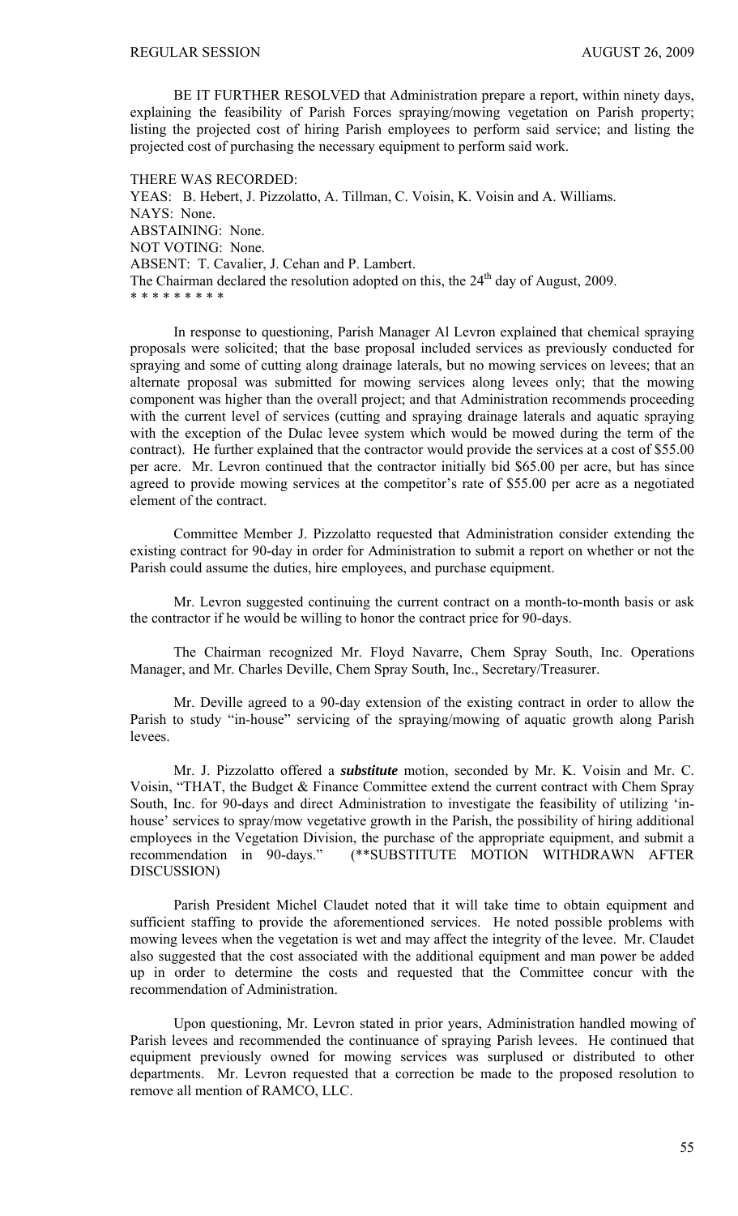BE IT FURTHER RESOLVED that Administration prepare a report, within ninety days, explaining the feasibility of Parish Forces spraying/mowing vegetation on Parish property; listing the projected cost of hiring Parish employees to perform said service; and listing the projected cost of purchasing the necessary equipment to perform said work.

THERE WAS RECORDED:
YEAS: B. Hebert, J. Pizzolatto, A. Tillman, C. Voisin, K. Voisin and A. Williams.
NAYS: None.
ABSTAINING: None.
NOT VOTING: None.
ABSENT: T. Cavalier, J. Cehan and P. Lambert.
The Chairman declared the resolution adopted on this, the 24th day of August, 2009.
* * * * * * * * *

In response to questioning, Parish Manager Al Levron explained that chemical spraying proposals were solicited; that the base proposal included services as previously conducted for spraying and some of cutting along drainage laterals, but no mowing services on levees; that an alternate proposal was submitted for mowing services along levees only; that the mowing component was higher than the overall project; and that Administration recommends proceeding with the current level of services (cutting and spraying drainage laterals and aquatic spraying with the exception of the Dulac levee system which would be mowed during the term of the contract). He further explained that the contractor would provide the services at a cost of $55.00 per acre. Mr. Levron continued that the contractor initially bid $65.00 per acre, but has since agreed to provide mowing services at the competitor's rate of $55.00 per acre as a negotiated element of the contract.

Committee Member J. Pizzolatto requested that Administration consider extending the existing contract for 90-day in order for Administration to submit a report on whether or not the Parish could assume the duties, hire employees, and purchase equipment.

Mr. Levron suggested continuing the current contract on a month-to-month basis or ask the contractor if he would be willing to honor the contract price for 90-days.

The Chairman recognized Mr. Floyd Navarre, Chem Spray South, Inc. Operations Manager, and Mr. Charles Deville, Chem Spray South, Inc., Secretary/Treasurer.

Mr. Deville agreed to a 90-day extension of the existing contract in order to allow the Parish to study "in-house" servicing of the spraying/mowing of aquatic growth along Parish levees.

Mr. J. Pizzolatto offered a ***substitute*** motion, seconded by Mr. K. Voisin and Mr. C. Voisin, "THAT, the Budget & Finance Committee extend the current contract with Chem Spray South, Inc. for 90-days and direct Administration to investigate the feasibility of utilizing 'in-house' services to spray/mow vegetative growth in the Parish, the possibility of hiring additional employees in the Vegetation Division, the purchase of the appropriate equipment, and submit a recommendation in 90-days." (**SUBSTITUTE MOTION WITHDRAWN AFTER DISCUSSION)

Parish President Michel Claudet noted that it will take time to obtain equipment and sufficient staffing to provide the aforementioned services. He noted possible problems with mowing levees when the vegetation is wet and may affect the integrity of the levee. Mr. Claudet also suggested that the cost associated with the additional equipment and man power be added up in order to determine the costs and requested that the Committee concur with the recommendation of Administration.

Upon questioning, Mr. Levron stated in prior years, Administration handled mowing of Parish levees and recommended the continuance of spraying Parish levees. He continued that equipment previously owned for mowing services was surplused or distributed to other departments. Mr. Levron requested that a correction be made to the proposed resolution to remove all mention of RAMCO, LLC.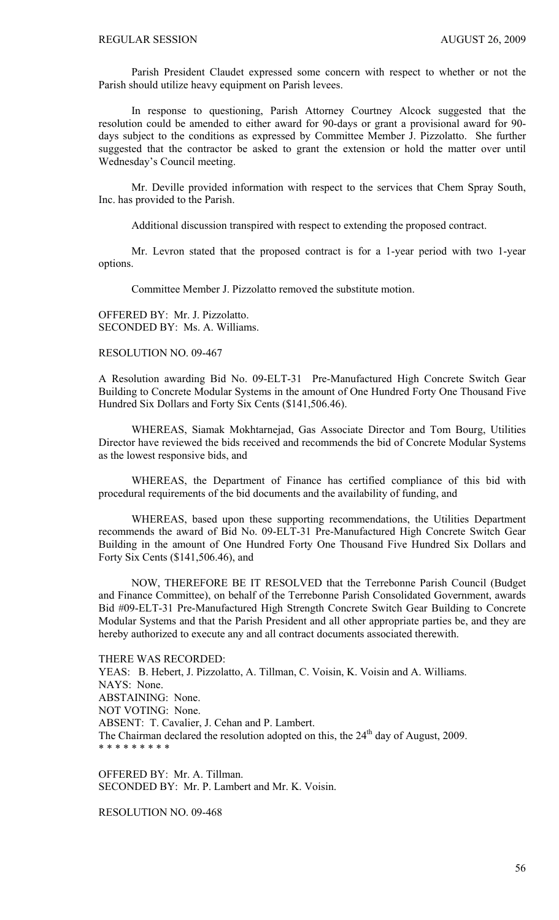Parish President Claudet expressed some concern with respect to whether or not the Parish should utilize heavy equipment on Parish levees.

In response to questioning, Parish Attorney Courtney Alcock suggested that the resolution could be amended to either award for 90-days or grant a provisional award for 90-days subject to the conditions as expressed by Committee Member J. Pizzolatto. She further suggested that the contractor be asked to grant the extension or hold the matter over until Wednesday's Council meeting.

Mr. Deville provided information with respect to the services that Chem Spray South, Inc. has provided to the Parish.

Additional discussion transpired with respect to extending the proposed contract.

Mr. Levron stated that the proposed contract is for a 1-year period with two 1-year options.

Committee Member J. Pizzolatto removed the substitute motion.

OFFERED BY: Mr. J. Pizzolatto.
SECONDED BY: Ms. A. Williams.

RESOLUTION NO. 09-467

A Resolution awarding Bid No. 09-ELT-31 Pre-Manufactured High Concrete Switch Gear Building to Concrete Modular Systems in the amount of One Hundred Forty One Thousand Five Hundred Six Dollars and Forty Six Cents ($141,506.46).

WHEREAS, Siamak Mokhtarnejad, Gas Associate Director and Tom Bourg, Utilities Director have reviewed the bids received and recommends the bid of Concrete Modular Systems as the lowest responsive bids, and

WHEREAS, the Department of Finance has certified compliance of this bid with procedural requirements of the bid documents and the availability of funding, and

WHEREAS, based upon these supporting recommendations, the Utilities Department recommends the award of Bid No. 09-ELT-31 Pre-Manufactured High Concrete Switch Gear Building in the amount of One Hundred Forty One Thousand Five Hundred Six Dollars and Forty Six Cents ($141,506.46), and

NOW, THEREFORE BE IT RESOLVED that the Terrebonne Parish Council (Budget and Finance Committee), on behalf of the Terrebonne Parish Consolidated Government, awards Bid #09-ELT-31 Pre-Manufactured High Strength Concrete Switch Gear Building to Concrete Modular Systems and that the Parish President and all other appropriate parties be, and they are hereby authorized to execute any and all contract documents associated therewith.

THERE WAS RECORDED:
YEAS: B. Hebert, J. Pizzolatto, A. Tillman, C. Voisin, K. Voisin and A. Williams.
NAYS: None.
ABSTAINING: None.
NOT VOTING: None.
ABSENT: T. Cavalier, J. Cehan and P. Lambert.
The Chairman declared the resolution adopted on this, the 24th day of August, 2009.
* * * * * * * * *

OFFERED BY: Mr. A. Tillman.
SECONDED BY: Mr. P. Lambert and Mr. K. Voisin.

RESOLUTION NO. 09-468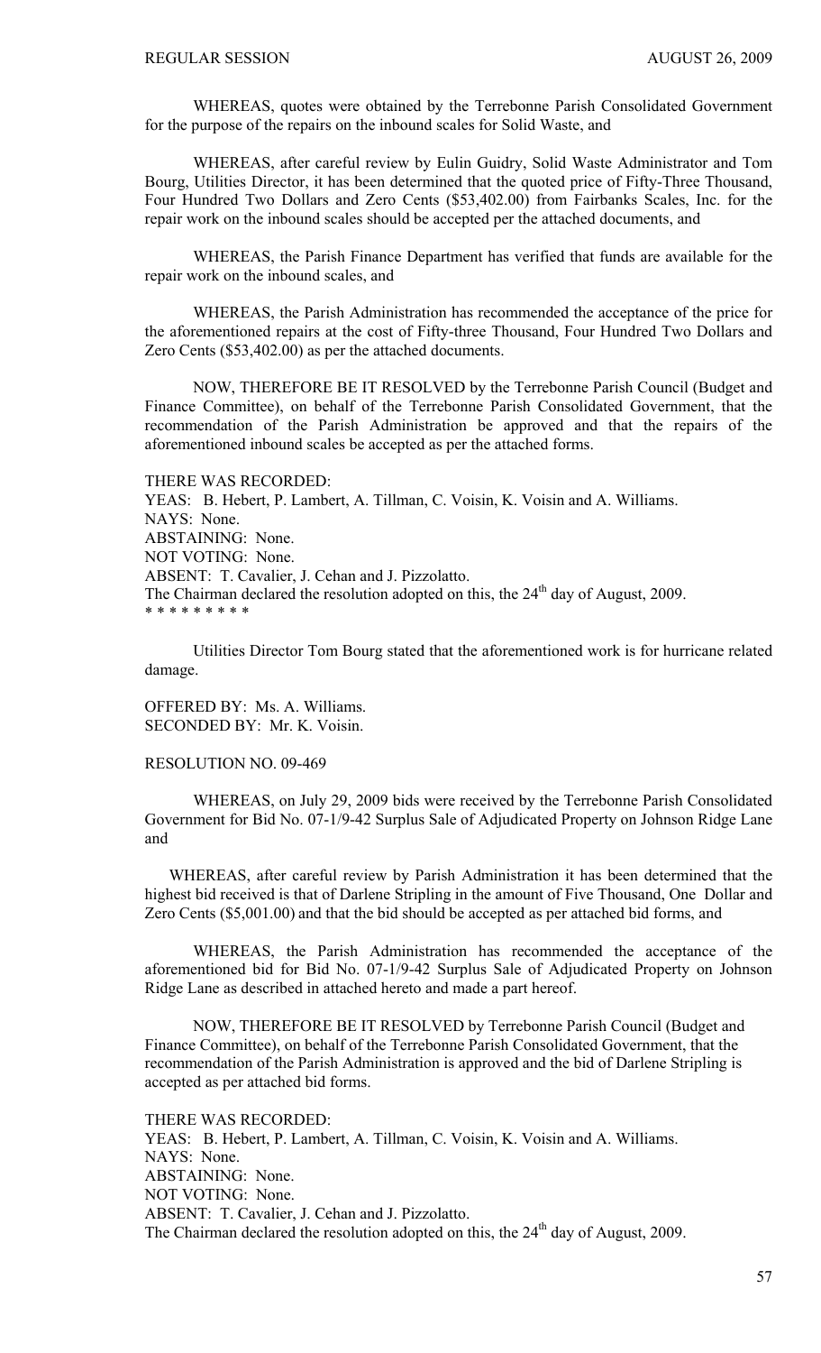WHEREAS, quotes were obtained by the Terrebonne Parish Consolidated Government for the purpose of the repairs on the inbound scales for Solid Waste, and

WHEREAS, after careful review by Eulin Guidry, Solid Waste Administrator and Tom Bourg, Utilities Director, it has been determined that the quoted price of Fifty-Three Thousand, Four Hundred Two Dollars and Zero Cents ($53,402.00) from Fairbanks Scales, Inc. for the repair work on the inbound scales should be accepted per the attached documents, and

WHEREAS, the Parish Finance Department has verified that funds are available for the repair work on the inbound scales, and

WHEREAS, the Parish Administration has recommended the acceptance of the price for the aforementioned repairs at the cost of Fifty-three Thousand, Four Hundred Two Dollars and Zero Cents ($53,402.00) as per the attached documents.

NOW, THEREFORE BE IT RESOLVED by the Terrebonne Parish Council (Budget and Finance Committee), on behalf of the Terrebonne Parish Consolidated Government, that the recommendation of the Parish Administration be approved and that the repairs of the aforementioned inbound scales be accepted as per the attached forms.

THERE WAS RECORDED:
YEAS: B. Hebert, P. Lambert, A. Tillman, C. Voisin, K. Voisin and A. Williams.
NAYS: None.
ABSTAINING: None.
NOT VOTING: None.
ABSENT: T. Cavalier, J. Cehan and J. Pizzolatto.
The Chairman declared the resolution adopted on this, the 24th day of August, 2009.
* * * * * * * * *

Utilities Director Tom Bourg stated that the aforementioned work is for hurricane related damage.

OFFERED BY: Ms. A. Williams.
SECONDED BY: Mr. K. Voisin.

RESOLUTION NO. 09-469

WHEREAS, on July 29, 2009 bids were received by the Terrebonne Parish Consolidated Government for Bid No. 07-1/9-42 Surplus Sale of Adjudicated Property on Johnson Ridge Lane and

WHEREAS, after careful review by Parish Administration it has been determined that the highest bid received is that of Darlene Stripling in the amount of Five Thousand, One Dollar and Zero Cents ($5,001.00) and that the bid should be accepted as per attached bid forms, and

WHEREAS, the Parish Administration has recommended the acceptance of the aforementioned bid for Bid No. 07-1/9-42 Surplus Sale of Adjudicated Property on Johnson Ridge Lane as described in attached hereto and made a part hereof.

NOW, THEREFORE BE IT RESOLVED by Terrebonne Parish Council (Budget and Finance Committee), on behalf of the Terrebonne Parish Consolidated Government, that the recommendation of the Parish Administration is approved and the bid of Darlene Stripling is accepted as per attached bid forms.

THERE WAS RECORDED:
YEAS: B. Hebert, P. Lambert, A. Tillman, C. Voisin, K. Voisin and A. Williams.
NAYS: None.
ABSTAINING: None.
NOT VOTING: None.
ABSENT: T. Cavalier, J. Cehan and J. Pizzolatto.
The Chairman declared the resolution adopted on this, the 24th day of August, 2009.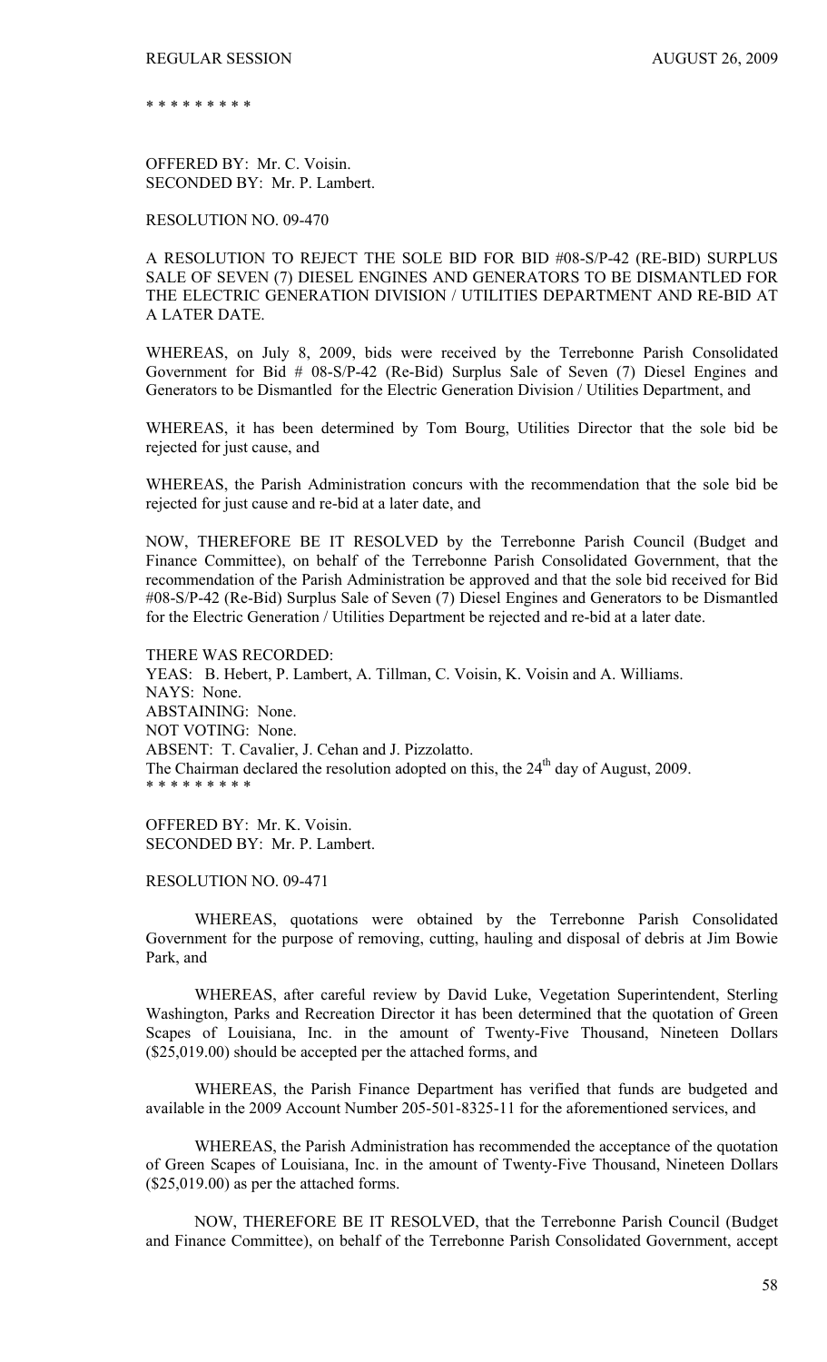\* \* \* \* \* \* \* \* \*

OFFERED BY: Mr. C. Voisin.
SECONDED BY: Mr. P. Lambert.

RESOLUTION NO. 09-470

A RESOLUTION TO REJECT THE SOLE BID FOR BID #08-S/P-42 (RE-BID) SURPLUS SALE OF SEVEN (7) DIESEL ENGINES AND GENERATORS TO BE DISMANTLED FOR THE ELECTRIC GENERATION DIVISION / UTILITIES DEPARTMENT AND RE-BID AT A LATER DATE.

WHEREAS, on July 8, 2009, bids were received by the Terrebonne Parish Consolidated Government for Bid # 08-S/P-42 (Re-Bid) Surplus Sale of Seven (7) Diesel Engines and Generators to be Dismantled for the Electric Generation Division / Utilities Department, and

WHEREAS, it has been determined by Tom Bourg, Utilities Director that the sole bid be rejected for just cause, and

WHEREAS, the Parish Administration concurs with the recommendation that the sole bid be rejected for just cause and re-bid at a later date, and

NOW, THEREFORE BE IT RESOLVED by the Terrebonne Parish Council (Budget and Finance Committee), on behalf of the Terrebonne Parish Consolidated Government, that the recommendation of the Parish Administration be approved and that the sole bid received for Bid #08-S/P-42 (Re-Bid) Surplus Sale of Seven (7) Diesel Engines and Generators to be Dismantled for the Electric Generation / Utilities Department be rejected and re-bid at a later date.

THERE WAS RECORDED:
YEAS: B. Hebert, P. Lambert, A. Tillman, C. Voisin, K. Voisin and A. Williams.
NAYS: None.
ABSTAINING: None.
NOT VOTING: None.
ABSENT: T. Cavalier, J. Cehan and J. Pizzolatto.
The Chairman declared the resolution adopted on this, the 24th day of August, 2009.
\* \* \* \* \* \* \* \* \*

OFFERED BY: Mr. K. Voisin.
SECONDED BY: Mr. P. Lambert.

RESOLUTION NO. 09-471

WHEREAS, quotations were obtained by the Terrebonne Parish Consolidated Government for the purpose of removing, cutting, hauling and disposal of debris at Jim Bowie Park, and

WHEREAS, after careful review by David Luke, Vegetation Superintendent, Sterling Washington, Parks and Recreation Director it has been determined that the quotation of Green Scapes of Louisiana, Inc. in the amount of Twenty-Five Thousand, Nineteen Dollars ($25,019.00) should be accepted per the attached forms, and

WHEREAS, the Parish Finance Department has verified that funds are budgeted and available in the 2009 Account Number 205-501-8325-11 for the aforementioned services, and

WHEREAS, the Parish Administration has recommended the acceptance of the quotation of Green Scapes of Louisiana, Inc. in the amount of Twenty-Five Thousand, Nineteen Dollars ($25,019.00) as per the attached forms.

NOW, THEREFORE BE IT RESOLVED, that the Terrebonne Parish Council (Budget and Finance Committee), on behalf of the Terrebonne Parish Consolidated Government, accept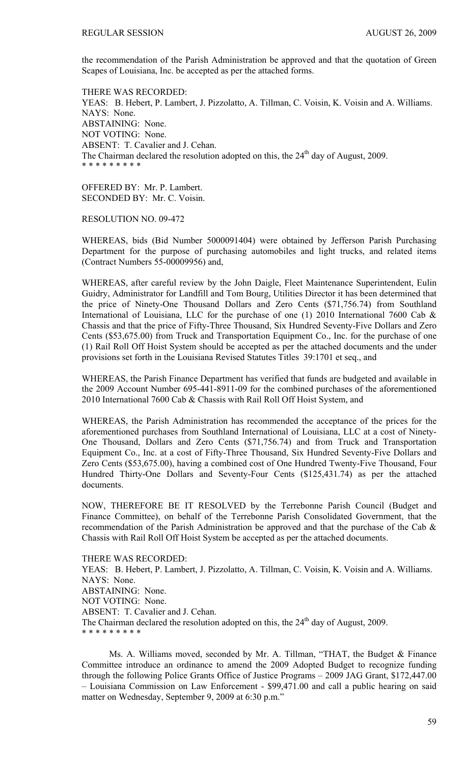the recommendation of the Parish Administration be approved and that the quotation of Green Scapes of Louisiana, Inc. be accepted as per the attached forms.

THERE WAS RECORDED:
YEAS: B. Hebert, P. Lambert, J. Pizzolatto, A. Tillman, C. Voisin, K. Voisin and A. Williams.
NAYS: None.
ABSTAINING: None.
NOT VOTING: None.
ABSENT: T. Cavalier and J. Cehan.
The Chairman declared the resolution adopted on this, the 24th day of August, 2009.
\* \* \* \* \* \* \* \* \*

OFFERED BY: Mr. P. Lambert.
SECONDED BY: Mr. C. Voisin.

RESOLUTION NO. 09-472

WHEREAS, bids (Bid Number 5000091404) were obtained by Jefferson Parish Purchasing Department for the purpose of purchasing automobiles and light trucks, and related items (Contract Numbers 55-00009956) and,

WHEREAS, after careful review by the John Daigle, Fleet Maintenance Superintendent, Eulin Guidry, Administrator for Landfill and Tom Bourg, Utilities Director it has been determined that the price of Ninety-One Thousand Dollars and Zero Cents ($71,756.74) from Southland International of Louisiana, LLC for the purchase of one (1) 2010 International 7600 Cab & Chassis and that the price of Fifty-Three Thousand, Six Hundred Seventy-Five Dollars and Zero Cents ($53,675.00) from Truck and Transportation Equipment Co., Inc. for the purchase of one (1) Rail Roll Off Hoist System should be accepted as per the attached documents and the under provisions set forth in the Louisiana Revised Statutes Titles 39:1701 et seq., and

WHEREAS, the Parish Finance Department has verified that funds are budgeted and available in the 2009 Account Number 695-441-8911-09 for the combined purchases of the aforementioned 2010 International 7600 Cab & Chassis with Rail Roll Off Hoist System, and

WHEREAS, the Parish Administration has recommended the acceptance of the prices for the aforementioned purchases from Southland International of Louisiana, LLC at a cost of Ninety-One Thousand, Dollars and Zero Cents ($71,756.74) and from Truck and Transportation Equipment Co., Inc. at a cost of Fifty-Three Thousand, Six Hundred Seventy-Five Dollars and Zero Cents ($53,675.00), having a combined cost of One Hundred Twenty-Five Thousand, Four Hundred Thirty-One Dollars and Seventy-Four Cents ($125,431.74) as per the attached documents.

NOW, THEREFORE BE IT RESOLVED by the Terrebonne Parish Council (Budget and Finance Committee), on behalf of the Terrebonne Parish Consolidated Government, that the recommendation of the Parish Administration be approved and that the purchase of the Cab & Chassis with Rail Roll Off Hoist System be accepted as per the attached documents.

THERE WAS RECORDED:
YEAS: B. Hebert, P. Lambert, J. Pizzolatto, A. Tillman, C. Voisin, K. Voisin and A. Williams.
NAYS: None.
ABSTAINING: None.
NOT VOTING: None.
ABSENT: T. Cavalier and J. Cehan.
The Chairman declared the resolution adopted on this, the 24th day of August, 2009.
\* \* \* \* \* \* \* \* \*

Ms. A. Williams moved, seconded by Mr. A. Tillman, "THAT, the Budget & Finance Committee introduce an ordinance to amend the 2009 Adopted Budget to recognize funding through the following Police Grants Office of Justice Programs – 2009 JAG Grant, $172,447.00 – Louisiana Commission on Law Enforcement - $99,471.00 and call a public hearing on said matter on Wednesday, September 9, 2009 at 6:30 p.m."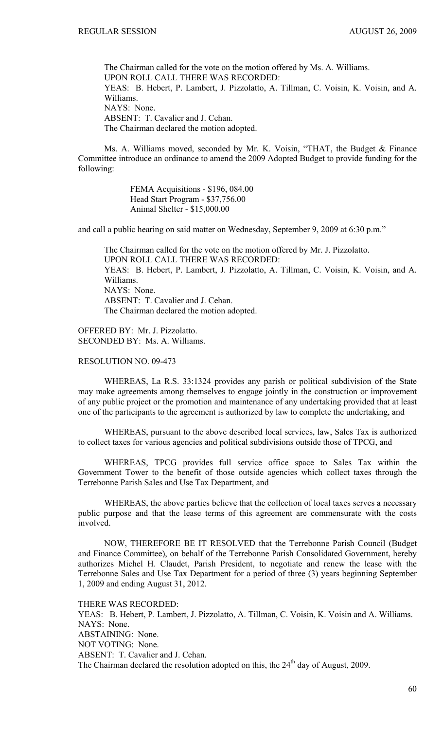The Chairman called for the vote on the motion offered by Ms. A. Williams.
UPON ROLL CALL THERE WAS RECORDED:
YEAS: B. Hebert, P. Lambert, J. Pizzolatto, A. Tillman, C. Voisin, K. Voisin, and A. Williams.
NAYS: None.
ABSENT: T. Cavalier and J. Cehan.
The Chairman declared the motion adopted.

Ms. A. Williams moved, seconded by Mr. K. Voisin, "THAT, the Budget & Finance Committee introduce an ordinance to amend the 2009 Adopted Budget to provide funding for the following:

FEMA Acquisitions - $196, 084.00
Head Start Program - $37,756.00
Animal Shelter - $15,000.00

and call a public hearing on said matter on Wednesday, September 9, 2009 at 6:30 p.m."

The Chairman called for the vote on the motion offered by Mr. J. Pizzolatto.
UPON ROLL CALL THERE WAS RECORDED:
YEAS: B. Hebert, P. Lambert, J. Pizzolatto, A. Tillman, C. Voisin, K. Voisin, and A. Williams.
NAYS: None.
ABSENT: T. Cavalier and J. Cehan.
The Chairman declared the motion adopted.

OFFERED BY: Mr. J. Pizzolatto.
SECONDED BY: Ms. A. Williams.

RESOLUTION NO. 09-473

WHEREAS, La R.S. 33:1324 provides any parish or political subdivision of the State may make agreements among themselves to engage jointly in the construction or improvement of any public project or the promotion and maintenance of any undertaking provided that at least one of the participants to the agreement is authorized by law to complete the undertaking, and

WHEREAS, pursuant to the above described local services, law, Sales Tax is authorized to collect taxes for various agencies and political subdivisions outside those of TPCG, and

WHEREAS, TPCG provides full service office space to Sales Tax within the Government Tower to the benefit of those outside agencies which collect taxes through the Terrebonne Parish Sales and Use Tax Department, and

WHEREAS, the above parties believe that the collection of local taxes serves a necessary public purpose and that the lease terms of this agreement are commensurate with the costs involved.

NOW, THEREFORE BE IT RESOLVED that the Terrebonne Parish Council (Budget and Finance Committee), on behalf of the Terrebonne Parish Consolidated Government, hereby authorizes Michel H. Claudet, Parish President, to negotiate and renew the lease with the Terrebonne Sales and Use Tax Department for a period of three (3) years beginning September 1, 2009 and ending August 31, 2012.

THERE WAS RECORDED:
YEAS: B. Hebert, P. Lambert, J. Pizzolatto, A. Tillman, C. Voisin, K. Voisin and A. Williams.
NAYS: None.
ABSTAINING: None.
NOT VOTING: None.
ABSENT: T. Cavalier and J. Cehan.
The Chairman declared the resolution adopted on this, the 24th day of August, 2009.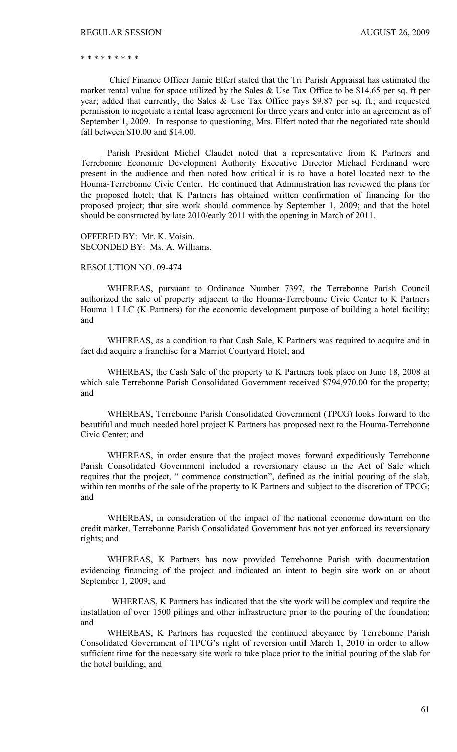* * * * * * * * *

Chief Finance Officer Jamie Elfert stated that the Tri Parish Appraisal has estimated the market rental value for space utilized by the Sales & Use Tax Office to be $14.65 per sq. ft per year; added that currently, the Sales & Use Tax Office pays $9.87 per sq. ft.; and requested permission to negotiate a rental lease agreement for three years and enter into an agreement as of September 1, 2009. In response to questioning, Mrs. Elfert noted that the negotiated rate should fall between $10.00 and $14.00.

Parish President Michel Claudet noted that a representative from K Partners and Terrebonne Economic Development Authority Executive Director Michael Ferdinand were present in the audience and then noted how critical it is to have a hotel located next to the Houma-Terrebonne Civic Center. He continued that Administration has reviewed the plans for the proposed hotel; that K Partners has obtained written confirmation of financing for the proposed project; that site work should commence by September 1, 2009; and that the hotel should be constructed by late 2010/early 2011 with the opening in March of 2011.

OFFERED BY: Mr. K. Voisin.
SECONDED BY: Ms. A. Williams.

RESOLUTION NO. 09-474

WHEREAS, pursuant to Ordinance Number 7397, the Terrebonne Parish Council authorized the sale of property adjacent to the Houma-Terrebonne Civic Center to K Partners Houma 1 LLC (K Partners) for the economic development purpose of building a hotel facility; and

WHEREAS, as a condition to that Cash Sale, K Partners was required to acquire and in fact did acquire a franchise for a Marriot Courtyard Hotel; and

WHEREAS, the Cash Sale of the property to K Partners took place on June 18, 2008 at which sale Terrebonne Parish Consolidated Government received $794,970.00 for the property; and

WHEREAS, Terrebonne Parish Consolidated Government (TPCG) looks forward to the beautiful and much needed hotel project K Partners has proposed next to the Houma-Terrebonne Civic Center; and

WHEREAS, in order ensure that the project moves forward expeditiously Terrebonne Parish Consolidated Government included a reversionary clause in the Act of Sale which requires that the project, " commence construction", defined as the initial pouring of the slab, within ten months of the sale of the property to K Partners and subject to the discretion of TPCG; and

WHEREAS, in consideration of the impact of the national economic downturn on the credit market, Terrebonne Parish Consolidated Government has not yet enforced its reversionary rights; and

WHEREAS, K Partners has now provided Terrebonne Parish with documentation evidencing financing of the project and indicated an intent to begin site work on or about September 1, 2009; and

WHEREAS, K Partners has indicated that the site work will be complex and require the installation of over 1500 pilings and other infrastructure prior to the pouring of the foundation; and

WHEREAS, K Partners has requested the continued abeyance by Terrebonne Parish Consolidated Government of TPCG's right of reversion until March 1, 2010 in order to allow sufficient time for the necessary site work to take place prior to the initial pouring of the slab for the hotel building; and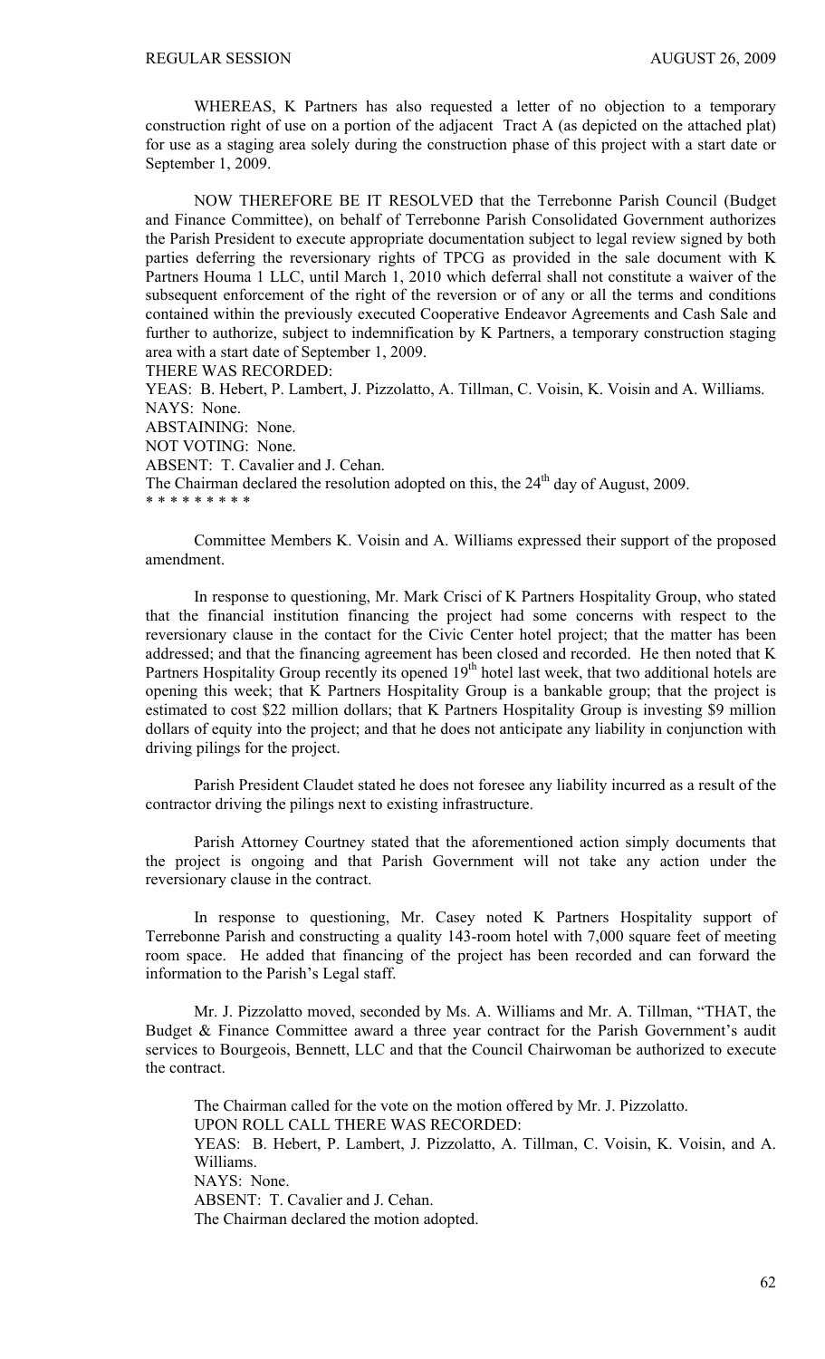WHEREAS, K Partners has also requested a letter of no objection to a temporary construction right of use on a portion of the adjacent Tract A (as depicted on the attached plat) for use as a staging area solely during the construction phase of this project with a start date or September 1, 2009.

NOW THEREFORE BE IT RESOLVED that the Terrebonne Parish Council (Budget and Finance Committee), on behalf of Terrebonne Parish Consolidated Government authorizes the Parish President to execute appropriate documentation subject to legal review signed by both parties deferring the reversionary rights of TPCG as provided in the sale document with K Partners Houma 1 LLC, until March 1, 2010 which deferral shall not constitute a waiver of the subsequent enforcement of the right of the reversion or of any or all the terms and conditions contained within the previously executed Cooperative Endeavor Agreements and Cash Sale and further to authorize, subject to indemnification by K Partners, a temporary construction staging area with a start date of September 1, 2009.

THERE WAS RECORDED:

YEAS: B. Hebert, P. Lambert, J. Pizzolatto, A. Tillman, C. Voisin, K. Voisin and A. Williams.

NAYS: None.

ABSTAINING: None.

NOT VOTING: None.

ABSENT: T. Cavalier and J. Cehan.

The Chairman declared the resolution adopted on this, the 24th day of August, 2009.

* * * * * * * * *

Committee Members K. Voisin and A. Williams expressed their support of the proposed amendment.

In response to questioning, Mr. Mark Crisci of K Partners Hospitality Group, who stated that the financial institution financing the project had some concerns with respect to the reversionary clause in the contact for the Civic Center hotel project; that the matter has been addressed; and that the financing agreement has been closed and recorded. He then noted that K Partners Hospitality Group recently its opened 19th hotel last week, that two additional hotels are opening this week; that K Partners Hospitality Group is a bankable group; that the project is estimated to cost $22 million dollars; that K Partners Hospitality Group is investing $9 million dollars of equity into the project; and that he does not anticipate any liability in conjunction with driving pilings for the project.

Parish President Claudet stated he does not foresee any liability incurred as a result of the contractor driving the pilings next to existing infrastructure.

Parish Attorney Courtney stated that the aforementioned action simply documents that the project is ongoing and that Parish Government will not take any action under the reversionary clause in the contract.

In response to questioning, Mr. Casey noted K Partners Hospitality support of Terrebonne Parish and constructing a quality 143-room hotel with 7,000 square feet of meeting room space. He added that financing of the project has been recorded and can forward the information to the Parish's Legal staff.

Mr. J. Pizzolatto moved, seconded by Ms. A. Williams and Mr. A. Tillman, "THAT, the Budget & Finance Committee award a three year contract for the Parish Government's audit services to Bourgeois, Bennett, LLC and that the Council Chairwoman be authorized to execute the contract.

The Chairman called for the vote on the motion offered by Mr. J. Pizzolatto.

UPON ROLL CALL THERE WAS RECORDED:

YEAS: B. Hebert, P. Lambert, J. Pizzolatto, A. Tillman, C. Voisin, K. Voisin, and A. Williams.

NAYS: None.

ABSENT: T. Cavalier and J. Cehan.

The Chairman declared the motion adopted.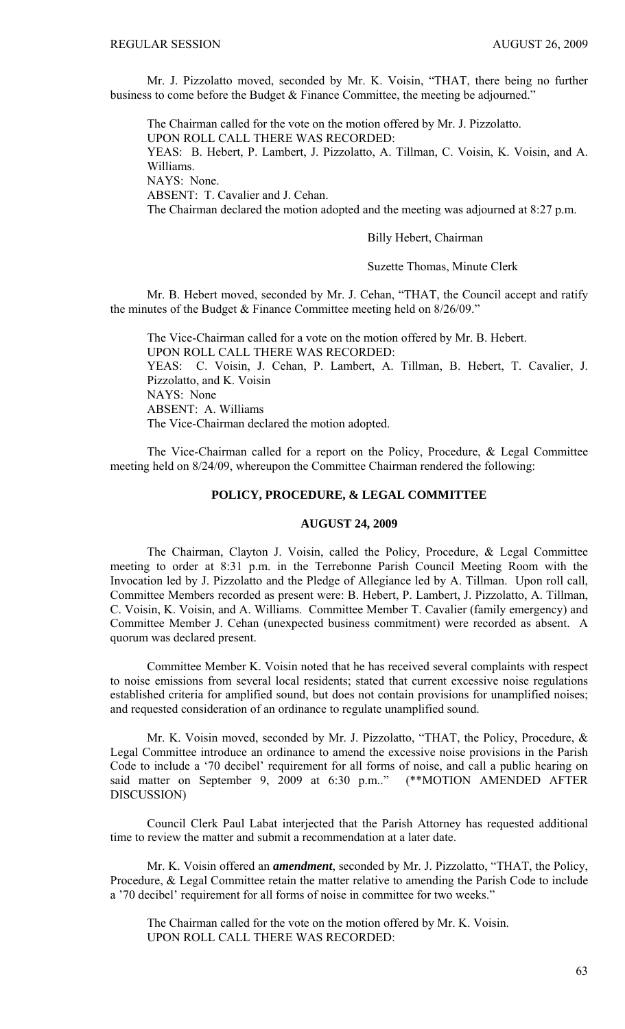Mr. J. Pizzolatto moved, seconded by Mr. K. Voisin, "THAT, there being no further business to come before the Budget & Finance Committee, the meeting be adjourned."

The Chairman called for the vote on the motion offered by Mr. J. Pizzolatto.
UPON ROLL CALL THERE WAS RECORDED:
YEAS: B. Hebert, P. Lambert, J. Pizzolatto, A. Tillman, C. Voisin, K. Voisin, and A. Williams.
NAYS: None.
ABSENT: T. Cavalier and J. Cehan.
The Chairman declared the motion adopted and the meeting was adjourned at 8:27 p.m.

Billy Hebert, Chairman

Suzette Thomas, Minute Clerk

Mr. B. Hebert moved, seconded by Mr. J. Cehan, "THAT, the Council accept and ratify the minutes of the Budget & Finance Committee meeting held on 8/26/09."

The Vice-Chairman called for a vote on the motion offered by Mr. B. Hebert.
UPON ROLL CALL THERE WAS RECORDED:
YEAS: C. Voisin, J. Cehan, P. Lambert, A. Tillman, B. Hebert, T. Cavalier, J. Pizzolatto, and K. Voisin
NAYS: None
ABSENT: A. Williams
The Vice-Chairman declared the motion adopted.

The Vice-Chairman called for a report on the Policy, Procedure, & Legal Committee meeting held on 8/24/09, whereupon the Committee Chairman rendered the following:

## POLICY, PROCEDURE, & LEGAL COMMITTEE

### AUGUST 24, 2009

The Chairman, Clayton J. Voisin, called the Policy, Procedure, & Legal Committee meeting to order at 8:31 p.m. in the Terrebonne Parish Council Meeting Room with the Invocation led by J. Pizzolatto and the Pledge of Allegiance led by A. Tillman. Upon roll call, Committee Members recorded as present were: B. Hebert, P. Lambert, J. Pizzolatto, A. Tillman, C. Voisin, K. Voisin, and A. Williams. Committee Member T. Cavalier (family emergency) and Committee Member J. Cehan (unexpected business commitment) were recorded as absent. A quorum was declared present.

Committee Member K. Voisin noted that he has received several complaints with respect to noise emissions from several local residents; stated that current excessive noise regulations established criteria for amplified sound, but does not contain provisions for unamplified noises; and requested consideration of an ordinance to regulate unamplified sound.

Mr. K. Voisin moved, seconded by Mr. J. Pizzolatto, "THAT, the Policy, Procedure, & Legal Committee introduce an ordinance to amend the excessive noise provisions in the Parish Code to include a '70 decibel' requirement for all forms of noise, and call a public hearing on said matter on September 9, 2009 at 6:30 p.m.." (**MOTION AMENDED AFTER DISCUSSION)

Council Clerk Paul Labat interjected that the Parish Attorney has requested additional time to review the matter and submit a recommendation at a later date.

Mr. K. Voisin offered an ***amendment***, seconded by Mr. J. Pizzolatto, "THAT, the Policy, Procedure, & Legal Committee retain the matter relative to amending the Parish Code to include a '70 decibel' requirement for all forms of noise in committee for two weeks."

The Chairman called for the vote on the motion offered by Mr. K. Voisin.
UPON ROLL CALL THERE WAS RECORDED: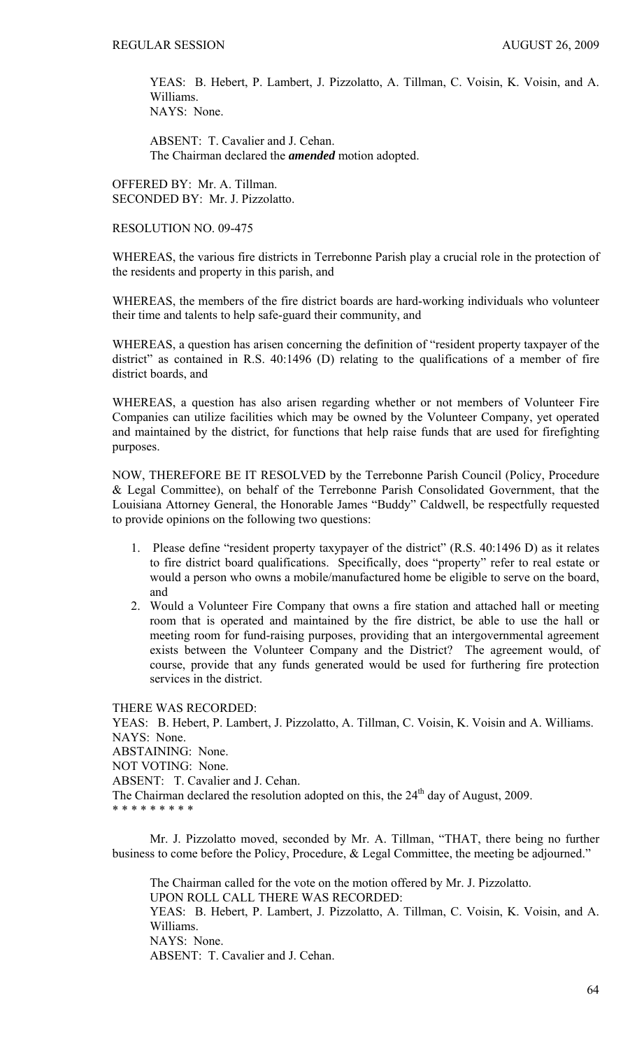YEAS: B. Hebert, P. Lambert, J. Pizzolatto, A. Tillman, C. Voisin, K. Voisin, and A. Williams.
NAYS: None.

ABSENT: T. Cavalier and J. Cehan.
The Chairman declared the ***amended*** motion adopted.

OFFERED BY: Mr. A. Tillman.
SECONDED BY: Mr. J. Pizzolatto.

RESOLUTION NO. 09-475

WHEREAS, the various fire districts in Terrebonne Parish play a crucial role in the protection of the residents and property in this parish, and

WHEREAS, the members of the fire district boards are hard-working individuals who volunteer their time and talents to help safe-guard their community, and

WHEREAS, a question has arisen concerning the definition of "resident property taxpayer of the district" as contained in R.S. 40:1496 (D) relating to the qualifications of a member of fire district boards, and

WHEREAS, a question has also arisen regarding whether or not members of Volunteer Fire Companies can utilize facilities which may be owned by the Volunteer Company, yet operated and maintained by the district, for functions that help raise funds that are used for firefighting purposes.

NOW, THEREFORE BE IT RESOLVED by the Terrebonne Parish Council (Policy, Procedure & Legal Committee), on behalf of the Terrebonne Parish Consolidated Government, that the Louisiana Attorney General, the Honorable James "Buddy" Caldwell, be respectfully requested to provide opinions on the following two questions:

1. Please define "resident property taxypayer of the district" (R.S. 40:1496 D) as it relates to fire district board qualifications. Specifically, does "property" refer to real estate or would a person who owns a mobile/manufactured home be eligible to serve on the board, and
2. Would a Volunteer Fire Company that owns a fire station and attached hall or meeting room that is operated and maintained by the fire district, be able to use the hall or meeting room for fund-raising purposes, providing that an intergovernmental agreement exists between the Volunteer Company and the District? The agreement would, of course, provide that any funds generated would be used for furthering fire protection services in the district.

THERE WAS RECORDED:
YEAS: B. Hebert, P. Lambert, J. Pizzolatto, A. Tillman, C. Voisin, K. Voisin and A. Williams.
NAYS: None.
ABSTAINING: None.
NOT VOTING: None.
ABSENT: T. Cavalier and J. Cehan.
The Chairman declared the resolution adopted on this, the 24th day of August, 2009.
* * * * * * * * *

Mr. J. Pizzolatto moved, seconded by Mr. A. Tillman, "THAT, there being no further business to come before the Policy, Procedure, & Legal Committee, the meeting be adjourned."

The Chairman called for the vote on the motion offered by Mr. J. Pizzolatto.
UPON ROLL CALL THERE WAS RECORDED:
YEAS: B. Hebert, P. Lambert, J. Pizzolatto, A. Tillman, C. Voisin, K. Voisin, and A. Williams.
NAYS: None.
ABSENT: T. Cavalier and J. Cehan.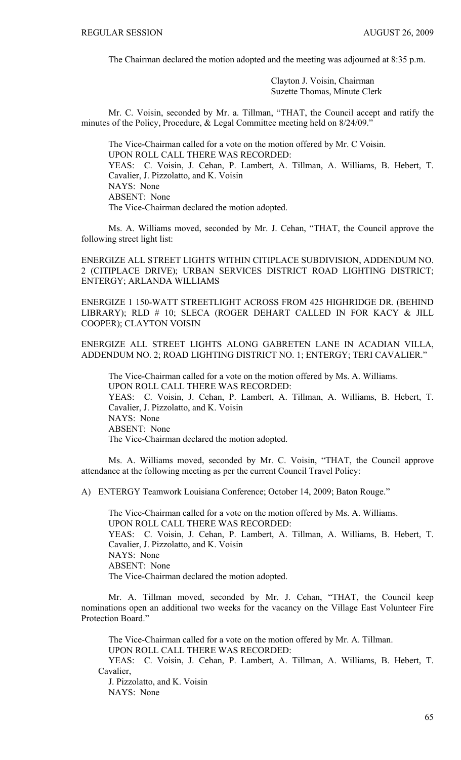The Chairman declared the motion adopted and the meeting was adjourned at 8:35 p.m.

Clayton J. Voisin, Chairman
Suzette Thomas, Minute Clerk

Mr. C. Voisin, seconded by Mr. a. Tillman, "THAT, the Council accept and ratify the minutes of the Policy, Procedure, & Legal Committee meeting held on 8/24/09."

The Vice-Chairman called for a vote on the motion offered by Mr. C Voisin.
UPON ROLL CALL THERE WAS RECORDED:
YEAS: C. Voisin, J. Cehan, P. Lambert, A. Tillman, A. Williams, B. Hebert, T. Cavalier, J. Pizzolatto, and K. Voisin
NAYS: None
ABSENT: None
The Vice-Chairman declared the motion adopted.

Ms. A. Williams moved, seconded by Mr. J. Cehan, "THAT, the Council approve the following street light list:

ENERGIZE ALL STREET LIGHTS WITHIN CITIPLACE SUBDIVISION, ADDENDUM NO. 2 (CITIPLACE DRIVE); URBAN SERVICES DISTRICT ROAD LIGHTING DISTRICT; ENTERGY; ARLANDA WILLIAMS

ENERGIZE 1 150-WATT STREETLIGHT ACROSS FROM 425 HIGHRIDGE DR. (BEHIND LIBRARY); RLD # 10; SLECA (ROGER DEHART CALLED IN FOR KACY & JILL COOPER); CLAYTON VOISIN

ENERGIZE ALL STREET LIGHTS ALONG GABRETEN LANE IN ACADIAN VILLA, ADDENDUM NO. 2; ROAD LIGHTING DISTRICT NO. 1; ENTERGY; TERI CAVALIER."

The Vice-Chairman called for a vote on the motion offered by Ms. A. Williams.
UPON ROLL CALL THERE WAS RECORDED:
YEAS: C. Voisin, J. Cehan, P. Lambert, A. Tillman, A. Williams, B. Hebert, T. Cavalier, J. Pizzolatto, and K. Voisin
NAYS: None
ABSENT: None
The Vice-Chairman declared the motion adopted.

Ms. A. Williams moved, seconded by Mr. C. Voisin, "THAT, the Council approve attendance at the following meeting as per the current Council Travel Policy:

A) ENTERGY Teamwork Louisiana Conference; October 14, 2009; Baton Rouge."

The Vice-Chairman called for a vote on the motion offered by Ms. A. Williams.
UPON ROLL CALL THERE WAS RECORDED:
YEAS: C. Voisin, J. Cehan, P. Lambert, A. Tillman, A. Williams, B. Hebert, T. Cavalier, J. Pizzolatto, and K. Voisin
NAYS: None
ABSENT: None
The Vice-Chairman declared the motion adopted.

Mr. A. Tillman moved, seconded by Mr. J. Cehan, "THAT, the Council keep nominations open an additional two weeks for the vacancy on the Village East Volunteer Fire Protection Board."

The Vice-Chairman called for a vote on the motion offered by Mr. A. Tillman.
UPON ROLL CALL THERE WAS RECORDED:
YEAS: C. Voisin, J. Cehan, P. Lambert, A. Tillman, A. Williams, B. Hebert, T. Cavalier,
J. Pizzolatto, and K. Voisin
NAYS: None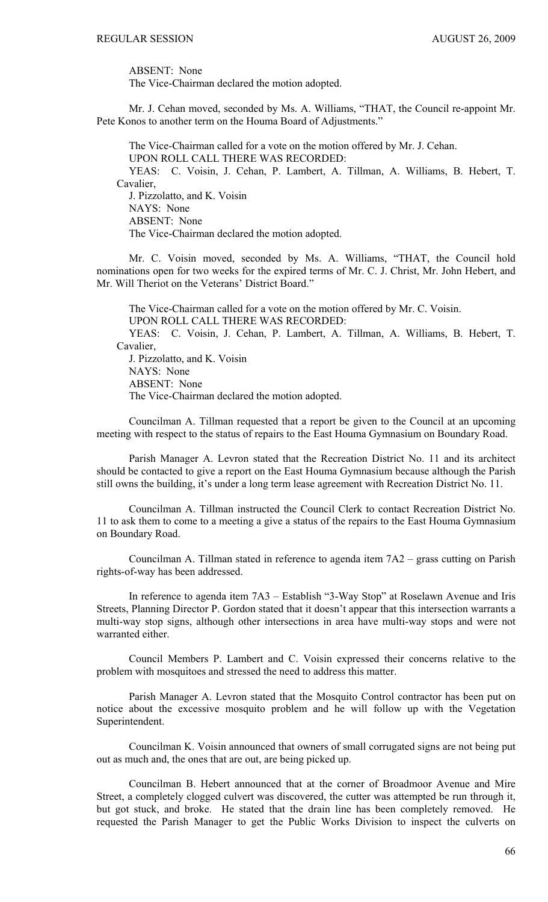ABSENT: None
The Vice-Chairman declared the motion adopted.

Mr. J. Cehan moved, seconded by Ms. A. Williams, "THAT, the Council re-appoint Mr. Pete Konos to another term on the Houma Board of Adjustments."

The Vice-Chairman called for a vote on the motion offered by Mr. J. Cehan.
UPON ROLL CALL THERE WAS RECORDED:
YEAS: C. Voisin, J. Cehan, P. Lambert, A. Tillman, A. Williams, B. Hebert, T. Cavalier,
J. Pizzolatto, and K. Voisin
NAYS: None
ABSENT: None
The Vice-Chairman declared the motion adopted.

Mr. C. Voisin moved, seconded by Ms. A. Williams, "THAT, the Council hold nominations open for two weeks for the expired terms of Mr. C. J. Christ, Mr. John Hebert, and Mr. Will Theriot on the Veterans' District Board."

The Vice-Chairman called for a vote on the motion offered by Mr. C. Voisin.
UPON ROLL CALL THERE WAS RECORDED:
YEAS: C. Voisin, J. Cehan, P. Lambert, A. Tillman, A. Williams, B. Hebert, T. Cavalier,
J. Pizzolatto, and K. Voisin
NAYS: None
ABSENT: None
The Vice-Chairman declared the motion adopted.

Councilman A. Tillman requested that a report be given to the Council at an upcoming meeting with respect to the status of repairs to the East Houma Gymnasium on Boundary Road.

Parish Manager A. Levron stated that the Recreation District No. 11 and its architect should be contacted to give a report on the East Houma Gymnasium because although the Parish still owns the building, it's under a long term lease agreement with Recreation District No. 11.

Councilman A. Tillman instructed the Council Clerk to contact Recreation District No. 11 to ask them to come to a meeting a give a status of the repairs to the East Houma Gymnasium on Boundary Road.

Councilman A. Tillman stated in reference to agenda item 7A2 – grass cutting on Parish rights-of-way has been addressed.

In reference to agenda item 7A3 – Establish "3-Way Stop" at Roselawn Avenue and Iris Streets, Planning Director P. Gordon stated that it doesn't appear that this intersection warrants a multi-way stop signs, although other intersections in area have multi-way stops and were not warranted either.

Council Members P. Lambert and C. Voisin expressed their concerns relative to the problem with mosquitoes and stressed the need to address this matter.

Parish Manager A. Levron stated that the Mosquito Control contractor has been put on notice about the excessive mosquito problem and he will follow up with the Vegetation Superintendent.

Councilman K. Voisin announced that owners of small corrugated signs are not being put out as much and, the ones that are out, are being picked up.

Councilman B. Hebert announced that at the corner of Broadmoor Avenue and Mire Street, a completely clogged culvert was discovered, the cutter was attempted be run through it, but got stuck, and broke. He stated that the drain line has been completely removed. He requested the Parish Manager to get the Public Works Division to inspect the culverts on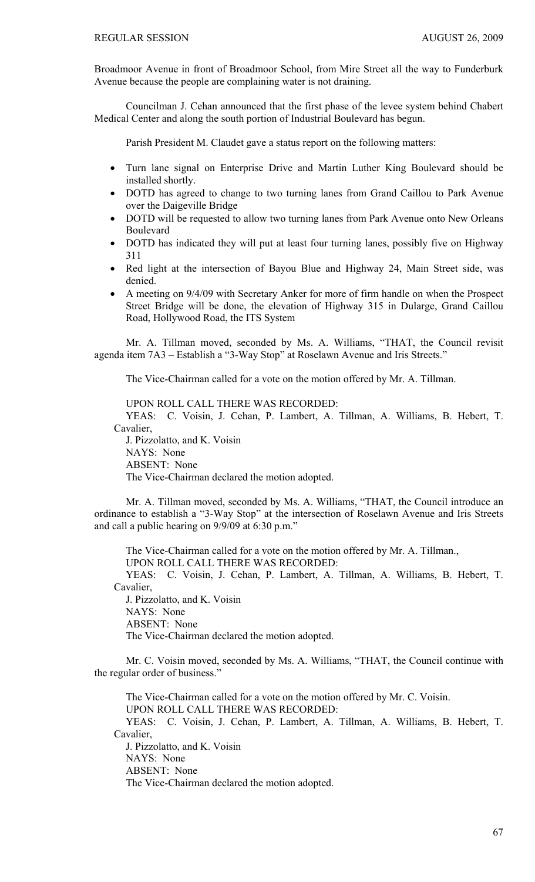Broadmoor Avenue in front of Broadmoor School, from Mire Street all the way to Funderburk Avenue because the people are complaining water is not draining.

Councilman J. Cehan announced that the first phase of the levee system behind Chabert Medical Center and along the south portion of Industrial Boulevard has begun.

Parish President M. Claudet gave a status report on the following matters:

- Turn lane signal on Enterprise Drive and Martin Luther King Boulevard should be installed shortly.
- DOTD has agreed to change to two turning lanes from Grand Caillou to Park Avenue over the Daigeville Bridge
- DOTD will be requested to allow two turning lanes from Park Avenue onto New Orleans Boulevard
- DOTD has indicated they will put at least four turning lanes, possibly five on Highway 311
- Red light at the intersection of Bayou Blue and Highway 24, Main Street side, was denied.
- A meeting on 9/4/09 with Secretary Anker for more of firm handle on when the Prospect Street Bridge will be done, the elevation of Highway 315 in Dularge, Grand Caillou Road, Hollywood Road, the ITS System

Mr. A. Tillman moved, seconded by Ms. A. Williams, "THAT, the Council revisit agenda item 7A3 – Establish a "3-Way Stop" at Roselawn Avenue and Iris Streets."

The Vice-Chairman called for a vote on the motion offered by Mr. A. Tillman.

UPON ROLL CALL THERE WAS RECORDED:
YEAS: C. Voisin, J. Cehan, P. Lambert, A. Tillman, A. Williams, B. Hebert, T. Cavalier,
J. Pizzolatto, and K. Voisin
NAYS: None
ABSENT: None
The Vice-Chairman declared the motion adopted.

Mr. A. Tillman moved, seconded by Ms. A. Williams, "THAT, the Council introduce an ordinance to establish a "3-Way Stop" at the intersection of Roselawn Avenue and Iris Streets and call a public hearing on 9/9/09 at 6:30 p.m."

The Vice-Chairman called for a vote on the motion offered by Mr. A. Tillman.,
UPON ROLL CALL THERE WAS RECORDED:
YEAS: C. Voisin, J. Cehan, P. Lambert, A. Tillman, A. Williams, B. Hebert, T. Cavalier,
J. Pizzolatto, and K. Voisin
NAYS: None
ABSENT: None
The Vice-Chairman declared the motion adopted.

Mr. C. Voisin moved, seconded by Ms. A. Williams, "THAT, the Council continue with the regular order of business."

The Vice-Chairman called for a vote on the motion offered by Mr. C. Voisin.
UPON ROLL CALL THERE WAS RECORDED:
YEAS: C. Voisin, J. Cehan, P. Lambert, A. Tillman, A. Williams, B. Hebert, T. Cavalier,
J. Pizzolatto, and K. Voisin
NAYS: None
ABSENT: None
The Vice-Chairman declared the motion adopted.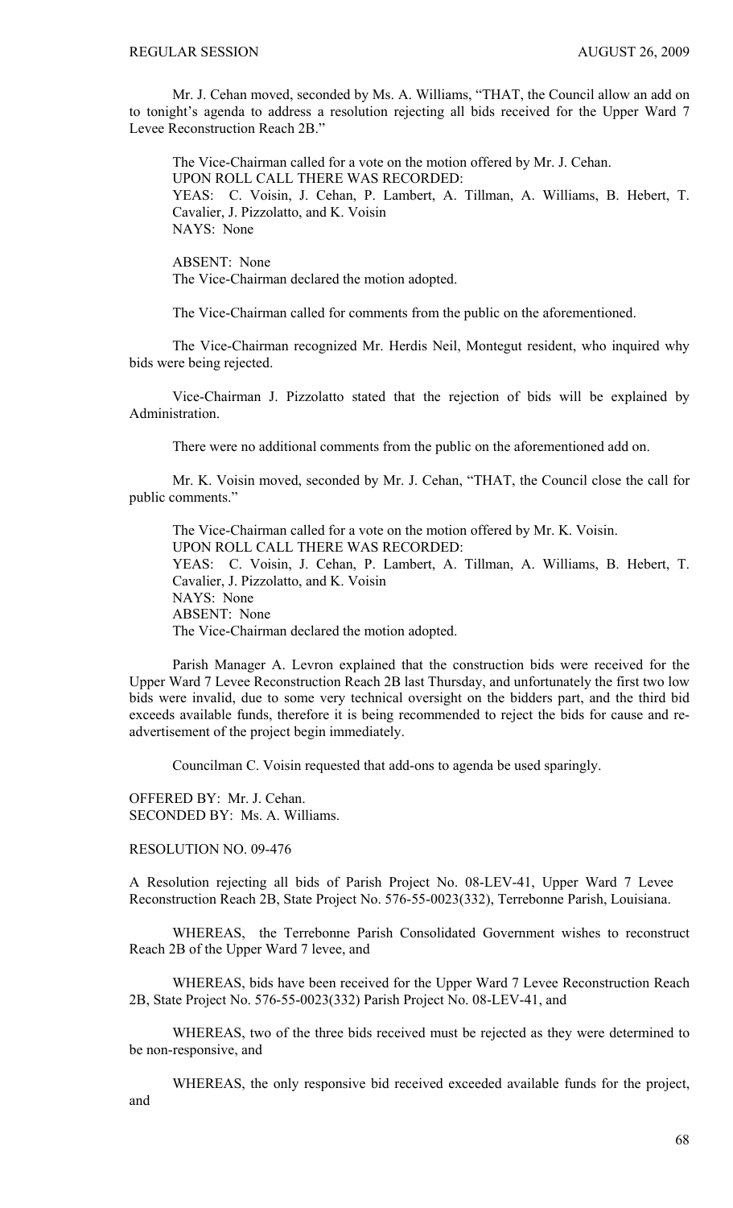Mr. J. Cehan moved, seconded by Ms. A. Williams, "THAT, the Council allow an add on to tonight's agenda to address a resolution rejecting all bids received for the Upper Ward 7 Levee Reconstruction Reach 2B."

The Vice-Chairman called for a vote on the motion offered by Mr. J. Cehan.
UPON ROLL CALL THERE WAS RECORDED:
YEAS: C. Voisin, J. Cehan, P. Lambert, A. Tillman, A. Williams, B. Hebert, T. Cavalier, J. Pizzolatto, and K. Voisin
NAYS: None

ABSENT: None
The Vice-Chairman declared the motion adopted.

The Vice-Chairman called for comments from the public on the aforementioned.

The Vice-Chairman recognized Mr. Herdis Neil, Montegut resident, who inquired why bids were being rejected.

Vice-Chairman J. Pizzolatto stated that the rejection of bids will be explained by Administration.

There were no additional comments from the public on the aforementioned add on.

Mr. K. Voisin moved, seconded by Mr. J. Cehan, "THAT, the Council close the call for public comments."

The Vice-Chairman called for a vote on the motion offered by Mr. K. Voisin.
UPON ROLL CALL THERE WAS RECORDED:
YEAS: C. Voisin, J. Cehan, P. Lambert, A. Tillman, A. Williams, B. Hebert, T. Cavalier, J. Pizzolatto, and K. Voisin
NAYS: None
ABSENT: None
The Vice-Chairman declared the motion adopted.

Parish Manager A. Levron explained that the construction bids were received for the Upper Ward 7 Levee Reconstruction Reach 2B last Thursday, and unfortunately the first two low bids were invalid, due to some very technical oversight on the bidders part, and the third bid exceeds available funds, therefore it is being recommended to reject the bids for cause and re-advertisement of the project begin immediately.

Councilman C. Voisin requested that add-ons to agenda be used sparingly.

OFFERED BY: Mr. J. Cehan.
SECONDED BY: Ms. A. Williams.

RESOLUTION NO. 09-476

A Resolution rejecting all bids of Parish Project No. 08-LEV-41, Upper Ward 7 Levee Reconstruction Reach 2B, State Project No. 576-55-0023(332), Terrebonne Parish, Louisiana.

WHEREAS, the Terrebonne Parish Consolidated Government wishes to reconstruct Reach 2B of the Upper Ward 7 levee, and

WHEREAS, bids have been received for the Upper Ward 7 Levee Reconstruction Reach 2B, State Project No. 576-55-0023(332) Parish Project No. 08-LEV-41, and

WHEREAS, two of the three bids received must be rejected as they were determined to be non-responsive, and

WHEREAS, the only responsive bid received exceeded available funds for the project, and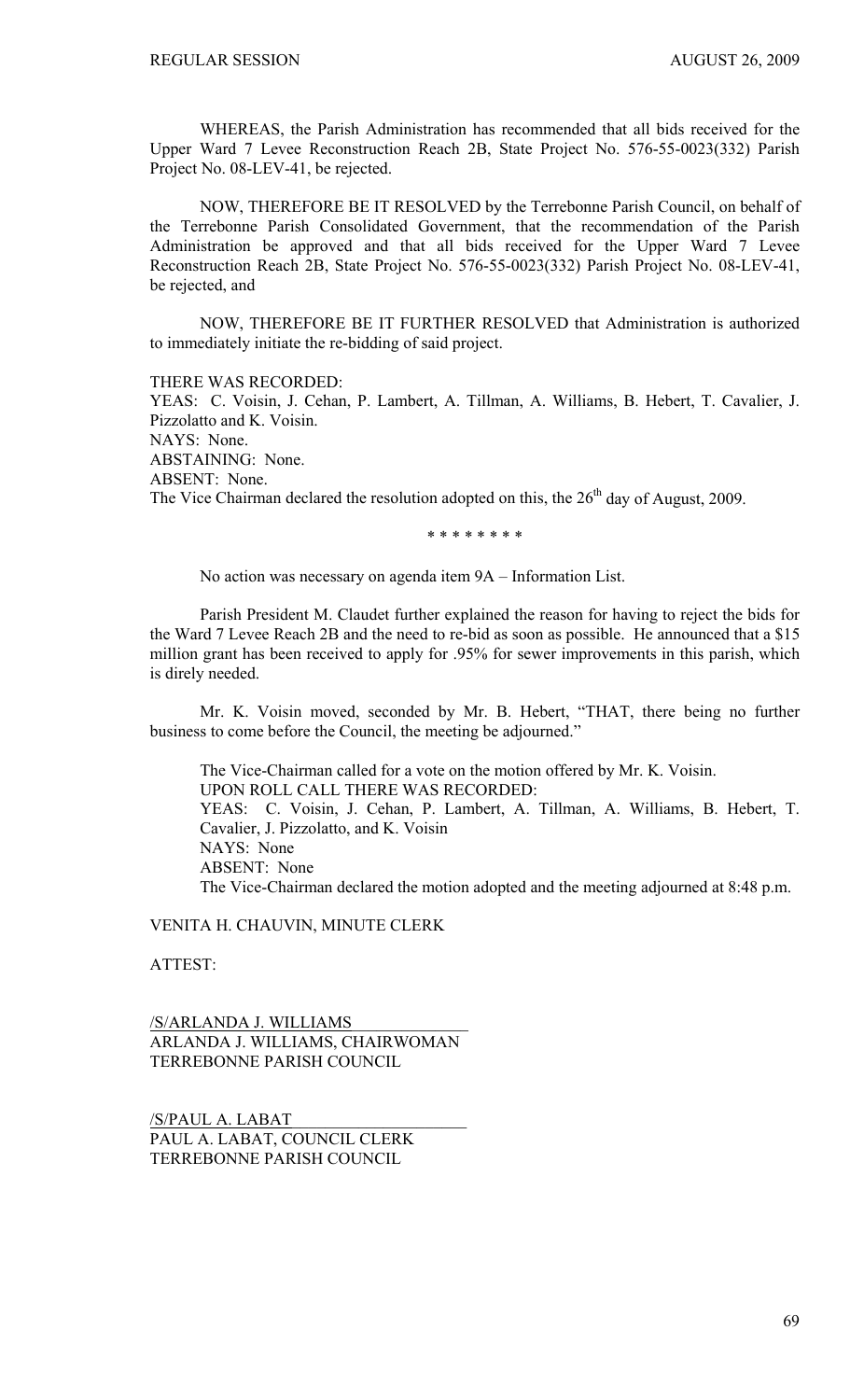WHEREAS, the Parish Administration has recommended that all bids received for the Upper Ward 7 Levee Reconstruction Reach 2B, State Project No. 576-55-0023(332) Parish Project No. 08-LEV-41, be rejected.

NOW, THEREFORE BE IT RESOLVED by the Terrebonne Parish Council, on behalf of the Terrebonne Parish Consolidated Government, that the recommendation of the Parish Administration be approved and that all bids received for the Upper Ward 7 Levee Reconstruction Reach 2B, State Project No. 576-55-0023(332) Parish Project No. 08-LEV-41, be rejected, and

NOW, THEREFORE BE IT FURTHER RESOLVED that Administration is authorized to immediately initiate the re-bidding of said project.

THERE WAS RECORDED:
YEAS: C. Voisin, J. Cehan, P. Lambert, A. Tillman, A. Williams, B. Hebert, T. Cavalier, J. Pizzolatto and K. Voisin.
NAYS: None.
ABSTAINING: None.
ABSENT: None.
The Vice Chairman declared the resolution adopted on this, the 26th day of August, 2009.

\* \* \* \* \* \* \* \*

No action was necessary on agenda item 9A – Information List.

Parish President M. Claudet further explained the reason for having to reject the bids for the Ward 7 Levee Reach 2B and the need to re-bid as soon as possible. He announced that a $15 million grant has been received to apply for .95% for sewer improvements in this parish, which is direly needed.

Mr. K. Voisin moved, seconded by Mr. B. Hebert, "THAT, there being no further business to come before the Council, the meeting be adjourned."

The Vice-Chairman called for a vote on the motion offered by Mr. K. Voisin.
UPON ROLL CALL THERE WAS RECORDED:
YEAS: C. Voisin, J. Cehan, P. Lambert, A. Tillman, A. Williams, B. Hebert, T. Cavalier, J. Pizzolatto, and K. Voisin
NAYS: None
ABSENT: None
The Vice-Chairman declared the motion adopted and the meeting adjourned at 8:48 p.m.

VENITA H. CHAUVIN, MINUTE CLERK

ATTEST:

/S/ARLANDA J. WILLIAMS
ARLANDA J. WILLIAMS, CHAIRWOMAN
TERREBONNE PARISH COUNCIL

/S/PAUL A. LABAT
PAUL A. LABAT, COUNCIL CLERK
TERREBONNE PARISH COUNCIL